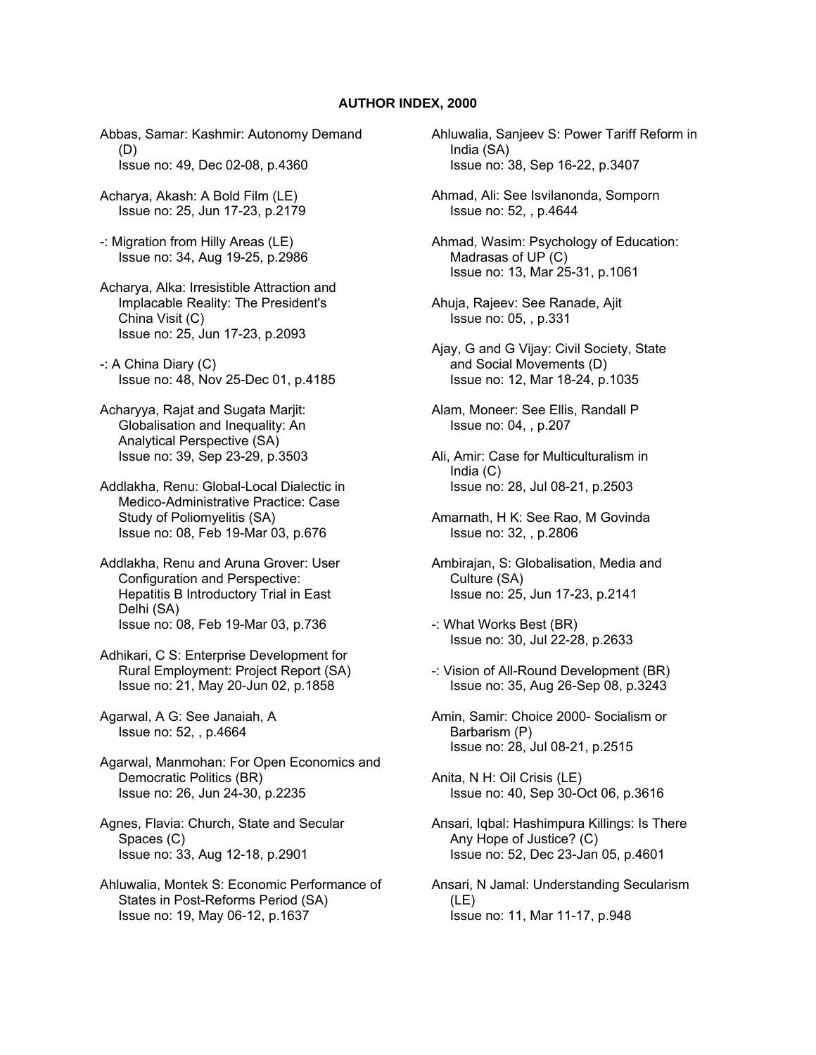# AUTHOR INDEX, 2000

Abbas, Samar: Kashmir: Autonomy Demand (D)
Issue no: 49, Dec 02-08, p.4360

Acharya, Akash: A Bold Film (LE)
Issue no: 25, Jun 17-23, p.2179

-: Migration from Hilly Areas (LE)
Issue no: 34, Aug 19-25, p.2986

Acharya, Alka: Irresistible Attraction and Implacable Reality: The President's China Visit (C)
Issue no: 25, Jun 17-23, p.2093

-: A China Diary (C)
Issue no: 48, Nov 25-Dec 01, p.4185

Acharyya, Rajat and Sugata Marjit: Globalisation and Inequality: An Analytical Perspective (SA)
Issue no: 39, Sep 23-29, p.3503

Addlakha, Renu: Global-Local Dialectic in Medico-Administrative Practice: Case Study of Poliomyelitis (SA)
Issue no: 08, Feb 19-Mar 03, p.676

Addlakha, Renu and Aruna Grover: User Configuration and Perspective: Hepatitis B Introductory Trial in East Delhi (SA)
Issue no: 08, Feb 19-Mar 03, p.736

Adhikari, C S: Enterprise Development for Rural Employment: Project Report (SA)
Issue no: 21, May 20-Jun 02, p.1858

Agarwal, A G: See Janaiah, A
Issue no: 52, , p.4664

Agarwal, Manmohan: For Open Economics and Democratic Politics (BR)
Issue no: 26, Jun 24-30, p.2235

Agnes, Flavia: Church, State and Secular Spaces (C)
Issue no: 33, Aug 12-18, p.2901

Ahluwalia, Montek S: Economic Performance of States in Post-Reforms Period (SA)
Issue no: 19, May 06-12, p.1637

Ahluwalia, Sanjeev S: Power Tariff Reform in India (SA)
Issue no: 38, Sep 16-22, p.3407

Ahmad, Ali: See Isvilanonda, Somporn
Issue no: 52, , p.4644

Ahmad, Wasim: Psychology of Education: Madrasas of UP (C)
Issue no: 13, Mar 25-31, p.1061

Ahuja, Rajeev: See Ranade, Ajit
Issue no: 05, , p.331

Ajay, G and G Vijay: Civil Society, State and Social Movements (D)
Issue no: 12, Mar 18-24, p.1035

Alam, Moneer: See Ellis, Randall P
Issue no: 04, , p.207

Ali, Amir: Case for Multiculturalism in India (C)
Issue no: 28, Jul 08-21, p.2503

Amarnath, H K: See Rao, M Govinda
Issue no: 32, , p.2806

Ambirajan, S: Globalisation, Media and Culture (SA)
Issue no: 25, Jun 17-23, p.2141

-: What Works Best (BR)
Issue no: 30, Jul 22-28, p.2633

-: Vision of All-Round Development (BR)
Issue no: 35, Aug 26-Sep 08, p.3243

Amin, Samir: Choice 2000- Socialism or Barbarism (P)
Issue no: 28, Jul 08-21, p.2515

Anita, N H: Oil Crisis (LE)
Issue no: 40, Sep 30-Oct 06, p.3616

Ansari, Iqbal: Hashimpura Killings: Is There Any Hope of Justice? (C)
Issue no: 52, Dec 23-Jan 05, p.4601

Ansari, N Jamal: Understanding Secularism (LE)
Issue no: 11, Mar 11-17, p.948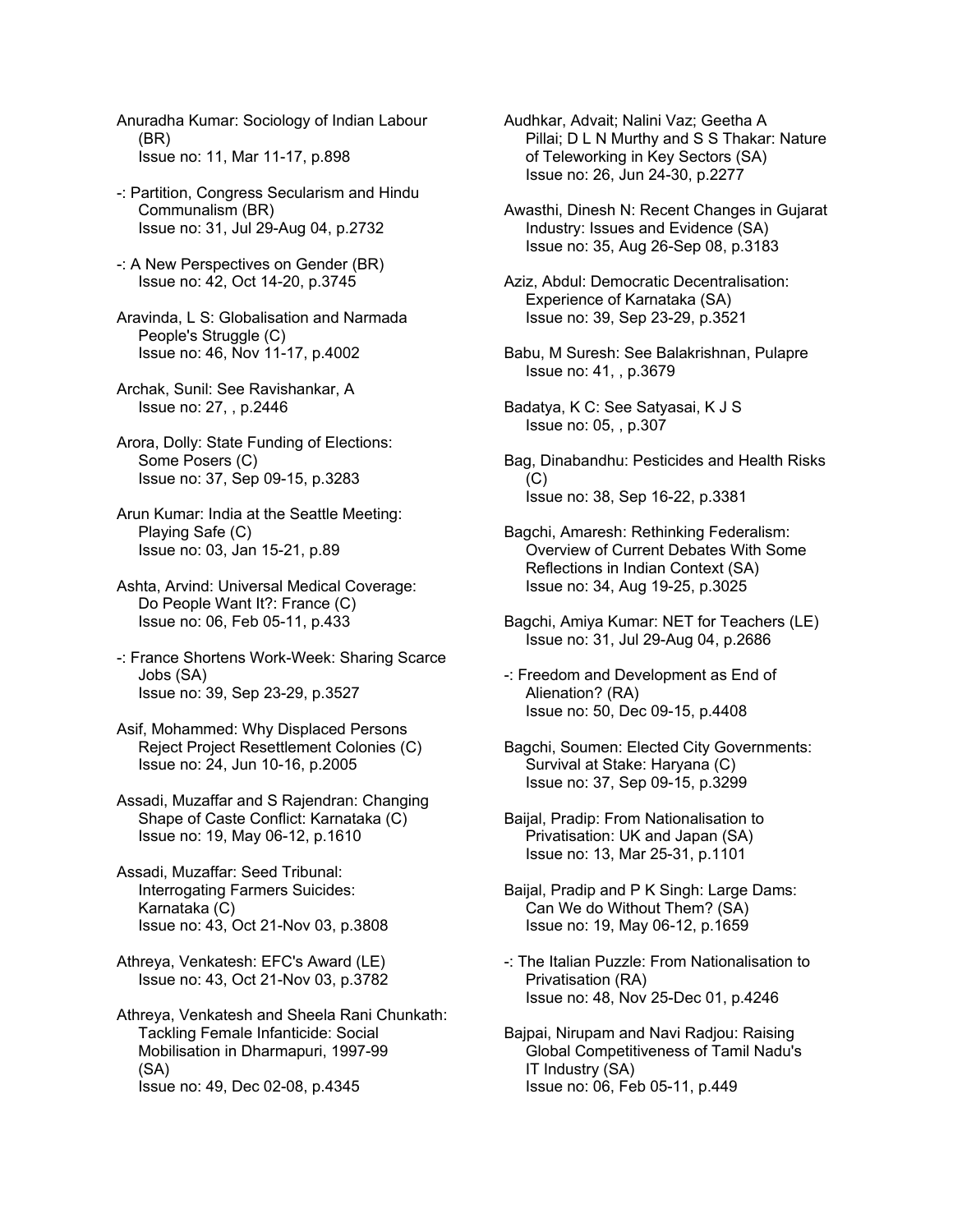Anuradha Kumar: Sociology of Indian Labour (BR)
Issue no: 11, Mar 11-17, p.898

-: Partition, Congress Secularism and Hindu Communalism (BR)
Issue no: 31, Jul 29-Aug 04, p.2732

-: A New Perspectives on Gender (BR)
Issue no: 42, Oct 14-20, p.3745

Aravinda, L S: Globalisation and Narmada People's Struggle (C)
Issue no: 46, Nov 11-17, p.4002

Archak, Sunil: See Ravishankar, A
Issue no: 27, , p.2446

Arora, Dolly: State Funding of Elections: Some Posers (C)
Issue no: 37, Sep 09-15, p.3283

Arun Kumar: India at the Seattle Meeting: Playing Safe (C)
Issue no: 03, Jan 15-21, p.89

Ashta, Arvind: Universal Medical Coverage: Do People Want It?: France (C)
Issue no: 06, Feb 05-11, p.433

-: France Shortens Work-Week: Sharing Scarce Jobs (SA)
Issue no: 39, Sep 23-29, p.3527

Asif, Mohammed: Why Displaced Persons Reject Project Resettlement Colonies (C)
Issue no: 24, Jun 10-16, p.2005

Assadi, Muzaffar and S Rajendran: Changing Shape of Caste Conflict: Karnataka (C)
Issue no: 19, May 06-12, p.1610

Assadi, Muzaffar: Seed Tribunal: Interrogating Farmers Suicides: Karnataka (C)
Issue no: 43, Oct 21-Nov 03, p.3808

Athreya, Venkatesh: EFC's Award (LE)
Issue no: 43, Oct 21-Nov 03, p.3782

Athreya, Venkatesh and Sheela Rani Chunkath: Tackling Female Infanticide: Social Mobilisation in Dharmapuri, 1997-99 (SA)
Issue no: 49, Dec 02-08, p.4345

Audhkar, Advait; Nalini Vaz; Geetha A Pillai; D L N Murthy and S S Thakar: Nature of Teleworking in Key Sectors (SA)
Issue no: 26, Jun 24-30, p.2277

Awasthi, Dinesh N: Recent Changes in Gujarat Industry: Issues and Evidence (SA)
Issue no: 35, Aug 26-Sep 08, p.3183

Aziz, Abdul: Democratic Decentralisation: Experience of Karnataka (SA)
Issue no: 39, Sep 23-29, p.3521

Babu, M Suresh: See Balakrishnan, Pulapre
Issue no: 41, , p.3679

Badatya, K C: See Satyasai, K J S
Issue no: 05, , p.307

Bag, Dinabandhu: Pesticides and Health Risks (C)
Issue no: 38, Sep 16-22, p.3381

Bagchi, Amaresh: Rethinking Federalism: Overview of Current Debates With Some Reflections in Indian Context (SA)
Issue no: 34, Aug 19-25, p.3025

Bagchi, Amiya Kumar: NET for Teachers (LE)
Issue no: 31, Jul 29-Aug 04, p.2686

-: Freedom and Development as End of Alienation? (RA)
Issue no: 50, Dec 09-15, p.4408

Bagchi, Soumen: Elected City Governments: Survival at Stake: Haryana (C)
Issue no: 37, Sep 09-15, p.3299

Baijal, Pradip: From Nationalisation to Privatisation: UK and Japan (SA)
Issue no: 13, Mar 25-31, p.1101

Baijal, Pradip and P K Singh: Large Dams: Can We do Without Them? (SA)
Issue no: 19, May 06-12, p.1659

-: The Italian Puzzle: From Nationalisation to Privatisation (RA)
Issue no: 48, Nov 25-Dec 01, p.4246

Bajpai, Nirupam and Navi Radjou: Raising Global Competitiveness of Tamil Nadu's IT Industry (SA)
Issue no: 06, Feb 05-11, p.449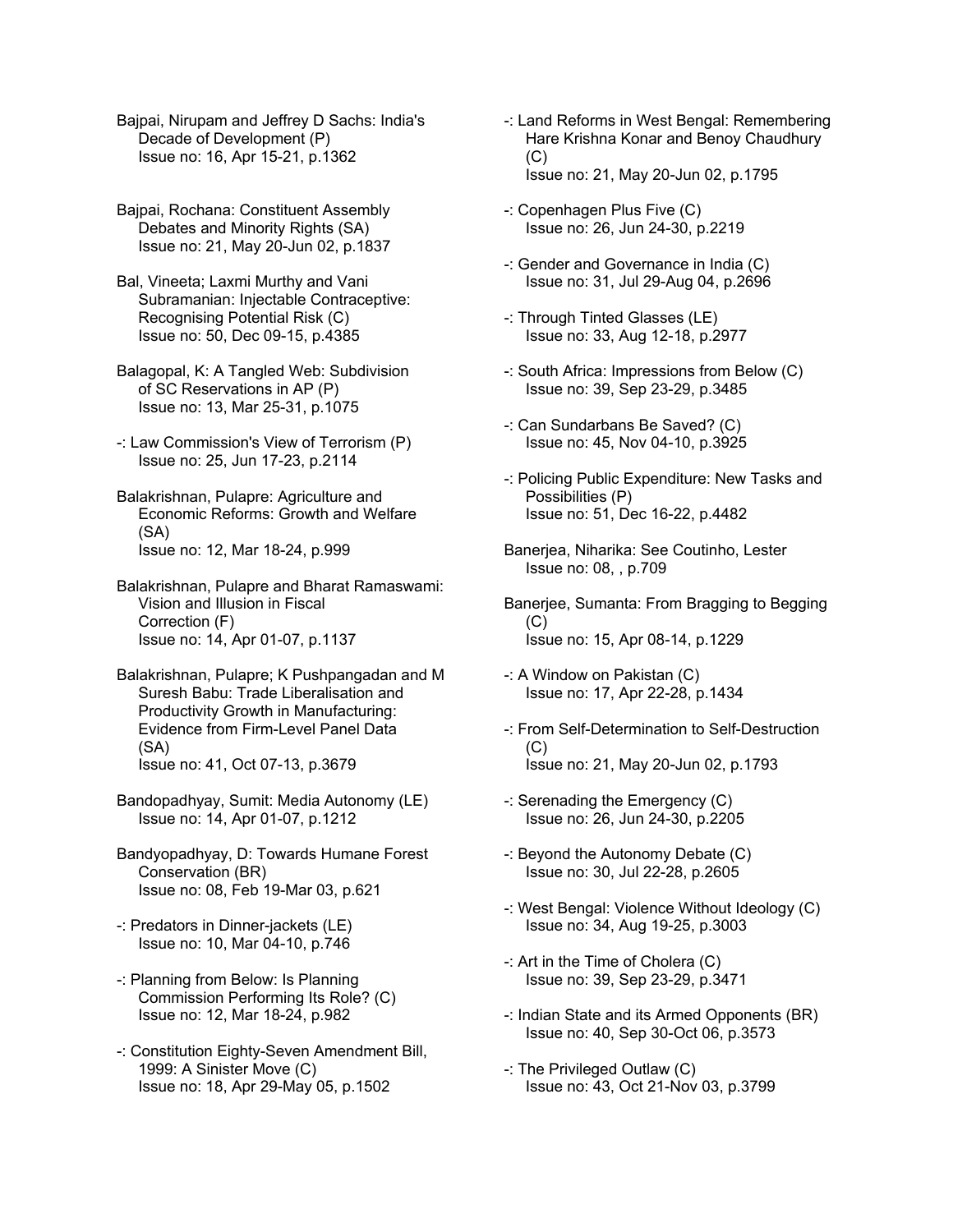Bajpai, Nirupam and Jeffrey D Sachs: India's Decade of Development (P)
Issue no: 16, Apr 15-21, p.1362

Bajpai, Rochana: Constituent Assembly Debates and Minority Rights (SA)
Issue no: 21, May 20-Jun 02, p.1837

Bal, Vineeta; Laxmi Murthy and Vani Subramanian: Injectable Contraceptive: Recognising Potential Risk (C)
Issue no: 50, Dec 09-15, p.4385

Balagopal, K: A Tangled Web: Subdivision of SC Reservations in AP (P)
Issue no: 13, Mar 25-31, p.1075

-: Law Commission's View of Terrorism (P)
Issue no: 25, Jun 17-23, p.2114

Balakrishnan, Pulapre: Agriculture and Economic Reforms: Growth and Welfare (SA)
Issue no: 12, Mar 18-24, p.999

Balakrishnan, Pulapre and Bharat Ramaswami: Vision and Illusion in Fiscal Correction (F)
Issue no: 14, Apr 01-07, p.1137

Balakrishnan, Pulapre; K Pushpangadan and M Suresh Babu: Trade Liberalisation and Productivity Growth in Manufacturing: Evidence from Firm-Level Panel Data (SA)
Issue no: 41, Oct 07-13, p.3679

Bandopadhyay, Sumit: Media Autonomy (LE)
Issue no: 14, Apr 01-07, p.1212

Bandyopadhyay, D: Towards Humane Forest Conservation (BR)
Issue no: 08, Feb 19-Mar 03, p.621

-: Predators in Dinner-jackets (LE)
Issue no: 10, Mar 04-10, p.746

-: Planning from Below: Is Planning Commission Performing Its Role? (C)
Issue no: 12, Mar 18-24, p.982

-: Constitution Eighty-Seven Amendment Bill, 1999: A Sinister Move (C)
Issue no: 18, Apr 29-May 05, p.1502

-: Land Reforms in West Bengal: Remembering Hare Krishna Konar and Benoy Chaudhury (C)
Issue no: 21, May 20-Jun 02, p.1795

-: Copenhagen Plus Five (C)
Issue no: 26, Jun 24-30, p.2219

-: Gender and Governance in India (C)
Issue no: 31, Jul 29-Aug 04, p.2696

-: Through Tinted Glasses (LE)
Issue no: 33, Aug 12-18, p.2977

-: South Africa: Impressions from Below (C)
Issue no: 39, Sep 23-29, p.3485

-: Can Sundarbans Be Saved? (C)
Issue no: 45, Nov 04-10, p.3925

-: Policing Public Expenditure: New Tasks and Possibilities (P)
Issue no: 51, Dec 16-22, p.4482

Banerjea, Niharika: See Coutinho, Lester
Issue no: 08, , p.709

Banerjee, Sumanta: From Bragging to Begging (C)
Issue no: 15, Apr 08-14, p.1229

-: A Window on Pakistan (C)
Issue no: 17, Apr 22-28, p.1434

-: From Self-Determination to Self-Destruction (C)
Issue no: 21, May 20-Jun 02, p.1793

-: Serenading the Emergency (C)
Issue no: 26, Jun 24-30, p.2205

-: Beyond the Autonomy Debate (C)
Issue no: 30, Jul 22-28, p.2605

-: West Bengal: Violence Without Ideology (C)
Issue no: 34, Aug 19-25, p.3003

-: Art in the Time of Cholera (C)
Issue no: 39, Sep 23-29, p.3471

-: Indian State and its Armed Opponents (BR)
Issue no: 40, Sep 30-Oct 06, p.3573

-: The Privileged Outlaw (C)
Issue no: 43, Oct 21-Nov 03, p.3799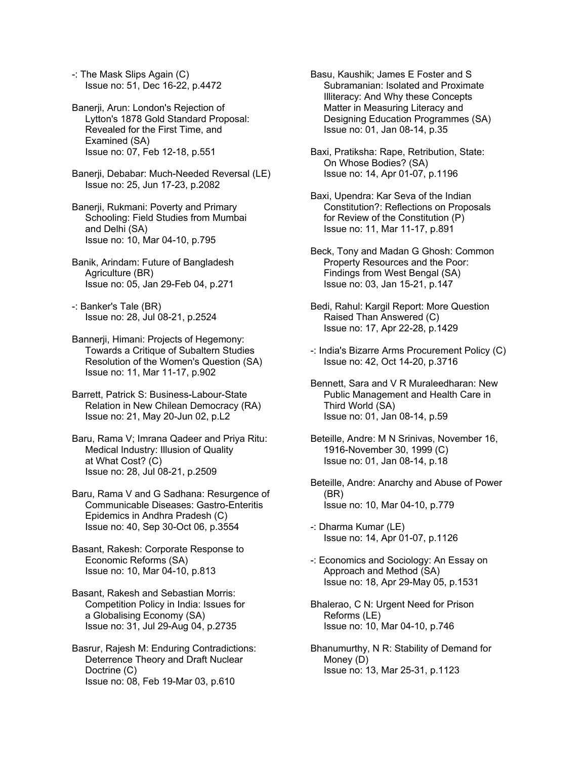-: The Mask Slips Again (C)
Issue no: 51, Dec 16-22, p.4472

Banerji, Arun: London's Rejection of Lytton's 1878 Gold Standard Proposal: Revealed for the First Time, and Examined (SA)
Issue no: 07, Feb 12-18, p.551

Banerji, Debabar: Much-Needed Reversal (LE)
Issue no: 25, Jun 17-23, p.2082

Banerji, Rukmani: Poverty and Primary Schooling: Field Studies from Mumbai and Delhi (SA)
Issue no: 10, Mar 04-10, p.795

Banik, Arindam: Future of Bangladesh Agriculture (BR)
Issue no: 05, Jan 29-Feb 04, p.271

-: Banker's Tale (BR)
Issue no: 28, Jul 08-21, p.2524

Bannerji, Himani: Projects of Hegemony: Towards a Critique of Subaltern Studies Resolution of the Women's Question (SA)
Issue no: 11, Mar 11-17, p.902

Barrett, Patrick S: Business-Labour-State Relation in New Chilean Democracy (RA)
Issue no: 21, May 20-Jun 02, p.L2

Baru, Rama V; Imrana Qadeer and Priya Ritu: Medical Industry: Illusion of Quality at What Cost? (C)
Issue no: 28, Jul 08-21, p.2509

Baru, Rama V and G Sadhana: Resurgence of Communicable Diseases: Gastro-Enteritis Epidemics in Andhra Pradesh (C)
Issue no: 40, Sep 30-Oct 06, p.3554

Basant, Rakesh: Corporate Response to Economic Reforms (SA)
Issue no: 10, Mar 04-10, p.813

Basant, Rakesh and Sebastian Morris: Competition Policy in India: Issues for a Globalising Economy (SA)
Issue no: 31, Jul 29-Aug 04, p.2735

Basrur, Rajesh M: Enduring Contradictions: Deterrence Theory and Draft Nuclear Doctrine (C)
Issue no: 08, Feb 19-Mar 03, p.610

Basu, Kaushik; James E Foster and S Subramanian: Isolated and Proximate Illiteracy: And Why these Concepts Matter in Measuring Literacy and Designing Education Programmes (SA)
Issue no: 01, Jan 08-14, p.35

Baxi, Pratiksha: Rape, Retribution, State: On Whose Bodies? (SA)
Issue no: 14, Apr 01-07, p.1196

Baxi, Upendra: Kar Seva of the Indian Constitution?: Reflections on Proposals for Review of the Constitution (P)
Issue no: 11, Mar 11-17, p.891

Beck, Tony and Madan G Ghosh: Common Property Resources and the Poor: Findings from West Bengal (SA)
Issue no: 03, Jan 15-21, p.147

Bedi, Rahul: Kargil Report: More Question Raised Than Answered (C)
Issue no: 17, Apr 22-28, p.1429

-: India's Bizarre Arms Procurement Policy (C)
Issue no: 42, Oct 14-20, p.3716

Bennett, Sara and V R Muraleedharan: New Public Management and Health Care in Third World (SA)
Issue no: 01, Jan 08-14, p.59

Beteille, Andre: M N Srinivas, November 16, 1916-November 30, 1999 (C)
Issue no: 01, Jan 08-14, p.18

Beteille, Andre: Anarchy and Abuse of Power (BR)
Issue no: 10, Mar 04-10, p.779

-: Dharma Kumar (LE)
Issue no: 14, Apr 01-07, p.1126

-: Economics and Sociology: An Essay on Approach and Method (SA)
Issue no: 18, Apr 29-May 05, p.1531

Bhalerao, C N: Urgent Need for Prison Reforms (LE)
Issue no: 10, Mar 04-10, p.746

Bhanumurthy, N R: Stability of Demand for Money (D)
Issue no: 13, Mar 25-31, p.1123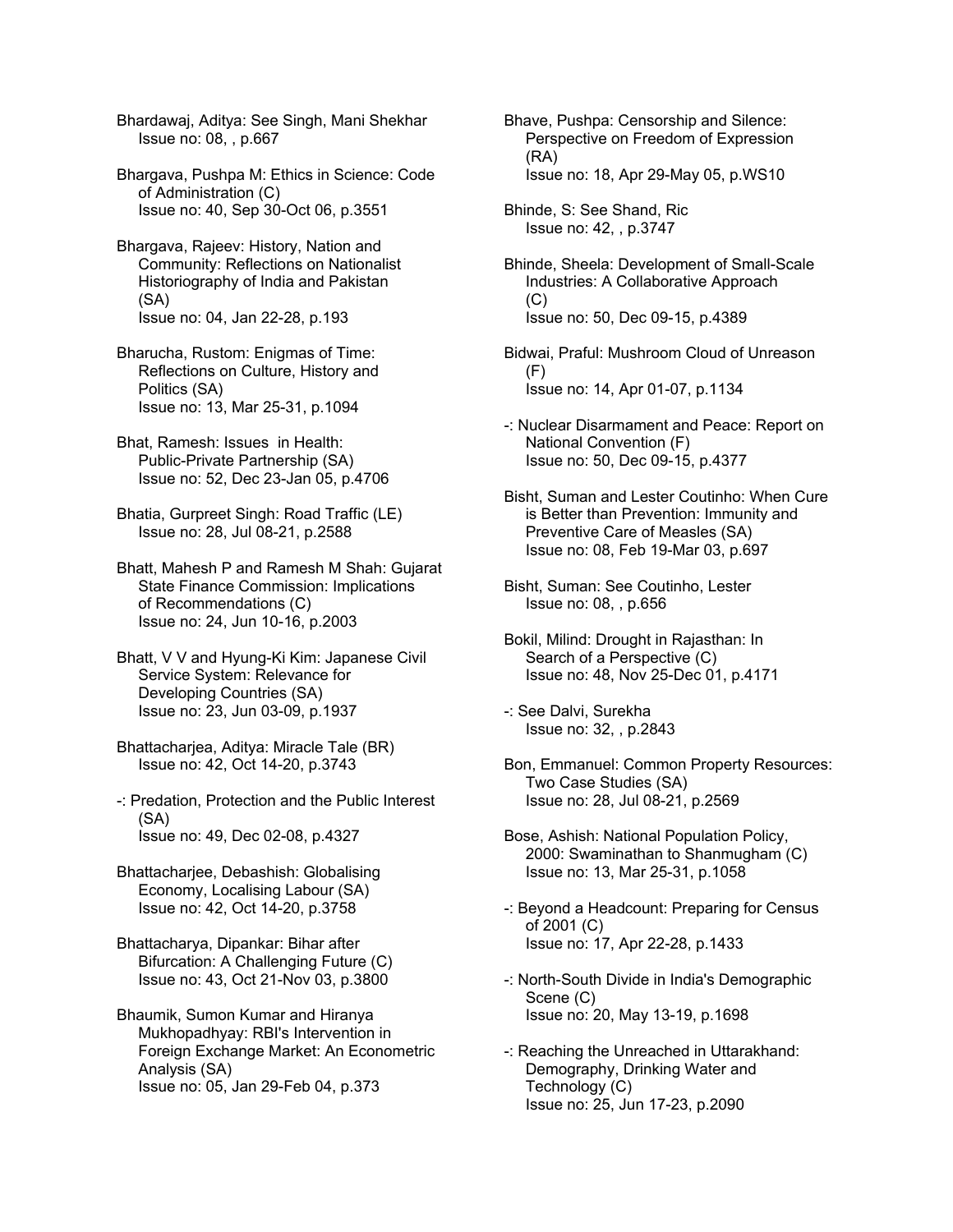Bhardawaj, Aditya: See Singh, Mani Shekhar
Issue no: 08, , p.667

Bhargava, Pushpa M: Ethics in Science: Code of Administration (C)
Issue no: 40, Sep 30-Oct 06, p.3551

Bhargava, Rajeev: History, Nation and Community: Reflections on Nationalist Historiography of India and Pakistan (SA)
Issue no: 04, Jan 22-28, p.193

Bharucha, Rustom: Enigmas of Time: Reflections on Culture, History and Politics (SA)
Issue no: 13, Mar 25-31, p.1094

Bhat, Ramesh: Issues in Health: Public-Private Partnership (SA)
Issue no: 52, Dec 23-Jan 05, p.4706

Bhatia, Gurpreet Singh: Road Traffic (LE)
Issue no: 28, Jul 08-21, p.2588

Bhatt, Mahesh P and Ramesh M Shah: Gujarat State Finance Commission: Implications of Recommendations (C)
Issue no: 24, Jun 10-16, p.2003

Bhatt, V V and Hyung-Ki Kim: Japanese Civil Service System: Relevance for Developing Countries (SA)
Issue no: 23, Jun 03-09, p.1937

Bhattacharjea, Aditya: Miracle Tale (BR)
Issue no: 42, Oct 14-20, p.3743

-: Predation, Protection and the Public Interest (SA)
Issue no: 49, Dec 02-08, p.4327

Bhattacharjee, Debashish: Globalising Economy, Localising Labour (SA)
Issue no: 42, Oct 14-20, p.3758

Bhattacharya, Dipankar: Bihar after Bifurcation: A Challenging Future (C)
Issue no: 43, Oct 21-Nov 03, p.3800

Bhaumik, Sumon Kumar and Hiranya Mukhopadhyay: RBI's Intervention in Foreign Exchange Market: An Econometric Analysis (SA)
Issue no: 05, Jan 29-Feb 04, p.373

Bhave, Pushpa: Censorship and Silence: Perspective on Freedom of Expression (RA)
Issue no: 18, Apr 29-May 05, p.WS10

Bhinde, S: See Shand, Ric
Issue no: 42, , p.3747

Bhinde, Sheela: Development of Small-Scale Industries: A Collaborative Approach (C)
Issue no: 50, Dec 09-15, p.4389

Bidwai, Praful: Mushroom Cloud of Unreason (F)
Issue no: 14, Apr 01-07, p.1134

-: Nuclear Disarmament and Peace: Report on National Convention (F)
Issue no: 50, Dec 09-15, p.4377

Bisht, Suman and Lester Coutinho: When Cure is Better than Prevention: Immunity and Preventive Care of Measles (SA)
Issue no: 08, Feb 19-Mar 03, p.697

Bisht, Suman: See Coutinho, Lester
Issue no: 08, , p.656

Bokil, Milind: Drought in Rajasthan: In Search of a Perspective (C)
Issue no: 48, Nov 25-Dec 01, p.4171

-: See Dalvi, Surekha
Issue no: 32, , p.2843

Bon, Emmanuel: Common Property Resources: Two Case Studies (SA)
Issue no: 28, Jul 08-21, p.2569

Bose, Ashish: National Population Policy, 2000: Swaminathan to Shanmugham (C)
Issue no: 13, Mar 25-31, p.1058

-: Beyond a Headcount: Preparing for Census of 2001 (C)
Issue no: 17, Apr 22-28, p.1433

-: North-South Divide in India's Demographic Scene (C)
Issue no: 20, May 13-19, p.1698

-: Reaching the Unreached in Uttarakhand: Demography, Drinking Water and Technology (C)
Issue no: 25, Jun 17-23, p.2090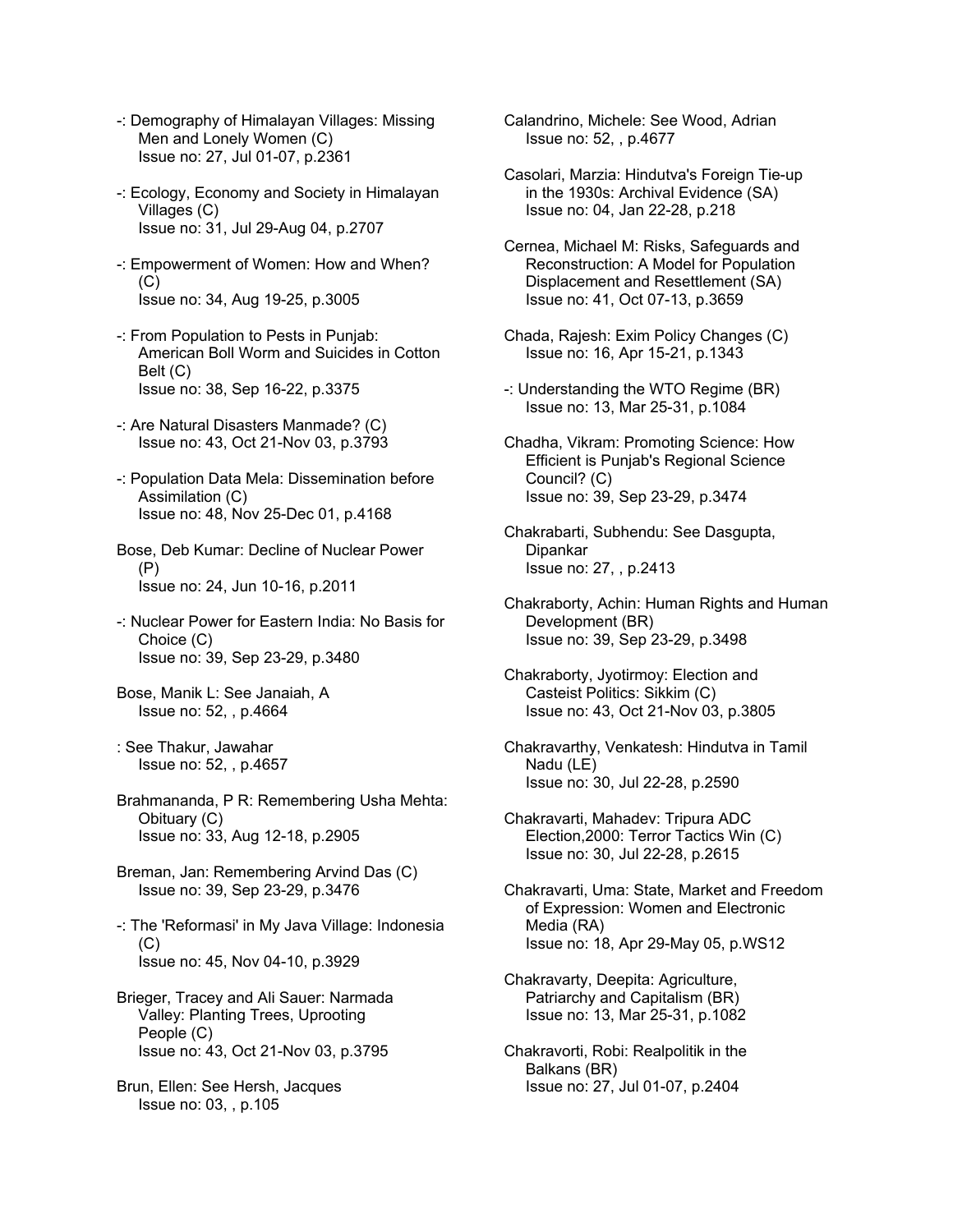-: Demography of Himalayan Villages: Missing Men and Lonely Women (C)
Issue no: 27, Jul 01-07, p.2361

-: Ecology, Economy and Society in Himalayan Villages (C)
Issue no: 31, Jul 29-Aug 04, p.2707

-: Empowerment of Women: How and When? (C)
Issue no: 34, Aug 19-25, p.3005

-: From Population to Pests in Punjab: American Boll Worm and Suicides in Cotton Belt (C)
Issue no: 38, Sep 16-22, p.3375

-: Are Natural Disasters Manmade? (C)
Issue no: 43, Oct 21-Nov 03, p.3793

-: Population Data Mela: Dissemination before Assimilation (C)
Issue no: 48, Nov 25-Dec 01, p.4168

Bose, Deb Kumar: Decline of Nuclear Power (P)
Issue no: 24, Jun 10-16, p.2011

-: Nuclear Power for Eastern India: No Basis for Choice (C)
Issue no: 39, Sep 23-29, p.3480

Bose, Manik L: See Janaiah, A
Issue no: 52, , p.4664

: See Thakur, Jawahar
Issue no: 52, , p.4657

Brahmananda, P R: Remembering Usha Mehta: Obituary (C)
Issue no: 33, Aug 12-18, p.2905

Breman, Jan: Remembering Arvind Das (C)
Issue no: 39, Sep 23-29, p.3476

-: The 'Reformasi' in My Java Village: Indonesia (C)
Issue no: 45, Nov 04-10, p.3929

Brieger, Tracey and Ali Sauer: Narmada Valley: Planting Trees, Uprooting People (C)
Issue no: 43, Oct 21-Nov 03, p.3795

Brun, Ellen: See Hersh, Jacques
Issue no: 03, , p.105

Calandrino, Michele: See Wood, Adrian
Issue no: 52, , p.4677

Casolari, Marzia: Hindutva's Foreign Tie-up in the 1930s: Archival Evidence (SA)
Issue no: 04, Jan 22-28, p.218

Cernea, Michael M: Risks, Safeguards and Reconstruction: A Model for Population Displacement and Resettlement (SA)
Issue no: 41, Oct 07-13, p.3659

Chada, Rajesh: Exim Policy Changes (C)
Issue no: 16, Apr 15-21, p.1343

-: Understanding the WTO Regime (BR)
Issue no: 13, Mar 25-31, p.1084

Chadha, Vikram: Promoting Science: How Efficient is Punjab's Regional Science Council? (C)
Issue no: 39, Sep 23-29, p.3474

Chakrabarti, Subhendu: See Dasgupta, Dipankar
Issue no: 27, , p.2413

Chakraborty, Achin: Human Rights and Human Development (BR)
Issue no: 39, Sep 23-29, p.3498

Chakraborty, Jyotirmoy: Election and Casteist Politics: Sikkim (C)
Issue no: 43, Oct 21-Nov 03, p.3805

Chakravarthy, Venkatesh: Hindutva in Tamil Nadu (LE)
Issue no: 30, Jul 22-28, p.2590

Chakravarti, Mahadev: Tripura ADC Election,2000: Terror Tactics Win (C)
Issue no: 30, Jul 22-28, p.2615

Chakravarti, Uma: State, Market and Freedom of Expression: Women and Electronic Media (RA)
Issue no: 18, Apr 29-May 05, p.WS12

Chakravarty, Deepita: Agriculture, Patriarchy and Capitalism (BR)
Issue no: 13, Mar 25-31, p.1082

Chakravorti, Robi: Realpolitik in the Balkans (BR)
Issue no: 27, Jul 01-07, p.2404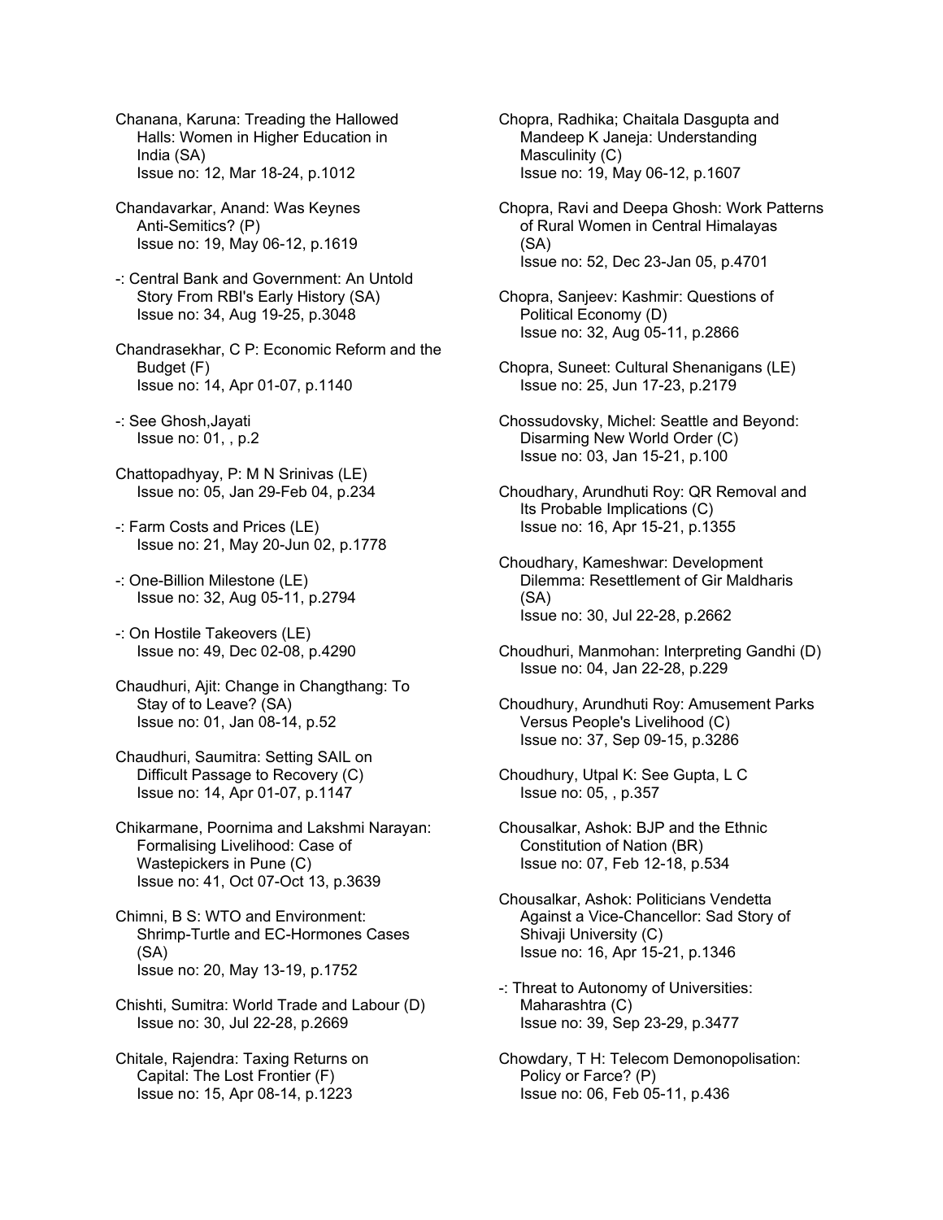Chanana, Karuna: Treading the Hallowed Halls: Women in Higher Education in India (SA)
Issue no: 12, Mar 18-24, p.1012

Chandavarkar, Anand: Was Keynes Anti-Semitics? (P)
Issue no: 19, May 06-12, p.1619

-: Central Bank and Government: An Untold Story From RBI's Early History (SA)
Issue no: 34, Aug 19-25, p.3048

Chandrasekhar, C P: Economic Reform and the Budget (F)
Issue no: 14, Apr 01-07, p.1140

-: See Ghosh,Jayati
Issue no: 01, , p.2

Chattopadhyay, P: M N Srinivas (LE)
Issue no: 05, Jan 29-Feb 04, p.234

-: Farm Costs and Prices (LE)
Issue no: 21, May 20-Jun 02, p.1778

-: One-Billion Milestone (LE)
Issue no: 32, Aug 05-11, p.2794

-: On Hostile Takeovers (LE)
Issue no: 49, Dec 02-08, p.4290

Chaudhuri, Ajit: Change in Changthang: To Stay of to Leave? (SA)
Issue no: 01, Jan 08-14, p.52

Chaudhuri, Saumitra: Setting SAIL on Difficult Passage to Recovery (C)
Issue no: 14, Apr 01-07, p.1147

Chikarmane, Poornima and Lakshmi Narayan: Formalising Livelihood: Case of Wastepickers in Pune (C)
Issue no: 41, Oct 07-Oct 13, p.3639

Chimni, B S: WTO and Environment: Shrimp-Turtle and EC-Hormones Cases (SA)
Issue no: 20, May 13-19, p.1752

Chishti, Sumitra: World Trade and Labour (D)
Issue no: 30, Jul 22-28, p.2669

Chitale, Rajendra: Taxing Returns on Capital: The Lost Frontier (F)
Issue no: 15, Apr 08-14, p.1223

Chopra, Radhika; Chaitala Dasgupta and Mandeep K Janeja: Understanding Masculinity (C)
Issue no: 19, May 06-12, p.1607

Chopra, Ravi and Deepa Ghosh: Work Patterns of Rural Women in Central Himalayas (SA)
Issue no: 52, Dec 23-Jan 05, p.4701

Chopra, Sanjeev: Kashmir: Questions of Political Economy (D)
Issue no: 32, Aug 05-11, p.2866

Chopra, Suneet: Cultural Shenanigans (LE)
Issue no: 25, Jun 17-23, p.2179

Chossudovsky, Michel: Seattle and Beyond: Disarming New World Order (C)
Issue no: 03, Jan 15-21, p.100

Choudhary, Arundhuti Roy: QR Removal and Its Probable Implications (C)
Issue no: 16, Apr 15-21, p.1355

Choudhary, Kameshwar: Development Dilemma: Resettlement of Gir Maldharis (SA)
Issue no: 30, Jul 22-28, p.2662

Choudhuri, Manmohan: Interpreting Gandhi (D)
Issue no: 04, Jan 22-28, p.229

Choudhury, Arundhuti Roy: Amusement Parks Versus People's Livelihood (C)
Issue no: 37, Sep 09-15, p.3286

Choudhury, Utpal K: See Gupta, L C
Issue no: 05, , p.357

Chousalkar, Ashok: BJP and the Ethnic Constitution of Nation (BR)
Issue no: 07, Feb 12-18, p.534

Chousalkar, Ashok: Politicians Vendetta Against a Vice-Chancellor: Sad Story of Shivaji University (C)
Issue no: 16, Apr 15-21, p.1346

-: Threat to Autonomy of Universities: Maharashtra (C)
Issue no: 39, Sep 23-29, p.3477

Chowdary, T H: Telecom Demonopolisation: Policy or Farce? (P)
Issue no: 06, Feb 05-11, p.436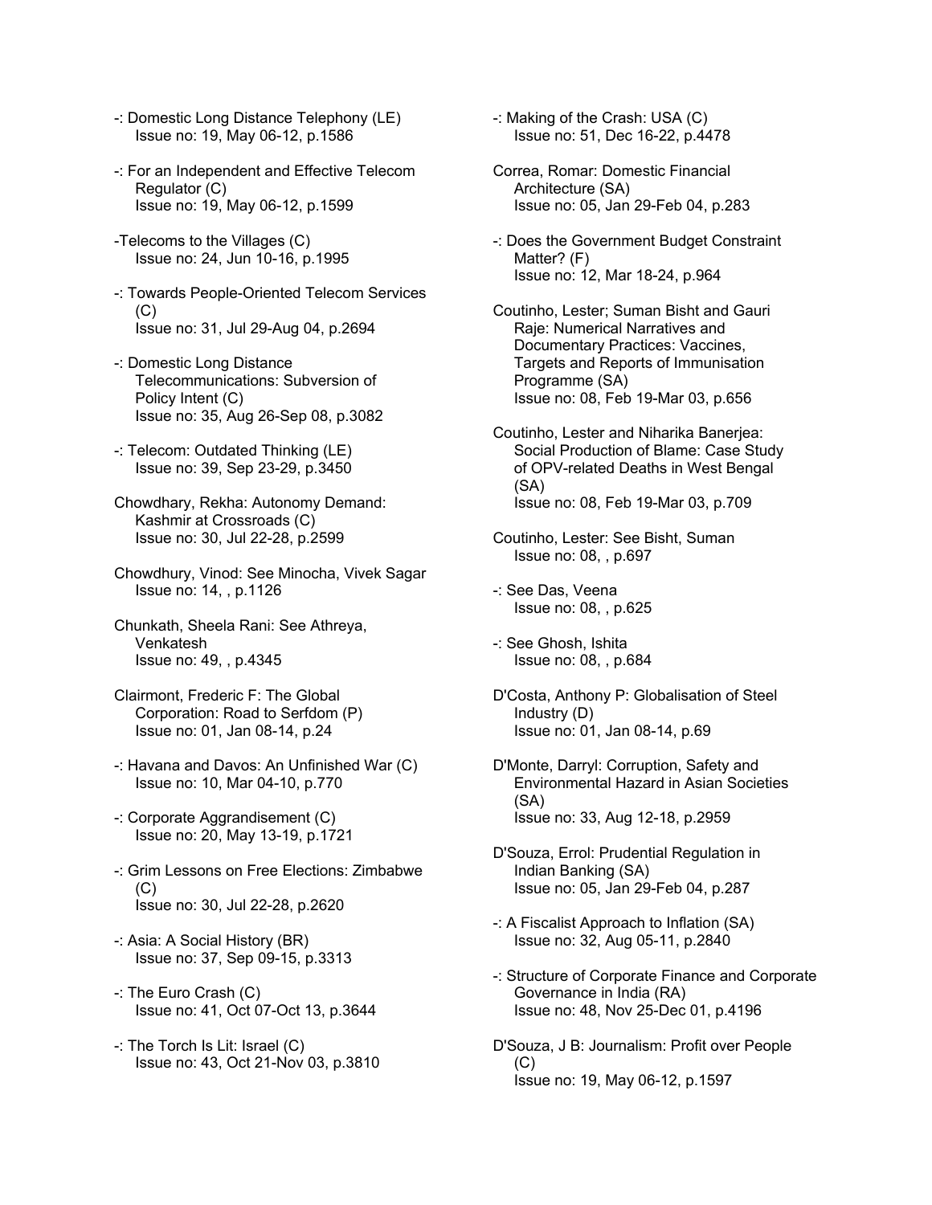-: Domestic Long Distance Telephony (LE)
Issue no: 19, May 06-12, p.1586

-: For an Independent and Effective Telecom Regulator (C)
Issue no: 19, May 06-12, p.1599

-Telecoms to the Villages (C)
Issue no: 24, Jun 10-16, p.1995

-: Towards People-Oriented Telecom Services (C)
Issue no: 31, Jul 29-Aug 04, p.2694

-: Domestic Long Distance Telecommunications: Subversion of Policy Intent (C)
Issue no: 35, Aug 26-Sep 08, p.3082

-: Telecom: Outdated Thinking (LE)
Issue no: 39, Sep 23-29, p.3450

Chowdhary, Rekha: Autonomy Demand: Kashmir at Crossroads (C)
Issue no: 30, Jul 22-28, p.2599

Chowdhury, Vinod: See Minocha, Vivek Sagar
Issue no: 14, , p.1126

Chunkath, Sheela Rani: See Athreya, Venkatesh
Issue no: 49, , p.4345

Clairmont, Frederic F: The Global Corporation: Road to Serfdom (P)
Issue no: 01, Jan 08-14, p.24

-: Havana and Davos: An Unfinished War (C)
Issue no: 10, Mar 04-10, p.770

-: Corporate Aggrandisement (C)
Issue no: 20, May 13-19, p.1721

-: Grim Lessons on Free Elections: Zimbabwe (C)
Issue no: 30, Jul 22-28, p.2620

-: Asia: A Social History (BR)
Issue no: 37, Sep 09-15, p.3313

-: The Euro Crash (C)
Issue no: 41, Oct 07-Oct 13, p.3644

-: The Torch Is Lit: Israel (C)
Issue no: 43, Oct 21-Nov 03, p.3810

-: Making of the Crash: USA (C)
Issue no: 51, Dec 16-22, p.4478

Correa, Romar: Domestic Financial Architecture (SA)
Issue no: 05, Jan 29-Feb 04, p.283

-: Does the Government Budget Constraint Matter? (F)
Issue no: 12, Mar 18-24, p.964

Coutinho, Lester; Suman Bisht and Gauri Raje: Numerical Narratives and Documentary Practices: Vaccines, Targets and Reports of Immunisation Programme (SA)
Issue no: 08, Feb 19-Mar 03, p.656

Coutinho, Lester and Niharika Banerjea: Social Production of Blame: Case Study of OPV-related Deaths in West Bengal (SA)
Issue no: 08, Feb 19-Mar 03, p.709

Coutinho, Lester: See Bisht, Suman
Issue no: 08, , p.697

-: See Das, Veena
Issue no: 08, , p.625

-: See Ghosh, Ishita
Issue no: 08, , p.684

D'Costa, Anthony P: Globalisation of Steel Industry (D)
Issue no: 01, Jan 08-14, p.69

D'Monte, Darryl: Corruption, Safety and Environmental Hazard in Asian Societies (SA)
Issue no: 33, Aug 12-18, p.2959

D'Souza, Errol: Prudential Regulation in Indian Banking (SA)
Issue no: 05, Jan 29-Feb 04, p.287

-: A Fiscalist Approach to Inflation (SA)
Issue no: 32, Aug 05-11, p.2840

-: Structure of Corporate Finance and Corporate Governance in India (RA)
Issue no: 48, Nov 25-Dec 01, p.4196

D'Souza, J B: Journalism: Profit over People (C)
Issue no: 19, May 06-12, p.1597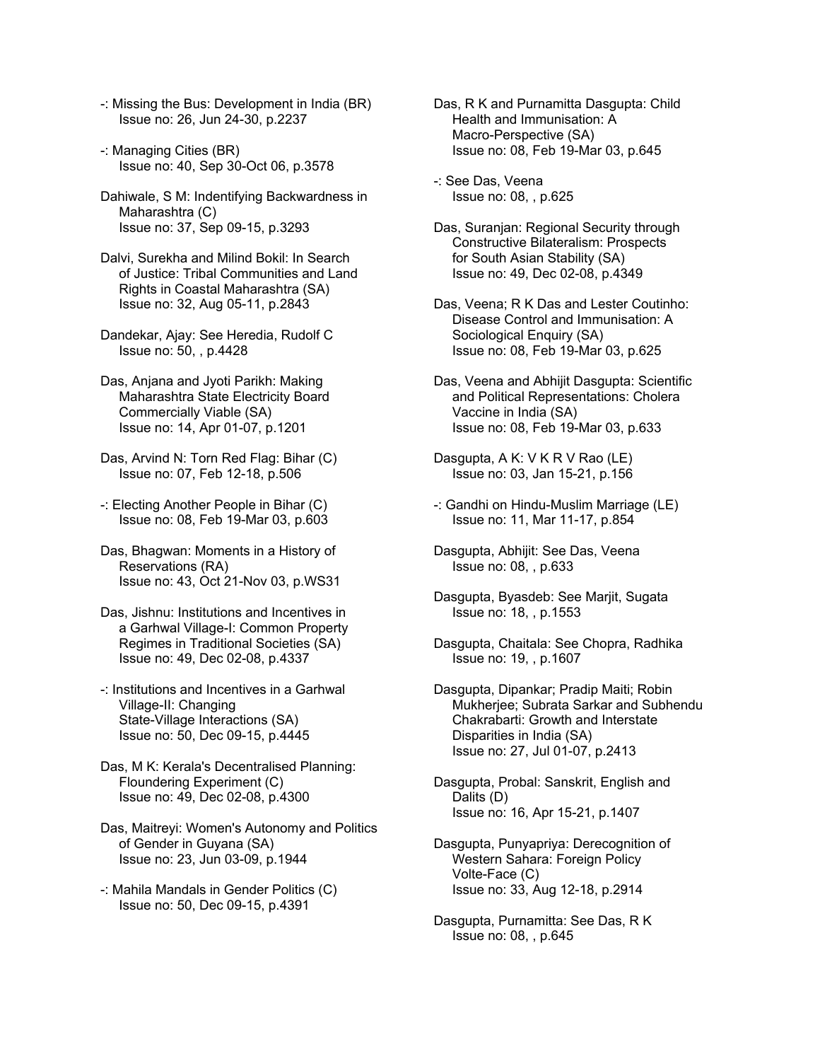-: Missing the Bus: Development in India (BR)
Issue no: 26, Jun 24-30, p.2237

-: Managing Cities (BR)
Issue no: 40, Sep 30-Oct 06, p.3578

Dahiwale, S M: Indentifying Backwardness in Maharashtra (C)
Issue no: 37, Sep 09-15, p.3293

Dalvi, Surekha and Milind Bokil: In Search of Justice: Tribal Communities and Land Rights in Coastal Maharashtra (SA)
Issue no: 32, Aug 05-11, p.2843

Dandekar, Ajay: See Heredia, Rudolf C
Issue no: 50, , p.4428

Das, Anjana and Jyoti Parikh: Making Maharashtra State Electricity Board Commercially Viable (SA)
Issue no: 14, Apr 01-07, p.1201

Das, Arvind N: Torn Red Flag: Bihar (C)
Issue no: 07, Feb 12-18, p.506

-: Electing Another People in Bihar (C)
Issue no: 08, Feb 19-Mar 03, p.603

Das, Bhagwan: Moments in a History of Reservations (RA)
Issue no: 43, Oct 21-Nov 03, p.WS31

Das, Jishnu: Institutions and Incentives in a Garhwal Village-I: Common Property Regimes in Traditional Societies (SA)
Issue no: 49, Dec 02-08, p.4337

-: Institutions and Incentives in a Garhwal Village-II: Changing State-Village Interactions (SA)
Issue no: 50, Dec 09-15, p.4445

Das, M K: Kerala's Decentralised Planning: Floundering Experiment (C)
Issue no: 49, Dec 02-08, p.4300

Das, Maitreyi: Women's Autonomy and Politics of Gender in Guyana (SA)
Issue no: 23, Jun 03-09, p.1944

-: Mahila Mandals in Gender Politics (C)
Issue no: 50, Dec 09-15, p.4391

Das, R K and Purnamitta Dasgupta: Child Health and Immunisation: A Macro-Perspective (SA)
Issue no: 08, Feb 19-Mar 03, p.645

-: See Das, Veena
Issue no: 08, , p.625

Das, Suranjan: Regional Security through Constructive Bilateralism: Prospects for South Asian Stability (SA)
Issue no: 49, Dec 02-08, p.4349

Das, Veena; R K Das and Lester Coutinho: Disease Control and Immunisation: A Sociological Enquiry (SA)
Issue no: 08, Feb 19-Mar 03, p.625

Das, Veena and Abhijit Dasgupta: Scientific and Political Representations: Cholera Vaccine in India (SA)
Issue no: 08, Feb 19-Mar 03, p.633

Dasgupta, A K: V K R V Rao (LE)
Issue no: 03, Jan 15-21, p.156

-: Gandhi on Hindu-Muslim Marriage (LE)
Issue no: 11, Mar 11-17, p.854

Dasgupta, Abhijit: See Das, Veena
Issue no: 08, , p.633

Dasgupta, Byasdeb: See Marjit, Sugata
Issue no: 18, , p.1553

Dasgupta, Chaitala: See Chopra, Radhika
Issue no: 19, , p.1607

Dasgupta, Dipankar; Pradip Maiti; Robin Mukherjee; Subrata Sarkar and Subhendu Chakrabarti: Growth and Interstate Disparities in India (SA)
Issue no: 27, Jul 01-07, p.2413

Dasgupta, Probal: Sanskrit, English and Dalits (D)
Issue no: 16, Apr 15-21, p.1407

Dasgupta, Punyapriya: Derecognition of Western Sahara: Foreign Policy Volte-Face (C)
Issue no: 33, Aug 12-18, p.2914

Dasgupta, Purnamitta: See Das, R K
Issue no: 08, , p.645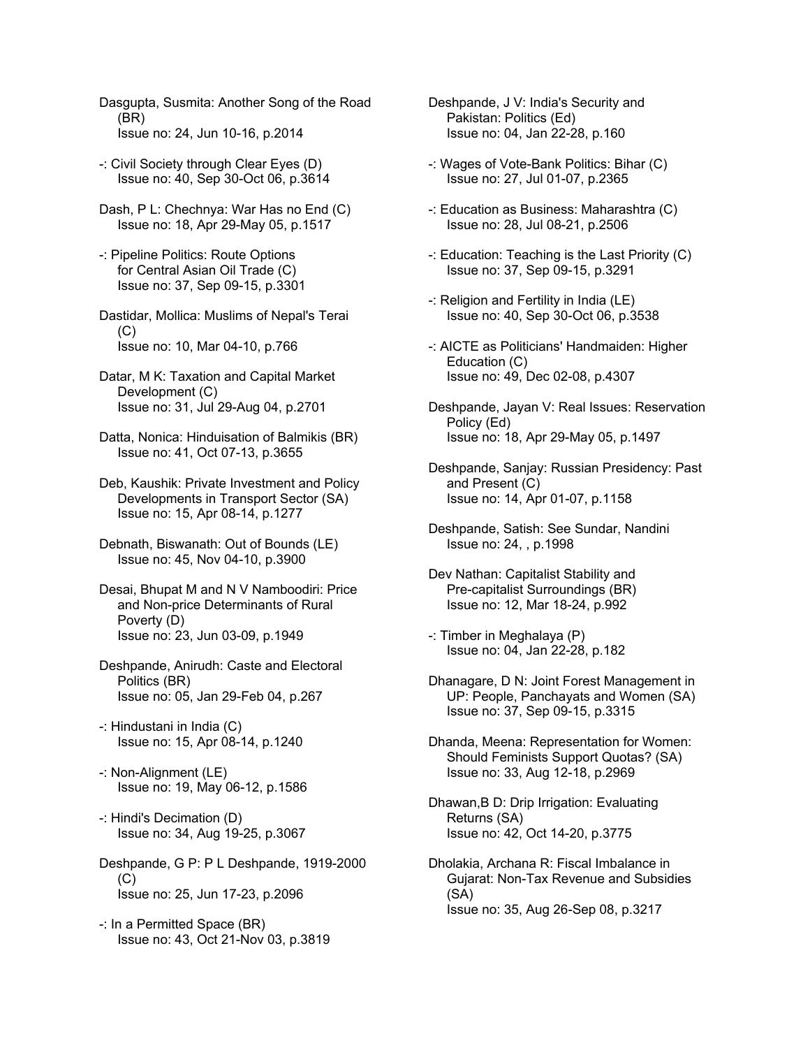Dasgupta, Susmita: Another Song of the Road (BR)
Issue no: 24, Jun 10-16, p.2014

-: Civil Society through Clear Eyes (D)
Issue no: 40, Sep 30-Oct 06, p.3614

Dash, P L: Chechnya: War Has no End (C)
Issue no: 18, Apr 29-May 05, p.1517

-: Pipeline Politics: Route Options for Central Asian Oil Trade (C)
Issue no: 37, Sep 09-15, p.3301

Dastidar, Mollica: Muslims of Nepal's Terai (C)
Issue no: 10, Mar 04-10, p.766

Datar, M K: Taxation and Capital Market Development (C)
Issue no: 31, Jul 29-Aug 04, p.2701

Datta, Nonica: Hinduisation of Balmikis (BR)
Issue no: 41, Oct 07-13, p.3655

Deb, Kaushik: Private Investment and Policy Developments in Transport Sector (SA)
Issue no: 15, Apr 08-14, p.1277

Debnath, Biswanath: Out of Bounds (LE)
Issue no: 45, Nov 04-10, p.3900

Desai, Bhupat M and N V Namboodiri: Price and Non-price Determinants of Rural Poverty (D)
Issue no: 23, Jun 03-09, p.1949

Deshpande, Anirudh: Caste and Electoral Politics (BR)
Issue no: 05, Jan 29-Feb 04, p.267

-: Hindustani in India (C)
Issue no: 15, Apr 08-14, p.1240

-: Non-Alignment (LE)
Issue no: 19, May 06-12, p.1586

-: Hindi's Decimation (D)
Issue no: 34, Aug 19-25, p.3067

Deshpande, G P: P L Deshpande, 1919-2000 (C)
Issue no: 25, Jun 17-23, p.2096

-: In a Permitted Space (BR)
Issue no: 43, Oct 21-Nov 03, p.3819

Deshpande, J V: India's Security and Pakistan: Politics (Ed)
Issue no: 04, Jan 22-28, p.160

-: Wages of Vote-Bank Politics: Bihar (C)
Issue no: 27, Jul 01-07, p.2365

-: Education as Business: Maharashtra (C)
Issue no: 28, Jul 08-21, p.2506

-: Education: Teaching is the Last Priority (C)
Issue no: 37, Sep 09-15, p.3291

-: Religion and Fertility in India (LE)
Issue no: 40, Sep 30-Oct 06, p.3538

-: AICTE as Politicians' Handmaiden: Higher Education (C)
Issue no: 49, Dec 02-08, p.4307

Deshpande, Jayan V: Real Issues: Reservation Policy (Ed)
Issue no: 18, Apr 29-May 05, p.1497

Deshpande, Sanjay: Russian Presidency: Past and Present (C)
Issue no: 14, Apr 01-07, p.1158

Deshpande, Satish: See Sundar, Nandini
Issue no: 24, , p.1998

Dev Nathan: Capitalist Stability and Pre-capitalist Surroundings (BR)
Issue no: 12, Mar 18-24, p.992

-: Timber in Meghalaya (P)
Issue no: 04, Jan 22-28, p.182

Dhanagare, D N: Joint Forest Management in UP: People, Panchayats and Women (SA)
Issue no: 37, Sep 09-15, p.3315

Dhanda, Meena: Representation for Women: Should Feminists Support Quotas? (SA)
Issue no: 33, Aug 12-18, p.2969

Dhawan,B D: Drip Irrigation: Evaluating Returns (SA)
Issue no: 42, Oct 14-20, p.3775

Dholakia, Archana R: Fiscal Imbalance in Gujarat: Non-Tax Revenue and Subsidies (SA)
Issue no: 35, Aug 26-Sep 08, p.3217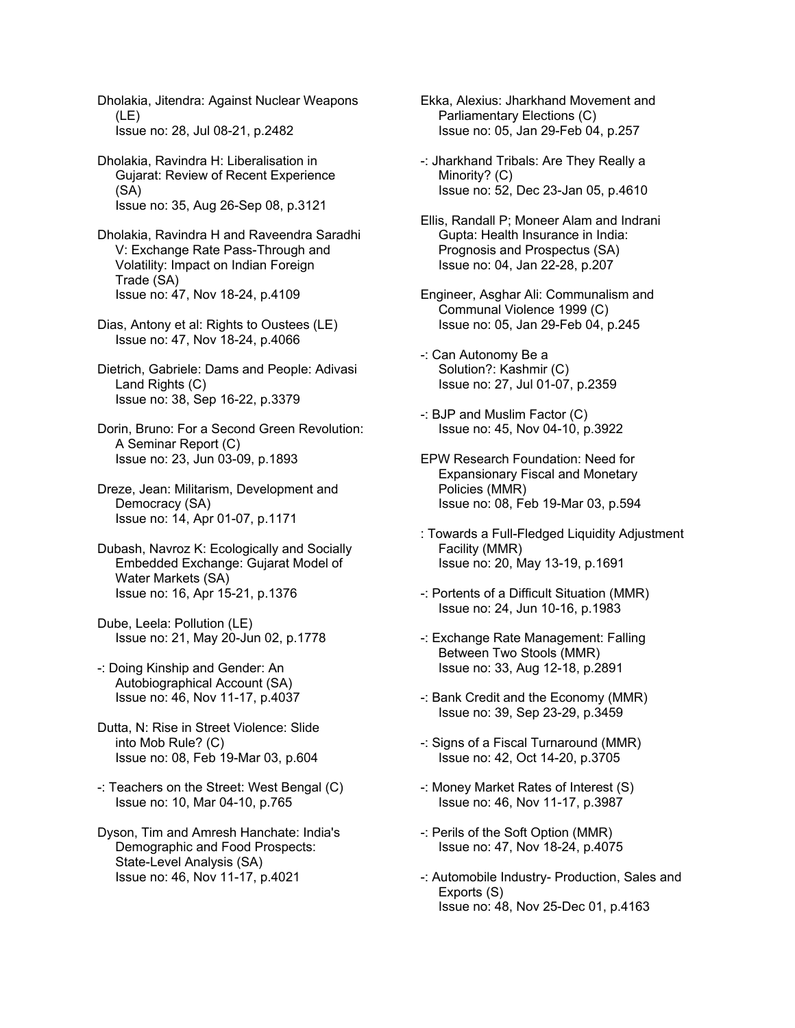Dholakia, Jitendra: Against Nuclear Weapons (LE)
Issue no: 28, Jul 08-21, p.2482

Dholakia, Ravindra H: Liberalisation in Gujarat: Review of Recent Experience (SA)
Issue no: 35, Aug 26-Sep 08, p.3121

Dholakia, Ravindra H and Raveendra Saradhi V: Exchange Rate Pass-Through and Volatility: Impact on Indian Foreign Trade (SA)
Issue no: 47, Nov 18-24, p.4109

Dias, Antony et al: Rights to Oustees (LE)
Issue no: 47, Nov 18-24, p.4066

Dietrich, Gabriele: Dams and People: Adivasi Land Rights (C)
Issue no: 38, Sep 16-22, p.3379

Dorin, Bruno: For a Second Green Revolution: A Seminar Report (C)
Issue no: 23, Jun 03-09, p.1893

Dreze, Jean: Militarism, Development and Democracy (SA)
Issue no: 14, Apr 01-07, p.1171

Dubash, Navroz K: Ecologically and Socially Embedded Exchange: Gujarat Model of Water Markets (SA)
Issue no: 16, Apr 15-21, p.1376

Dube, Leela: Pollution (LE)
Issue no: 21, May 20-Jun 02, p.1778

-: Doing Kinship and Gender: An Autobiographical Account (SA)
Issue no: 46, Nov 11-17, p.4037

Dutta, N: Rise in Street Violence: Slide into Mob Rule? (C)
Issue no: 08, Feb 19-Mar 03, p.604

-: Teachers on the Street: West Bengal (C)
Issue no: 10, Mar 04-10, p.765

Dyson, Tim and Amresh Hanchate: India's Demographic and Food Prospects: State-Level Analysis (SA)
Issue no: 46, Nov 11-17, p.4021

Ekka, Alexius: Jharkhand Movement and Parliamentary Elections (C)
Issue no: 05, Jan 29-Feb 04, p.257

-: Jharkhand Tribals: Are They Really a Minority? (C)
Issue no: 52, Dec 23-Jan 05, p.4610

Ellis, Randall P; Moneer Alam and Indrani Gupta: Health Insurance in India: Prognosis and Prospectus (SA)
Issue no: 04, Jan 22-28, p.207

Engineer, Asghar Ali: Communalism and Communal Violence 1999 (C)
Issue no: 05, Jan 29-Feb 04, p.245

-: Can Autonomy Be a Solution?: Kashmir (C)
Issue no: 27, Jul 01-07, p.2359

-: BJP and Muslim Factor (C)
Issue no: 45, Nov 04-10, p.3922

EPW Research Foundation: Need for Expansionary Fiscal and Monetary Policies (MMR)
Issue no: 08, Feb 19-Mar 03, p.594

: Towards a Full-Fledged Liquidity Adjustment Facility (MMR)
Issue no: 20, May 13-19, p.1691

-: Portents of a Difficult Situation (MMR)
Issue no: 24, Jun 10-16, p.1983

-: Exchange Rate Management: Falling Between Two Stools (MMR)
Issue no: 33, Aug 12-18, p.2891

-: Bank Credit and the Economy (MMR)
Issue no: 39, Sep 23-29, p.3459

-: Signs of a Fiscal Turnaround (MMR)
Issue no: 42, Oct 14-20, p.3705

-: Money Market Rates of Interest (S)
Issue no: 46, Nov 11-17, p.3987

-: Perils of the Soft Option (MMR)
Issue no: 47, Nov 18-24, p.4075

-: Automobile Industry- Production, Sales and Exports (S)
Issue no: 48, Nov 25-Dec 01, p.4163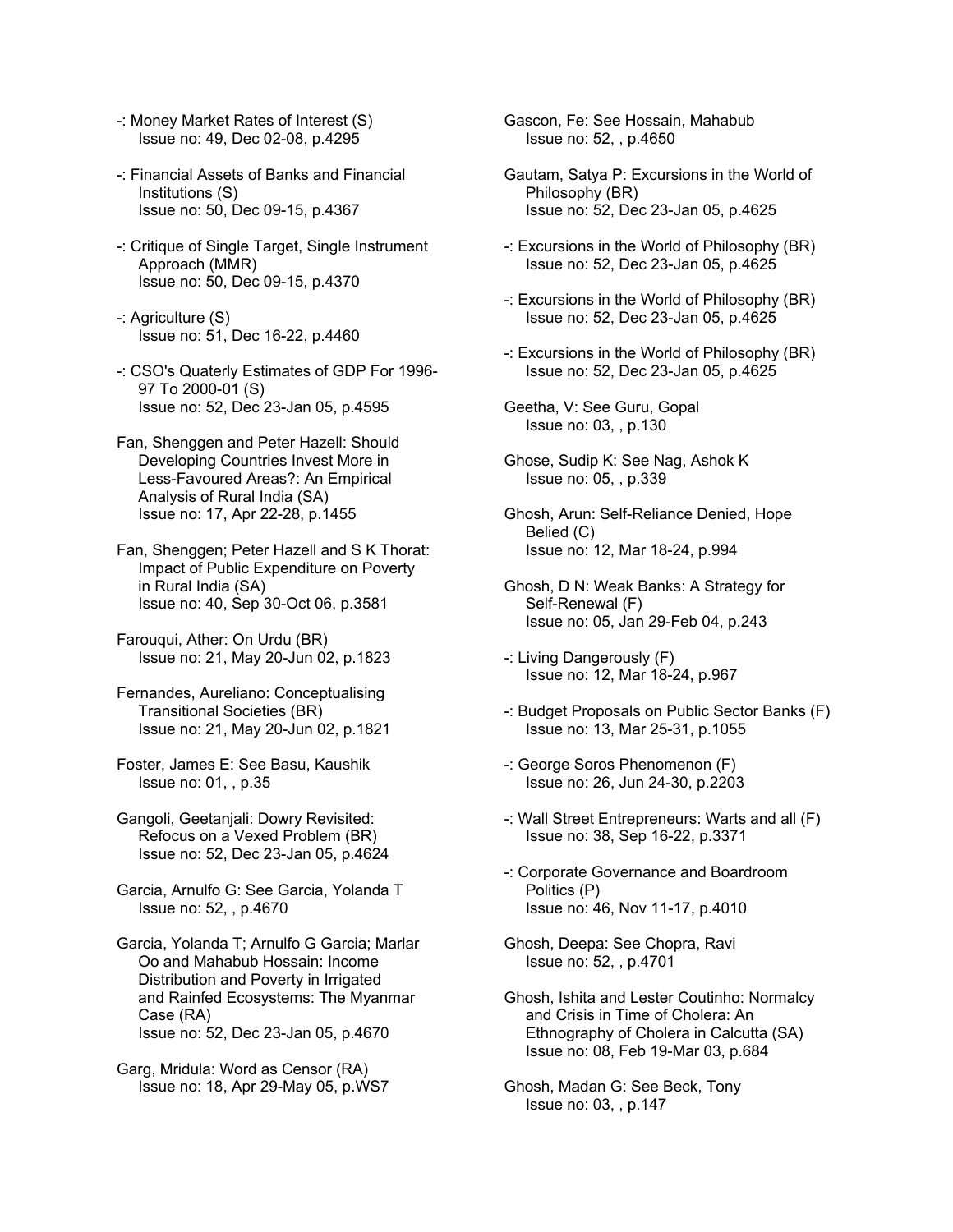-: Money Market Rates of Interest (S)
Issue no: 49, Dec 02-08, p.4295

-: Financial Assets of Banks and Financial Institutions (S)
Issue no: 50, Dec 09-15, p.4367

-: Critique of Single Target, Single Instrument Approach (MMR)
Issue no: 50, Dec 09-15, p.4370

-: Agriculture (S)
Issue no: 51, Dec 16-22, p.4460

-: CSO's Quaterly Estimates of GDP For 1996-97 To 2000-01 (S)
Issue no: 52, Dec 23-Jan 05, p.4595

Fan, Shenggen and Peter Hazell: Should Developing Countries Invest More in Less-Favoured Areas?: An Empirical Analysis of Rural India (SA)
Issue no: 17, Apr 22-28, p.1455

Fan, Shenggen; Peter Hazell and S K Thorat: Impact of Public Expenditure on Poverty in Rural India (SA)
Issue no: 40, Sep 30-Oct 06, p.3581

Farouqui, Ather: On Urdu (BR)
Issue no: 21, May 20-Jun 02, p.1823

Fernandes, Aureliano: Conceptualising Transitional Societies (BR)
Issue no: 21, May 20-Jun 02, p.1821

Foster, James E: See Basu, Kaushik
Issue no: 01, , p.35

Gangoli, Geetanjali: Dowry Revisited: Refocus on a Vexed Problem (BR)
Issue no: 52, Dec 23-Jan 05, p.4624

Garcia, Arnulfo G: See Garcia, Yolanda T
Issue no: 52, , p.4670

Garcia, Yolanda T; Arnulfo G Garcia; Marlar Oo and Mahabub Hossain: Income Distribution and Poverty in Irrigated and Rainfed Ecosystems: The Myanmar Case (RA)
Issue no: 52, Dec 23-Jan 05, p.4670

Garg, Mridula: Word as Censor (RA)
Issue no: 18, Apr 29-May 05, p.WS7

Gascon, Fe: See Hossain, Mahabub
Issue no: 52, , p.4650

Gautam, Satya P: Excursions in the World of Philosophy (BR)
Issue no: 52, Dec 23-Jan 05, p.4625

-: Excursions in the World of Philosophy (BR)
Issue no: 52, Dec 23-Jan 05, p.4625

-: Excursions in the World of Philosophy (BR)
Issue no: 52, Dec 23-Jan 05, p.4625

-: Excursions in the World of Philosophy (BR)
Issue no: 52, Dec 23-Jan 05, p.4625

Geetha, V: See Guru, Gopal
Issue no: 03, , p.130

Ghose, Sudip K: See Nag, Ashok K
Issue no: 05, , p.339

Ghosh, Arun: Self-Reliance Denied, Hope Belied (C)
Issue no: 12, Mar 18-24, p.994

Ghosh, D N: Weak Banks: A Strategy for Self-Renewal (F)
Issue no: 05, Jan 29-Feb 04, p.243

-: Living Dangerously (F)
Issue no: 12, Mar 18-24, p.967

-: Budget Proposals on Public Sector Banks (F)
Issue no: 13, Mar 25-31, p.1055

-: George Soros Phenomenon (F)
Issue no: 26, Jun 24-30, p.2203

-: Wall Street Entrepreneurs: Warts and all (F)
Issue no: 38, Sep 16-22, p.3371

-: Corporate Governance and Boardroom Politics (P)
Issue no: 46, Nov 11-17, p.4010

Ghosh, Deepa: See Chopra, Ravi
Issue no: 52, , p.4701

Ghosh, Ishita and Lester Coutinho: Normalcy and Crisis in Time of Cholera: An Ethnography of Cholera in Calcutta (SA)
Issue no: 08, Feb 19-Mar 03, p.684

Ghosh, Madan G: See Beck, Tony
Issue no: 03, , p.147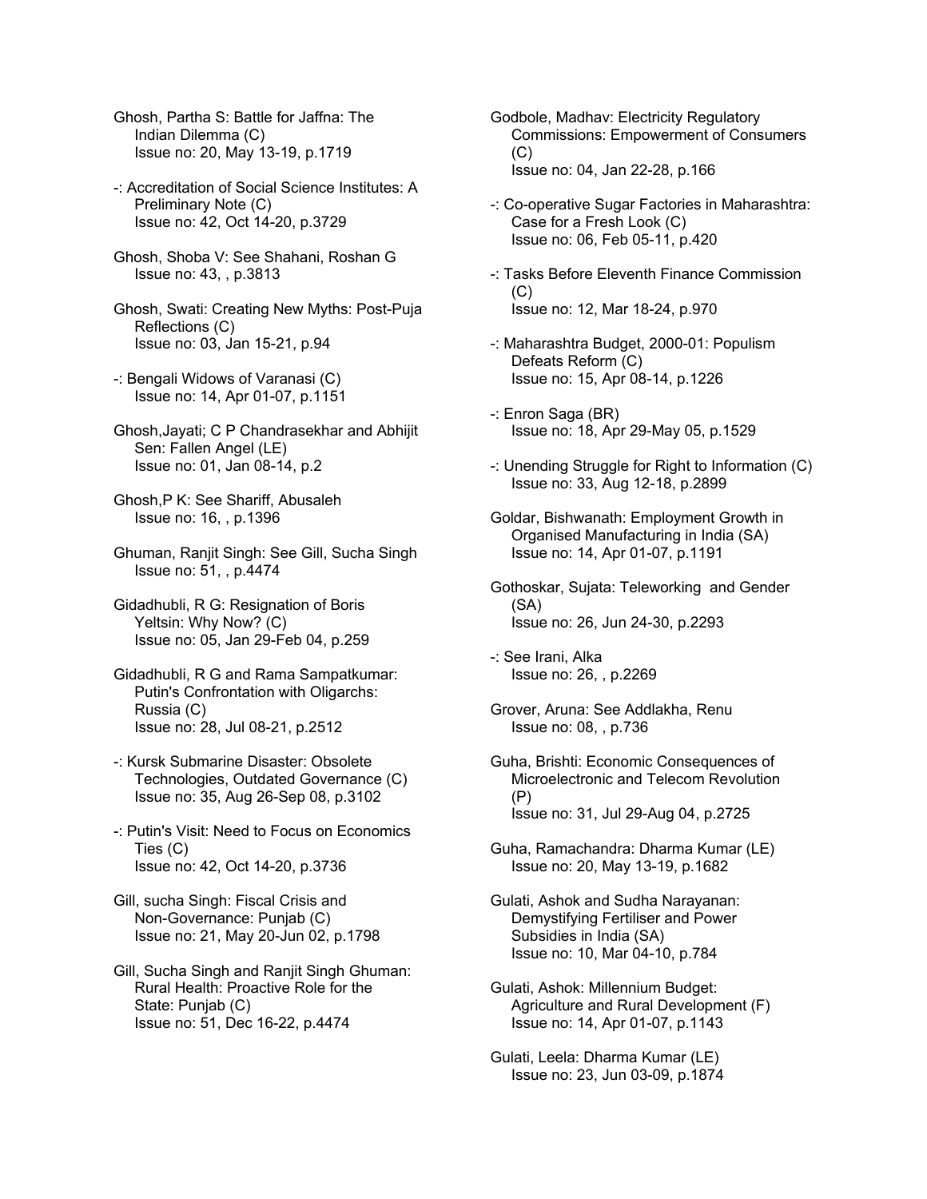Ghosh, Partha S: Battle for Jaffna: The Indian Dilemma (C)
Issue no: 20, May 13-19, p.1719

-: Accreditation of Social Science Institutes: A Preliminary Note (C)
Issue no: 42, Oct 14-20, p.3729

Ghosh, Shoba V: See Shahani, Roshan G
Issue no: 43, , p.3813

Ghosh, Swati: Creating New Myths: Post-Puja Reflections (C)
Issue no: 03, Jan 15-21, p.94

-: Bengali Widows of Varanasi (C)
Issue no: 14, Apr 01-07, p.1151

Ghosh,Jayati; C P Chandrasekhar and Abhijit Sen: Fallen Angel (LE)
Issue no: 01, Jan 08-14, p.2

Ghosh,P K: See Shariff, Abusaleh
Issue no: 16, , p.1396

Ghuman, Ranjit Singh: See Gill, Sucha Singh
Issue no: 51, , p.4474

Gidadhubli, R G: Resignation of Boris Yeltsin: Why Now? (C)
Issue no: 05, Jan 29-Feb 04, p.259

Gidadhubli, R G and Rama Sampatkumar: Putin's Confrontation with Oligarchs: Russia (C)
Issue no: 28, Jul 08-21, p.2512

-: Kursk Submarine Disaster: Obsolete Technologies, Outdated Governance (C)
Issue no: 35, Aug 26-Sep 08, p.3102

-: Putin's Visit: Need to Focus on Economics Ties (C)
Issue no: 42, Oct 14-20, p.3736

Gill, sucha Singh: Fiscal Crisis and Non-Governance: Punjab (C)
Issue no: 21, May 20-Jun 02, p.1798

Gill, Sucha Singh and Ranjit Singh Ghuman: Rural Health: Proactive Role for the State: Punjab (C)
Issue no: 51, Dec 16-22, p.4474

Godbole, Madhav: Electricity Regulatory Commissions: Empowerment of Consumers (C)
Issue no: 04, Jan 22-28, p.166

-: Co-operative Sugar Factories in Maharashtra: Case for a Fresh Look (C)
Issue no: 06, Feb 05-11, p.420

-: Tasks Before Eleventh Finance Commission (C)
Issue no: 12, Mar 18-24, p.970

-: Maharashtra Budget, 2000-01: Populism Defeats Reform (C)
Issue no: 15, Apr 08-14, p.1226

-: Enron Saga (BR)
Issue no: 18, Apr 29-May 05, p.1529

-: Unending Struggle for Right to Information (C)
Issue no: 33, Aug 12-18, p.2899

Goldar, Bishwanath: Employment Growth in Organised Manufacturing in India (SA)
Issue no: 14, Apr 01-07, p.1191

Gothoskar, Sujata: Teleworking and Gender (SA)
Issue no: 26, Jun 24-30, p.2293

-: See Irani, Alka
Issue no: 26, , p.2269

Grover, Aruna: See Addlakha, Renu
Issue no: 08, , p.736

Guha, Brishti: Economic Consequences of Microelectronic and Telecom Revolution (P)
Issue no: 31, Jul 29-Aug 04, p.2725

Guha, Ramachandra: Dharma Kumar (LE)
Issue no: 20, May 13-19, p.1682

Gulati, Ashok and Sudha Narayanan: Demystifying Fertiliser and Power Subsidies in India (SA)
Issue no: 10, Mar 04-10, p.784

Gulati, Ashok: Millennium Budget: Agriculture and Rural Development (F)
Issue no: 14, Apr 01-07, p.1143

Gulati, Leela: Dharma Kumar (LE)
Issue no: 23, Jun 03-09, p.1874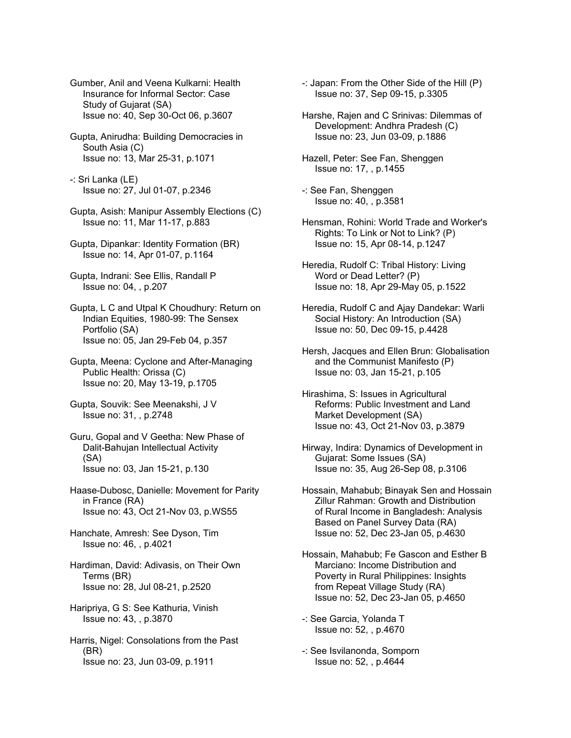Gumber, Anil and Veena Kulkarni: Health Insurance for Informal Sector: Case Study of Gujarat (SA)
Issue no: 40, Sep 30-Oct 06, p.3607

Gupta, Anirudha: Building Democracies in South Asia (C)
Issue no: 13, Mar 25-31, p.1071

-: Sri Lanka (LE)
Issue no: 27, Jul 01-07, p.2346

Gupta, Asish: Manipur Assembly Elections (C)
Issue no: 11, Mar 11-17, p.883

Gupta, Dipankar: Identity Formation (BR)
Issue no: 14, Apr 01-07, p.1164

Gupta, Indrani: See Ellis, Randall P
Issue no: 04, , p.207

Gupta, L C and Utpal K Choudhury: Return on Indian Equities, 1980-99: The Sensex Portfolio (SA)
Issue no: 05, Jan 29-Feb 04, p.357

Gupta, Meena: Cyclone and After-Managing Public Health: Orissa (C)
Issue no: 20, May 13-19, p.1705

Gupta, Souvik: See Meenakshi, J V
Issue no: 31, , p.2748

Guru, Gopal and V Geetha: New Phase of Dalit-Bahujan Intellectual Activity (SA)
Issue no: 03, Jan 15-21, p.130

Haase-Dubosc, Danielle: Movement for Parity in France (RA)
Issue no: 43, Oct 21-Nov 03, p.WS55

Hanchate, Amresh: See Dyson, Tim
Issue no: 46, , p.4021

Hardiman, David: Adivasis, on Their Own Terms (BR)
Issue no: 28, Jul 08-21, p.2520

Haripriya, G S: See Kathuria, Vinish
Issue no: 43, , p.3870

Harris, Nigel: Consolations from the Past (BR)
Issue no: 23, Jun 03-09, p.1911

-: Japan: From the Other Side of the Hill (P)
Issue no: 37, Sep 09-15, p.3305

Harshe, Rajen and C Srinivas: Dilemmas of Development: Andhra Pradesh (C)
Issue no: 23, Jun 03-09, p.1886

Hazell, Peter: See Fan, Shenggen
Issue no: 17, , p.1455

-: See Fan, Shenggen
Issue no: 40, , p.3581

Hensman, Rohini: World Trade and Worker's Rights: To Link or Not to Link? (P)
Issue no: 15, Apr 08-14, p.1247

Heredia, Rudolf C: Tribal History: Living Word or Dead Letter? (P)
Issue no: 18, Apr 29-May 05, p.1522

Heredia, Rudolf C and Ajay Dandekar: Warli Social History: An Introduction (SA)
Issue no: 50, Dec 09-15, p.4428

Hersh, Jacques and Ellen Brun: Globalisation and the Communist Manifesto (P)
Issue no: 03, Jan 15-21, p.105

Hirashima, S: Issues in Agricultural Reforms: Public Investment and Land Market Development (SA)
Issue no: 43, Oct 21-Nov 03, p.3879

Hirway, Indira: Dynamics of Development in Gujarat: Some Issues (SA)
Issue no: 35, Aug 26-Sep 08, p.3106

Hossain, Mahabub; Binayak Sen and Hossain Zillur Rahman: Growth and Distribution of Rural Income in Bangladesh: Analysis Based on Panel Survey Data (RA)
Issue no: 52, Dec 23-Jan 05, p.4630

Hossain, Mahabub; Fe Gascon and Esther B Marciano: Income Distribution and Poverty in Rural Philippines: Insights from Repeat Village Study (RA)
Issue no: 52, Dec 23-Jan 05, p.4650

-: See Garcia, Yolanda T
Issue no: 52, , p.4670

-: See Isvilanonda, Somporn
Issue no: 52, , p.4644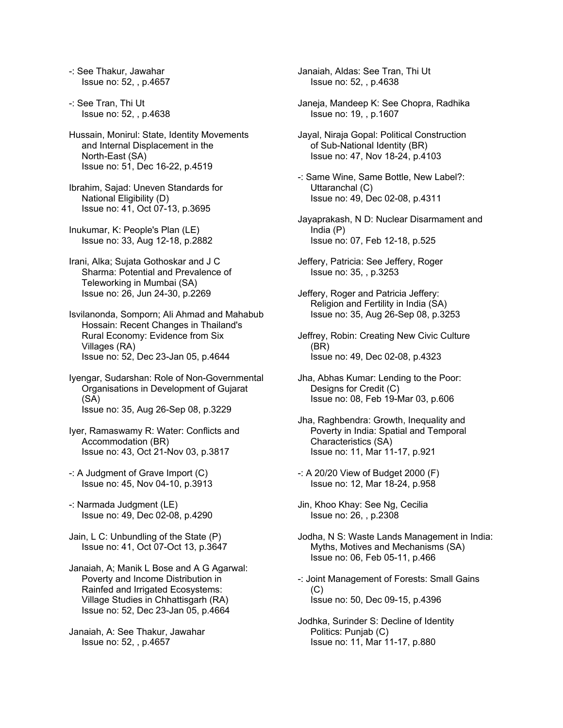-: See Thakur, Jawahar
Issue no: 52, , p.4657

-: See Tran, Thi Ut
Issue no: 52, , p.4638

Hussain, Monirul: State, Identity Movements and Internal Displacement in the North-East (SA)
Issue no: 51, Dec 16-22, p.4519

Ibrahim, Sajad: Uneven Standards for National Eligibility (D)
Issue no: 41, Oct 07-13, p.3695

Inukumar, K: People's Plan (LE)
Issue no: 33, Aug 12-18, p.2882

Irani, Alka; Sujata Gothoskar and J C Sharma: Potential and Prevalence of Teleworking in Mumbai (SA)
Issue no: 26, Jun 24-30, p.2269

Isvilanonda, Somporn; Ali Ahmad and Mahabub Hossain: Recent Changes in Thailand's Rural Economy: Evidence from Six Villages (RA)
Issue no: 52, Dec 23-Jan 05, p.4644

Iyengar, Sudarshan: Role of Non-Governmental Organisations in Development of Gujarat (SA)
Issue no: 35, Aug 26-Sep 08, p.3229

Iyer, Ramaswamy R: Water: Conflicts and Accommodation (BR)
Issue no: 43, Oct 21-Nov 03, p.3817

-: A Judgment of Grave Import (C)
Issue no: 45, Nov 04-10, p.3913

-: Narmada Judgment (LE)
Issue no: 49, Dec 02-08, p.4290

Jain, L C: Unbundling of the State (P)
Issue no: 41, Oct 07-Oct 13, p.3647

Janaiah, A; Manik L Bose and A G Agarwal: Poverty and Income Distribution in Rainfed and Irrigated Ecosystems: Village Studies in Chhattisgarh (RA)
Issue no: 52, Dec 23-Jan 05, p.4664

Janaiah, A: See Thakur, Jawahar
Issue no: 52, , p.4657

Janaiah, Aldas: See Tran, Thi Ut
Issue no: 52, , p.4638

Janeja, Mandeep K: See Chopra, Radhika
Issue no: 19, , p.1607

Jayal, Niraja Gopal: Political Construction of Sub-National Identity (BR)
Issue no: 47, Nov 18-24, p.4103

-: Same Wine, Same Bottle, New Label?: Uttaranchal (C)
Issue no: 49, Dec 02-08, p.4311

Jayaprakash, N D: Nuclear Disarmament and India (P)
Issue no: 07, Feb 12-18, p.525

Jeffery, Patricia: See Jeffery, Roger
Issue no: 35, , p.3253

Jeffery, Roger and Patricia Jeffery: Religion and Fertility in India (SA)
Issue no: 35, Aug 26-Sep 08, p.3253

Jeffrey, Robin: Creating New Civic Culture (BR)
Issue no: 49, Dec 02-08, p.4323

Jha, Abhas Kumar: Lending to the Poor: Designs for Credit (C)
Issue no: 08, Feb 19-Mar 03, p.606

Jha, Raghbendra: Growth, Inequality and Poverty in India: Spatial and Temporal Characteristics (SA)
Issue no: 11, Mar 11-17, p.921

-: A 20/20 View of Budget 2000 (F)
Issue no: 12, Mar 18-24, p.958

Jin, Khoo Khay: See Ng, Cecilia
Issue no: 26, , p.2308

Jodha, N S: Waste Lands Management in India: Myths, Motives and Mechanisms (SA)
Issue no: 06, Feb 05-11, p.466

-: Joint Management of Forests: Small Gains (C)
Issue no: 50, Dec 09-15, p.4396

Jodhka, Surinder S: Decline of Identity Politics: Punjab (C)
Issue no: 11, Mar 11-17, p.880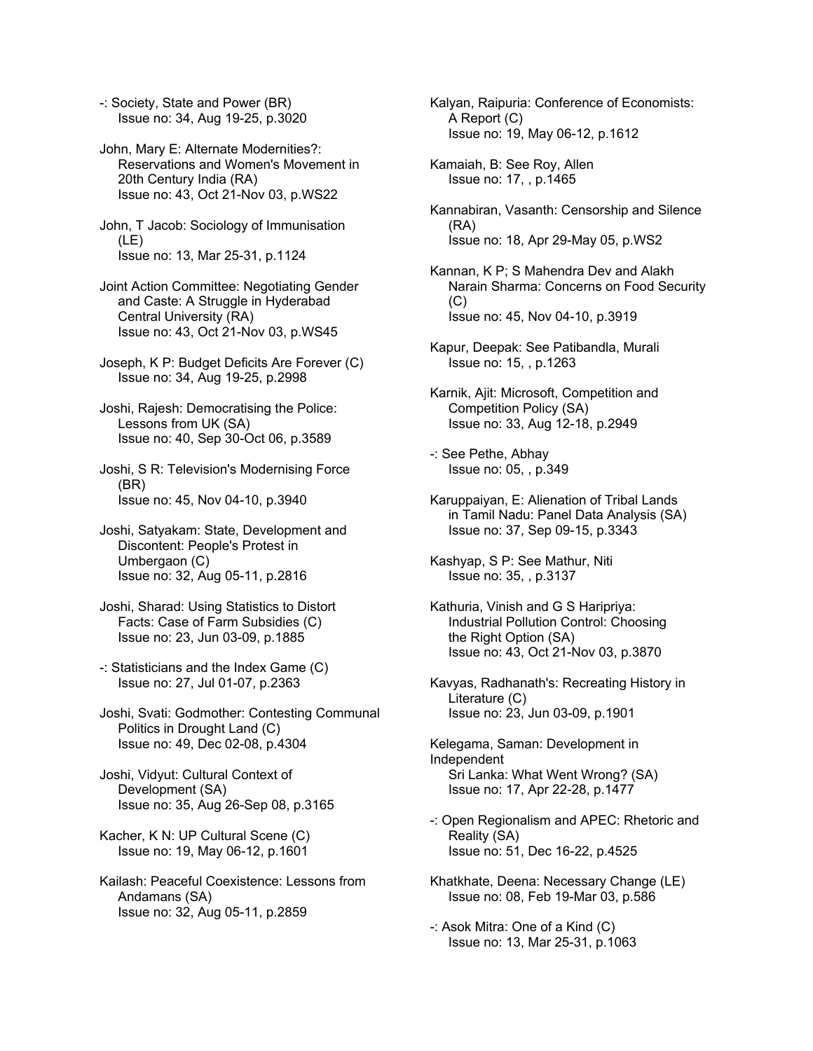-: Society, State and Power (BR)
Issue no: 34, Aug 19-25, p.3020

John, Mary E: Alternate Modernities?: Reservations and Women's Movement in 20th Century India (RA)
Issue no: 43, Oct 21-Nov 03, p.WS22

John, T Jacob: Sociology of Immunisation (LE)
Issue no: 13, Mar 25-31, p.1124

Joint Action Committee: Negotiating Gender and Caste: A Struggle in Hyderabad Central University (RA)
Issue no: 43, Oct 21-Nov 03, p.WS45

Joseph, K P: Budget Deficits Are Forever (C)
Issue no: 34, Aug 19-25, p.2998

Joshi, Rajesh: Democratising the Police: Lessons from UK (SA)
Issue no: 40, Sep 30-Oct 06, p.3589

Joshi, S R: Television's Modernising Force (BR)
Issue no: 45, Nov 04-10, p.3940

Joshi, Satyakam: State, Development and Discontent: People's Protest in Umbergaon (C)
Issue no: 32, Aug 05-11, p.2816

Joshi, Sharad: Using Statistics to Distort Facts: Case of Farm Subsidies (C)
Issue no: 23, Jun 03-09, p.1885

-: Statisticians and the Index Game (C)
Issue no: 27, Jul 01-07, p.2363

Joshi, Svati: Godmother: Contesting Communal Politics in Drought Land (C)
Issue no: 49, Dec 02-08, p.4304

Joshi, Vidyut: Cultural Context of Development (SA)
Issue no: 35, Aug 26-Sep 08, p.3165

Kacher, K N: UP Cultural Scene (C)
Issue no: 19, May 06-12, p.1601

Kailash: Peaceful Coexistence: Lessons from Andamans (SA)
Issue no: 32, Aug 05-11, p.2859

Kalyan, Raipuria: Conference of Economists: A Report (C)
Issue no: 19, May 06-12, p.1612

Kamaiah, B: See Roy, Allen
Issue no: 17, , p.1465

Kannabiran, Vasanth: Censorship and Silence (RA)
Issue no: 18, Apr 29-May 05, p.WS2

Kannan, K P; S Mahendra Dev and Alakh Narain Sharma: Concerns on Food Security (C)
Issue no: 45, Nov 04-10, p.3919

Kapur, Deepak: See Patibandla, Murali
Issue no: 15, , p.1263

Karnik, Ajit: Microsoft, Competition and Competition Policy (SA)
Issue no: 33, Aug 12-18, p.2949

-: See Pethe, Abhay
Issue no: 05, , p.349

Karuppaiyan, E: Alienation of Tribal Lands in Tamil Nadu: Panel Data Analysis (SA)
Issue no: 37, Sep 09-15, p.3343

Kashyap, S P: See Mathur, Niti
Issue no: 35, , p.3137

Kathuria, Vinish and G S Haripriya: Industrial Pollution Control: Choosing the Right Option (SA)
Issue no: 43, Oct 21-Nov 03, p.3870

Kavyas, Radhanath's: Recreating History in Literature (C)
Issue no: 23, Jun 03-09, p.1901

Kelegama, Saman: Development in Independent Sri Lanka: What Went Wrong? (SA)
Issue no: 17, Apr 22-28, p.1477

-: Open Regionalism and APEC: Rhetoric and Reality (SA)
Issue no: 51, Dec 16-22, p.4525

Khatkhate, Deena: Necessary Change (LE)
Issue no: 08, Feb 19-Mar 03, p.586

-: Asok Mitra: One of a Kind (C)
Issue no: 13, Mar 25-31, p.1063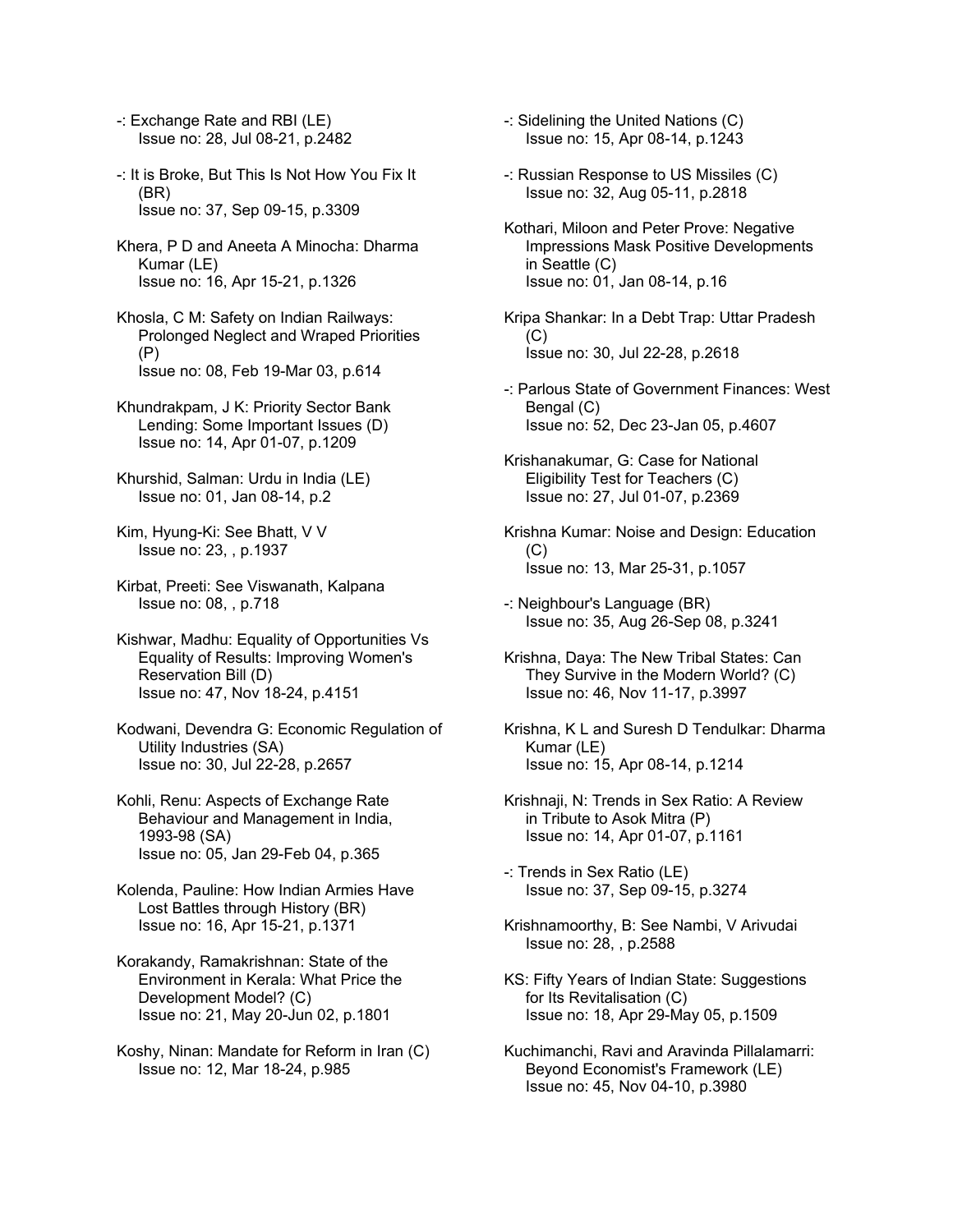-: Exchange Rate and RBI (LE)
Issue no: 28, Jul 08-21, p.2482

-: It is Broke, But This Is Not How You Fix It (BR)
Issue no: 37, Sep 09-15, p.3309

Khera, P D and Aneeta A Minocha: Dharma Kumar (LE)
Issue no: 16, Apr 15-21, p.1326

Khosla, C M: Safety on Indian Railways: Prolonged Neglect and Wraped Priorities (P)
Issue no: 08, Feb 19-Mar 03, p.614

Khundrakpam, J K: Priority Sector Bank Lending: Some Important Issues (D)
Issue no: 14, Apr 01-07, p.1209

Khurshid, Salman: Urdu in India (LE)
Issue no: 01, Jan 08-14, p.2

Kim, Hyung-Ki: See Bhatt, V V
Issue no: 23, , p.1937

Kirbat, Preeti: See Viswanath, Kalpana
Issue no: 08, , p.718

Kishwar, Madhu: Equality of Opportunities Vs Equality of Results: Improving Women's Reservation Bill (D)
Issue no: 47, Nov 18-24, p.4151

Kodwani, Devendra G: Economic Regulation of Utility Industries (SA)
Issue no: 30, Jul 22-28, p.2657

Kohli, Renu: Aspects of Exchange Rate Behaviour and Management in India, 1993-98 (SA)
Issue no: 05, Jan 29-Feb 04, p.365

Kolenda, Pauline: How Indian Armies Have Lost Battles through History (BR)
Issue no: 16, Apr 15-21, p.1371

Korakandy, Ramakrishnan: State of the Environment in Kerala: What Price the Development Model? (C)
Issue no: 21, May 20-Jun 02, p.1801

Koshy, Ninan: Mandate for Reform in Iran (C)
Issue no: 12, Mar 18-24, p.985

-: Sidelining the United Nations (C)
Issue no: 15, Apr 08-14, p.1243

-: Russian Response to US Missiles (C)
Issue no: 32, Aug 05-11, p.2818

Kothari, Miloon and Peter Prove: Negative Impressions Mask Positive Developments in Seattle (C)
Issue no: 01, Jan 08-14, p.16

Kripa Shankar: In a Debt Trap: Uttar Pradesh (C)
Issue no: 30, Jul 22-28, p.2618

-: Parlous State of Government Finances: West Bengal (C)
Issue no: 52, Dec 23-Jan 05, p.4607

Krishanakumar, G: Case for National Eligibility Test for Teachers (C)
Issue no: 27, Jul 01-07, p.2369

Krishna Kumar: Noise and Design: Education (C)
Issue no: 13, Mar 25-31, p.1057

-: Neighbour's Language (BR)
Issue no: 35, Aug 26-Sep 08, p.3241

Krishna, Daya: The New Tribal States: Can They Survive in the Modern World? (C)
Issue no: 46, Nov 11-17, p.3997

Krishna, K L and Suresh D Tendulkar: Dharma Kumar (LE)
Issue no: 15, Apr 08-14, p.1214

Krishnaji, N: Trends in Sex Ratio: A Review in Tribute to Asok Mitra (P)
Issue no: 14, Apr 01-07, p.1161

-: Trends in Sex Ratio (LE)
Issue no: 37, Sep 09-15, p.3274

Krishnamoorthy, B: See Nambi, V Arivudai
Issue no: 28, , p.2588

KS: Fifty Years of Indian State: Suggestions for Its Revitalisation (C)
Issue no: 18, Apr 29-May 05, p.1509

Kuchimanchi, Ravi and Aravinda Pillalamarri: Beyond Economist's Framework (LE)
Issue no: 45, Nov 04-10, p.3980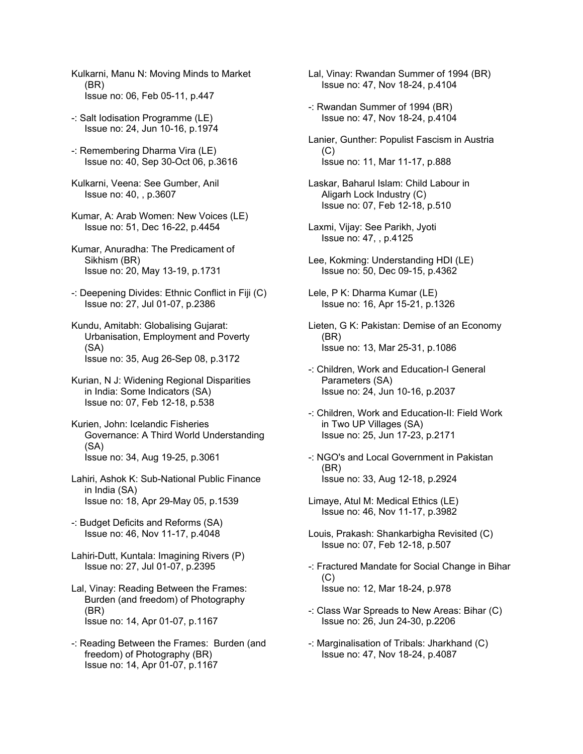Kulkarni, Manu N: Moving Minds to Market (BR)
Issue no: 06, Feb 05-11, p.447

-: Salt Iodisation Programme (LE)
Issue no: 24, Jun 10-16, p.1974

-: Remembering Dharma Vira (LE)
Issue no: 40, Sep 30-Oct 06, p.3616

Kulkarni, Veena: See Gumber, Anil
Issue no: 40, , p.3607

Kumar, A: Arab Women: New Voices (LE)
Issue no: 51, Dec 16-22, p.4454

Kumar, Anuradha: The Predicament of Sikhism (BR)
Issue no: 20, May 13-19, p.1731

-: Deepening Divides: Ethnic Conflict in Fiji (C)
Issue no: 27, Jul 01-07, p.2386

Kundu, Amitabh: Globalising Gujarat: Urbanisation, Employment and Poverty (SA)
Issue no: 35, Aug 26-Sep 08, p.3172

Kurian, N J: Widening Regional Disparities in India: Some Indicators (SA)
Issue no: 07, Feb 12-18, p.538

Kurien, John: Icelandic Fisheries Governance: A Third World Understanding (SA)
Issue no: 34, Aug 19-25, p.3061

Lahiri, Ashok K: Sub-National Public Finance in India (SA)
Issue no: 18, Apr 29-May 05, p.1539

-: Budget Deficits and Reforms (SA)
Issue no: 46, Nov 11-17, p.4048

Lahiri-Dutt, Kuntala: Imagining Rivers (P)
Issue no: 27, Jul 01-07, p.2395

Lal, Vinay: Reading Between the Frames: Burden (and freedom) of Photography (BR)
Issue no: 14, Apr 01-07, p.1167

-: Reading Between the Frames: Burden (and freedom) of Photography (BR)
Issue no: 14, Apr 01-07, p.1167

Lal, Vinay: Rwandan Summer of 1994 (BR)
Issue no: 47, Nov 18-24, p.4104

-: Rwandan Summer of 1994 (BR)
Issue no: 47, Nov 18-24, p.4104

Lanier, Gunther: Populist Fascism in Austria (C)
Issue no: 11, Mar 11-17, p.888

Laskar, Baharul Islam: Child Labour in Aligarh Lock Industry (C)
Issue no: 07, Feb 12-18, p.510

Laxmi, Vijay: See Parikh, Jyoti
Issue no: 47, , p.4125

Lee, Kokming: Understanding HDI (LE)
Issue no: 50, Dec 09-15, p.4362

Lele, P K: Dharma Kumar (LE)
Issue no: 16, Apr 15-21, p.1326

Lieten, G K: Pakistan: Demise of an Economy (BR)
Issue no: 13, Mar 25-31, p.1086

-: Children, Work and Education-I General Parameters (SA)
Issue no: 24, Jun 10-16, p.2037

-: Children, Work and Education-II: Field Work in Two UP Villages (SA)
Issue no: 25, Jun 17-23, p.2171

-: NGO's and Local Government in Pakistan (BR)
Issue no: 33, Aug 12-18, p.2924

Limaye, Atul M: Medical Ethics (LE)
Issue no: 46, Nov 11-17, p.3982

Louis, Prakash: Shankarbigha Revisited (C)
Issue no: 07, Feb 12-18, p.507

-: Fractured Mandate for Social Change in Bihar (C)
Issue no: 12, Mar 18-24, p.978

-: Class War Spreads to New Areas: Bihar (C)
Issue no: 26, Jun 24-30, p.2206

-: Marginalisation of Tribals: Jharkhand (C)
Issue no: 47, Nov 18-24, p.4087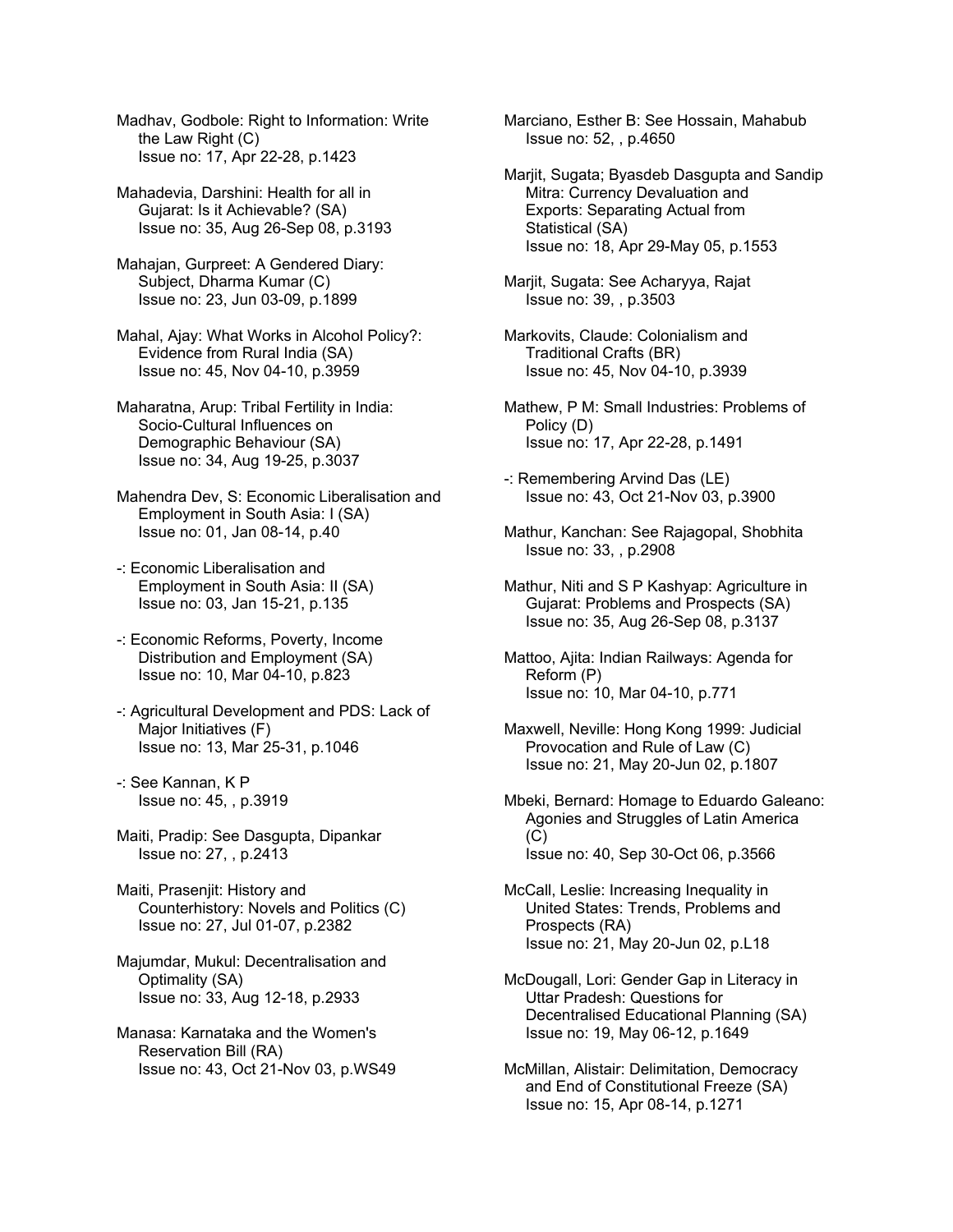Madhav, Godbole: Right to Information: Write the Law Right (C)
Issue no: 17, Apr 22-28, p.1423

Mahadevia, Darshini: Health for all in Gujarat: Is it Achievable? (SA)
Issue no: 35, Aug 26-Sep 08, p.3193

Mahajan, Gurpreet: A Gendered Diary: Subject, Dharma Kumar (C)
Issue no: 23, Jun 03-09, p.1899

Mahal, Ajay: What Works in Alcohol Policy?: Evidence from Rural India (SA)
Issue no: 45, Nov 04-10, p.3959

Maharatna, Arup: Tribal Fertility in India: Socio-Cultural Influences on Demographic Behaviour (SA)
Issue no: 34, Aug 19-25, p.3037

Mahendra Dev, S: Economic Liberalisation and Employment in South Asia: I (SA)
Issue no: 01, Jan 08-14, p.40

-: Economic Liberalisation and Employment in South Asia: II (SA)
Issue no: 03, Jan 15-21, p.135

-: Economic Reforms, Poverty, Income Distribution and Employment (SA)
Issue no: 10, Mar 04-10, p.823

-: Agricultural Development and PDS: Lack of Major Initiatives (F)
Issue no: 13, Mar 25-31, p.1046

-: See Kannan, K P
Issue no: 45, , p.3919

Maiti, Pradip: See Dasgupta, Dipankar
Issue no: 27, , p.2413

Maiti, Prasenjit: History and Counterhistory: Novels and Politics (C)
Issue no: 27, Jul 01-07, p.2382

Majumdar, Mukul: Decentralisation and Optimality (SA)
Issue no: 33, Aug 12-18, p.2933

Manasa: Karnataka and the Women's Reservation Bill (RA)
Issue no: 43, Oct 21-Nov 03, p.WS49

Marciano, Esther B: See Hossain, Mahabub
Issue no: 52, , p.4650

Marjit, Sugata; Byasdeb Dasgupta and Sandip Mitra: Currency Devaluation and Exports: Separating Actual from Statistical (SA)
Issue no: 18, Apr 29-May 05, p.1553

Marjit, Sugata: See Acharyya, Rajat
Issue no: 39, , p.3503

Markovits, Claude: Colonialism and Traditional Crafts (BR)
Issue no: 45, Nov 04-10, p.3939

Mathew, P M: Small Industries: Problems of Policy (D)
Issue no: 17, Apr 22-28, p.1491

-: Remembering Arvind Das (LE)
Issue no: 43, Oct 21-Nov 03, p.3900

Mathur, Kanchan: See Rajagopal, Shobhita
Issue no: 33, , p.2908

Mathur, Niti and S P Kashyap: Agriculture in Gujarat: Problems and Prospects (SA)
Issue no: 35, Aug 26-Sep 08, p.3137

Mattoo, Ajita: Indian Railways: Agenda for Reform (P)
Issue no: 10, Mar 04-10, p.771

Maxwell, Neville: Hong Kong 1999: Judicial Provocation and Rule of Law (C)
Issue no: 21, May 20-Jun 02, p.1807

Mbeki, Bernard: Homage to Eduardo Galeano: Agonies and Struggles of Latin America (C)
Issue no: 40, Sep 30-Oct 06, p.3566

McCall, Leslie: Increasing Inequality in United States: Trends, Problems and Prospects (RA)
Issue no: 21, May 20-Jun 02, p.L18

McDougall, Lori: Gender Gap in Literacy in Uttar Pradesh: Questions for Decentralised Educational Planning (SA)
Issue no: 19, May 06-12, p.1649

McMillan, Alistair: Delimitation, Democracy and End of Constitutional Freeze (SA)
Issue no: 15, Apr 08-14, p.1271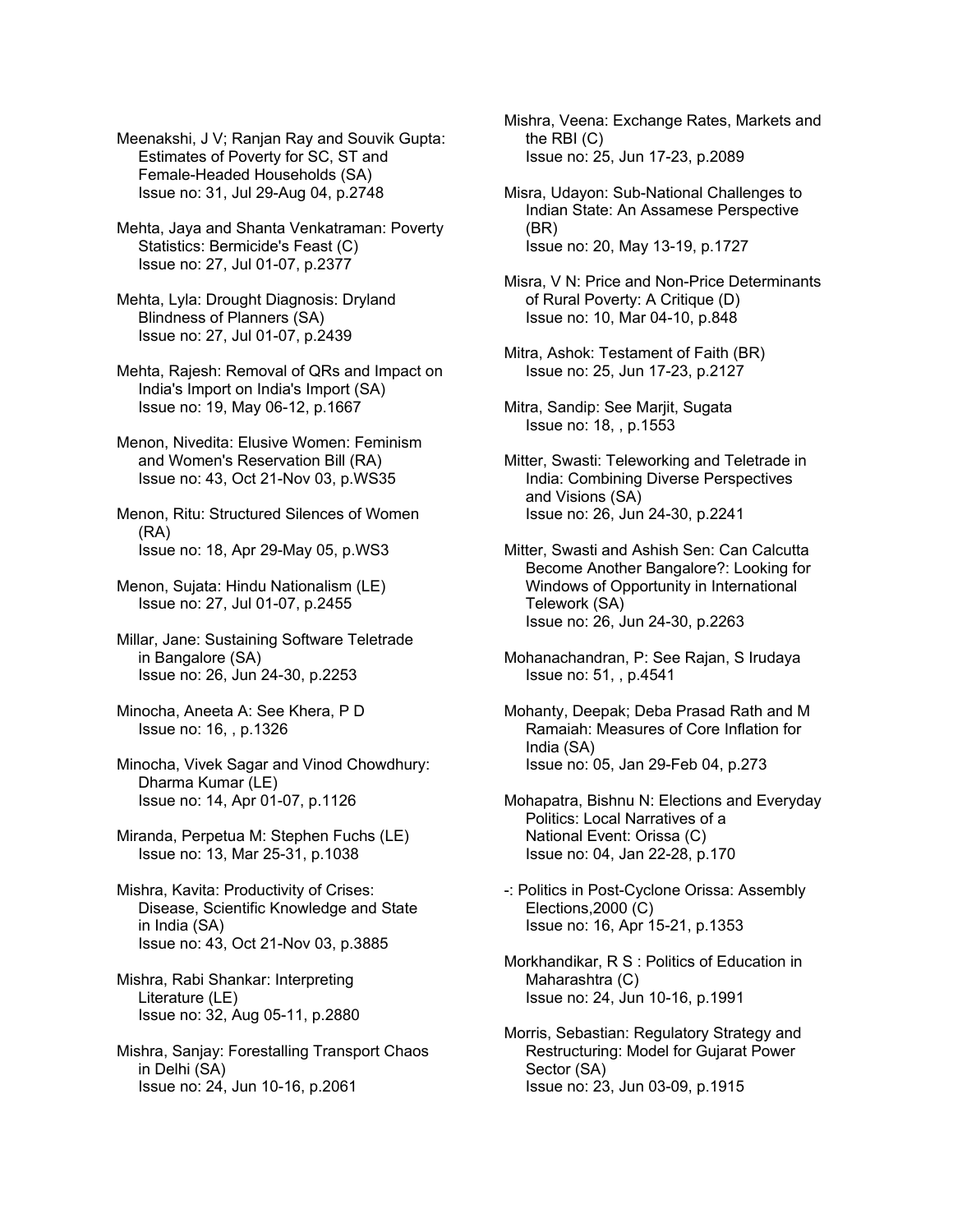Meenakshi, J V; Ranjan Ray and Souvik Gupta: Estimates of Poverty for SC, ST and Female-Headed Households (SA)
Issue no: 31, Jul 29-Aug 04, p.2748

Mehta, Jaya and Shanta Venkatraman: Poverty Statistics: Bermicide's Feast (C)
Issue no: 27, Jul 01-07, p.2377

Mehta, Lyla: Drought Diagnosis: Dryland Blindness of Planners (SA)
Issue no: 27, Jul 01-07, p.2439

Mehta, Rajesh: Removal of QRs and Impact on India's Import on India's Import (SA)
Issue no: 19, May 06-12, p.1667

Menon, Nivedita: Elusive Women: Feminism and Women's Reservation Bill (RA)
Issue no: 43, Oct 21-Nov 03, p.WS35

Menon, Ritu: Structured Silences of Women (RA)
Issue no: 18, Apr 29-May 05, p.WS3

Menon, Sujata: Hindu Nationalism (LE)
Issue no: 27, Jul 01-07, p.2455

Millar, Jane: Sustaining Software Teletrade in Bangalore (SA)
Issue no: 26, Jun 24-30, p.2253

Minocha, Aneeta A: See Khera, P D
Issue no: 16, , p.1326

Minocha, Vivek Sagar and Vinod Chowdhury: Dharma Kumar (LE)
Issue no: 14, Apr 01-07, p.1126

Miranda, Perpetua M: Stephen Fuchs (LE)
Issue no: 13, Mar 25-31, p.1038

Mishra, Kavita: Productivity of Crises: Disease, Scientific Knowledge and State in India (SA)
Issue no: 43, Oct 21-Nov 03, p.3885

Mishra, Rabi Shankar: Interpreting Literature (LE)
Issue no: 32, Aug 05-11, p.2880

Mishra, Sanjay: Forestalling Transport Chaos in Delhi (SA)
Issue no: 24, Jun 10-16, p.2061

Mishra, Veena: Exchange Rates, Markets and the RBI (C)
Issue no: 25, Jun 17-23, p.2089

Misra, Udayon: Sub-National Challenges to Indian State: An Assamese Perspective (BR)
Issue no: 20, May 13-19, p.1727

Misra, V N: Price and Non-Price Determinants of Rural Poverty: A Critique (D)
Issue no: 10, Mar 04-10, p.848

Mitra, Ashok: Testament of Faith (BR)
Issue no: 25, Jun 17-23, p.2127

Mitra, Sandip: See Marjit, Sugata
Issue no: 18, , p.1553

Mitter, Swasti: Teleworking and Teletrade in India: Combining Diverse Perspectives and Visions (SA)
Issue no: 26, Jun 24-30, p.2241

Mitter, Swasti and Ashish Sen: Can Calcutta Become Another Bangalore?: Looking for Windows of Opportunity in International Telework (SA)
Issue no: 26, Jun 24-30, p.2263

Mohanachandran, P: See Rajan, S Irudaya
Issue no: 51, , p.4541

Mohanty, Deepak; Deba Prasad Rath and M Ramaiah: Measures of Core Inflation for India (SA)
Issue no: 05, Jan 29-Feb 04, p.273

Mohapatra, Bishnu N: Elections and Everyday Politics: Local Narratives of a National Event: Orissa (C)
Issue no: 04, Jan 22-28, p.170

-: Politics in Post-Cyclone Orissa: Assembly Elections,2000 (C)
Issue no: 16, Apr 15-21, p.1353

Morkhandikar, R S : Politics of Education in Maharashtra (C)
Issue no: 24, Jun 10-16, p.1991

Morris, Sebastian: Regulatory Strategy and Restructuring: Model for Gujarat Power Sector (SA)
Issue no: 23, Jun 03-09, p.1915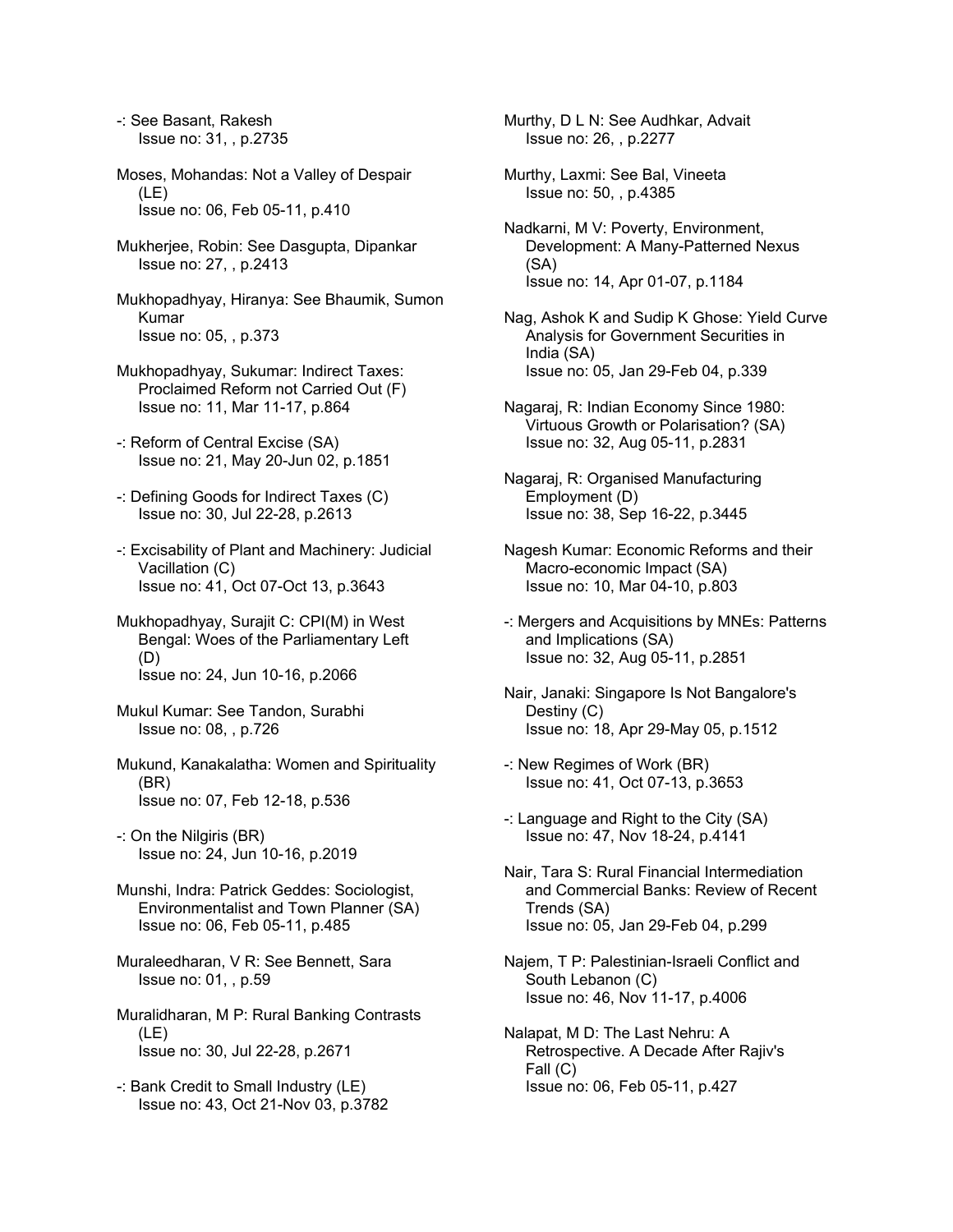-: See Basant, Rakesh
Issue no: 31, , p.2735

Moses, Mohandas: Not a Valley of Despair (LE)
Issue no: 06, Feb 05-11, p.410

Mukherjee, Robin: See Dasgupta, Dipankar
Issue no: 27, , p.2413

Mukhopadhyay, Hiranya: See Bhaumik, Sumon Kumar
Issue no: 05, , p.373

Mukhopadhyay, Sukumar: Indirect Taxes: Proclaimed Reform not Carried Out (F)
Issue no: 11, Mar 11-17, p.864

-: Reform of Central Excise (SA)
Issue no: 21, May 20-Jun 02, p.1851

-: Defining Goods for Indirect Taxes (C)
Issue no: 30, Jul 22-28, p.2613

-: Excisability of Plant and Machinery: Judicial Vacillation (C)
Issue no: 41, Oct 07-Oct 13, p.3643

Mukhopadhyay, Surajit C: CPI(M) in West Bengal: Woes of the Parliamentary Left (D)
Issue no: 24, Jun 10-16, p.2066

Mukul Kumar: See Tandon, Surabhi
Issue no: 08, , p.726

Mukund, Kanakalatha: Women and Spirituality (BR)
Issue no: 07, Feb 12-18, p.536

-: On the Nilgiris (BR)
Issue no: 24, Jun 10-16, p.2019

Munshi, Indra: Patrick Geddes: Sociologist, Environmentalist and Town Planner (SA)
Issue no: 06, Feb 05-11, p.485

Muraleedharan, V R: See Bennett, Sara
Issue no: 01, , p.59

Muralidharan, M P: Rural Banking Contrasts (LE)
Issue no: 30, Jul 22-28, p.2671

-: Bank Credit to Small Industry (LE)
Issue no: 43, Oct 21-Nov 03, p.3782

Murthy, D L N: See Audhkar, Advait
Issue no: 26, , p.2277

Murthy, Laxmi: See Bal, Vineeta
Issue no: 50, , p.4385

Nadkarni, M V: Poverty, Environment, Development: A Many-Patterned Nexus (SA)
Issue no: 14, Apr 01-07, p.1184

Nag, Ashok K and Sudip K Ghose: Yield Curve Analysis for Government Securities in India (SA)
Issue no: 05, Jan 29-Feb 04, p.339

Nagaraj, R: Indian Economy Since 1980: Virtuous Growth or Polarisation? (SA)
Issue no: 32, Aug 05-11, p.2831

Nagaraj, R: Organised Manufacturing Employment (D)
Issue no: 38, Sep 16-22, p.3445

Nagesh Kumar: Economic Reforms and their Macro-economic Impact (SA)
Issue no: 10, Mar 04-10, p.803

-: Mergers and Acquisitions by MNEs: Patterns and Implications (SA)
Issue no: 32, Aug 05-11, p.2851

Nair, Janaki: Singapore Is Not Bangalore's Destiny (C)
Issue no: 18, Apr 29-May 05, p.1512

-: New Regimes of Work (BR)
Issue no: 41, Oct 07-13, p.3653

-: Language and Right to the City (SA)
Issue no: 47, Nov 18-24, p.4141

Nair, Tara S: Rural Financial Intermediation and Commercial Banks: Review of Recent Trends (SA)
Issue no: 05, Jan 29-Feb 04, p.299

Najem, T P: Palestinian-Israeli Conflict and South Lebanon (C)
Issue no: 46, Nov 11-17, p.4006

Nalapat, M D: The Last Nehru: A Retrospective. A Decade After Rajiv's Fall (C)
Issue no: 06, Feb 05-11, p.427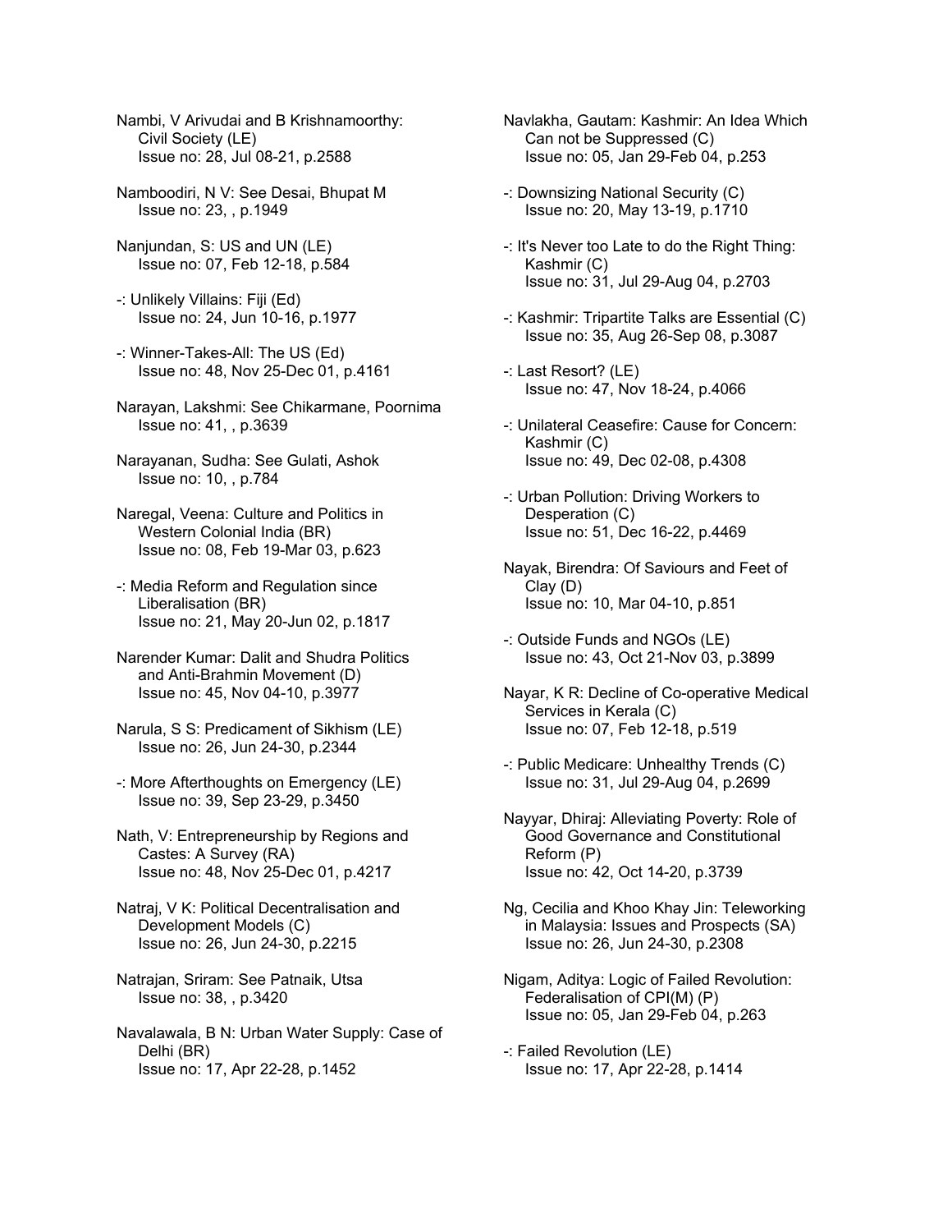Nambi, V Arivudai and B Krishnamoorthy: Civil Society (LE)
Issue no: 28, Jul 08-21, p.2588

Namboodiri, N V: See Desai, Bhupat M
Issue no: 23, , p.1949

Nanjundan, S: US and UN (LE)
Issue no: 07, Feb 12-18, p.584

-: Unlikely Villains: Fiji (Ed)
Issue no: 24, Jun 10-16, p.1977

-: Winner-Takes-All: The US (Ed)
Issue no: 48, Nov 25-Dec 01, p.4161

Narayan, Lakshmi: See Chikarmane, Poornima
Issue no: 41, , p.3639

Narayanan, Sudha: See Gulati, Ashok
Issue no: 10, , p.784

Naregal, Veena: Culture and Politics in Western Colonial India (BR)
Issue no: 08, Feb 19-Mar 03, p.623

-: Media Reform and Regulation since Liberalisation (BR)
Issue no: 21, May 20-Jun 02, p.1817

Narender Kumar: Dalit and Shudra Politics and Anti-Brahmin Movement (D)
Issue no: 45, Nov 04-10, p.3977

Narula, S S: Predicament of Sikhism (LE)
Issue no: 26, Jun 24-30, p.2344

-: More Afterthoughts on Emergency (LE)
Issue no: 39, Sep 23-29, p.3450

Nath, V: Entrepreneurship by Regions and Castes: A Survey (RA)
Issue no: 48, Nov 25-Dec 01, p.4217

Natraj, V K: Political Decentralisation and Development Models (C)
Issue no: 26, Jun 24-30, p.2215

Natrajan, Sriram: See Patnaik, Utsa
Issue no: 38, , p.3420

Navalawala, B N: Urban Water Supply: Case of Delhi (BR)
Issue no: 17, Apr 22-28, p.1452

Navlakha, Gautam: Kashmir: An Idea Which Can not be Suppressed (C)
Issue no: 05, Jan 29-Feb 04, p.253

-: Downsizing National Security (C)
Issue no: 20, May 13-19, p.1710

-: It's Never too Late to do the Right Thing: Kashmir (C)
Issue no: 31, Jul 29-Aug 04, p.2703

-: Kashmir: Tripartite Talks are Essential (C)
Issue no: 35, Aug 26-Sep 08, p.3087

-: Last Resort? (LE)
Issue no: 47, Nov 18-24, p.4066

-: Unilateral Ceasefire: Cause for Concern: Kashmir (C)
Issue no: 49, Dec 02-08, p.4308

-: Urban Pollution: Driving Workers to Desperation (C)
Issue no: 51, Dec 16-22, p.4469

Nayak, Birendra: Of Saviours and Feet of Clay (D)
Issue no: 10, Mar 04-10, p.851

-: Outside Funds and NGOs (LE)
Issue no: 43, Oct 21-Nov 03, p.3899

Nayar, K R: Decline of Co-operative Medical Services in Kerala (C)
Issue no: 07, Feb 12-18, p.519

-: Public Medicare: Unhealthy Trends (C)
Issue no: 31, Jul 29-Aug 04, p.2699

Nayyar, Dhiraj: Alleviating Poverty: Role of Good Governance and Constitutional Reform (P)
Issue no: 42, Oct 14-20, p.3739

Ng, Cecilia and Khoo Khay Jin: Teleworking in Malaysia: Issues and Prospects (SA)
Issue no: 26, Jun 24-30, p.2308

Nigam, Aditya: Logic of Failed Revolution: Federalisation of CPI(M) (P)
Issue no: 05, Jan 29-Feb 04, p.263

-: Failed Revolution (LE)
Issue no: 17, Apr 22-28, p.1414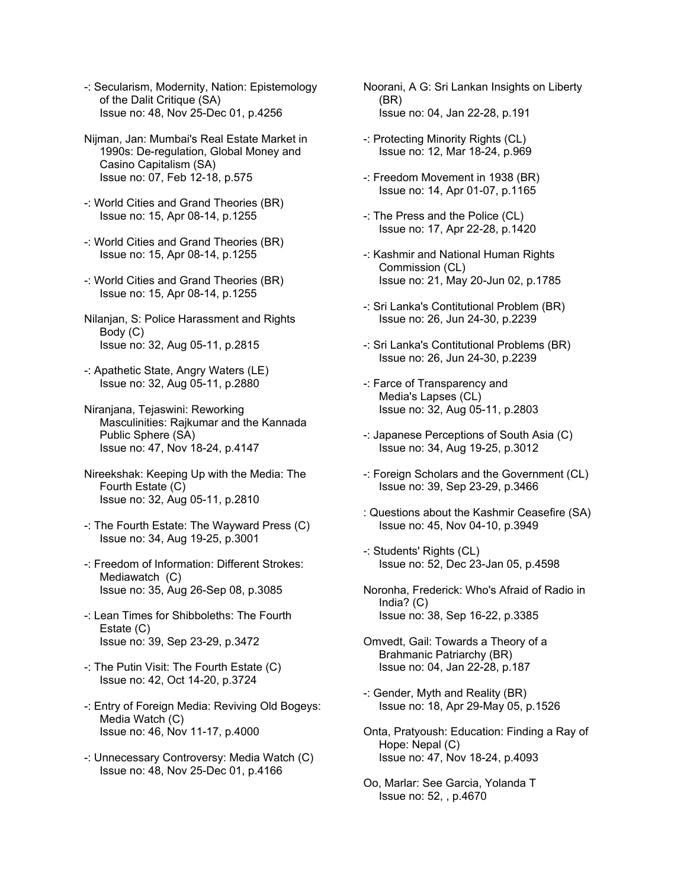-: Secularism, Modernity, Nation: Epistemology of the Dalit Critique (SA)
Issue no: 48, Nov 25-Dec 01, p.4256

Nijman, Jan: Mumbai's Real Estate Market in 1990s: De-regulation, Global Money and Casino Capitalism (SA)
Issue no: 07, Feb 12-18, p.575

-: World Cities and Grand Theories (BR)
Issue no: 15, Apr 08-14, p.1255

-: World Cities and Grand Theories (BR)
Issue no: 15, Apr 08-14, p.1255

-: World Cities and Grand Theories (BR)
Issue no: 15, Apr 08-14, p.1255

Nilanjan, S: Police Harassment and Rights Body (C)
Issue no: 32, Aug 05-11, p.2815

-: Apathetic State, Angry Waters (LE)
Issue no: 32, Aug 05-11, p.2880

Niranjana, Tejaswini: Reworking Masculinities: Rajkumar and the Kannada Public Sphere (SA)
Issue no: 47, Nov 18-24, p.4147

Nireekshak: Keeping Up with the Media: The Fourth Estate (C)
Issue no: 32, Aug 05-11, p.2810

-: The Fourth Estate: The Wayward Press (C)
Issue no: 34, Aug 19-25, p.3001

-: Freedom of Information: Different Strokes: Mediawatch (C)
Issue no: 35, Aug 26-Sep 08, p.3085

-: Lean Times for Shibboleths: The Fourth Estate (C)
Issue no: 39, Sep 23-29, p.3472

-: The Putin Visit: The Fourth Estate (C)
Issue no: 42, Oct 14-20, p.3724

-: Entry of Foreign Media: Reviving Old Bogeys: Media Watch (C)
Issue no: 46, Nov 11-17, p.4000

-: Unnecessary Controversy: Media Watch (C)
Issue no: 48, Nov 25-Dec 01, p.4166

Noorani, A G: Sri Lankan Insights on Liberty (BR)
Issue no: 04, Jan 22-28, p.191

-: Protecting Minority Rights (CL)
Issue no: 12, Mar 18-24, p.969

-: Freedom Movement in 1938 (BR)
Issue no: 14, Apr 01-07, p.1165

-: The Press and the Police (CL)
Issue no: 17, Apr 22-28, p.1420

-: Kashmir and National Human Rights Commission (CL)
Issue no: 21, May 20-Jun 02, p.1785

-: Sri Lanka's Contitutional Problem (BR)
Issue no: 26, Jun 24-30, p.2239

-: Sri Lanka's Contitutional Problems (BR)
Issue no: 26, Jun 24-30, p.2239

-: Farce of Transparency and Media's Lapses (CL)
Issue no: 32, Aug 05-11, p.2803

-: Japanese Perceptions of South Asia (C)
Issue no: 34, Aug 19-25, p.3012

-: Foreign Scholars and the Government (CL)
Issue no: 39, Sep 23-29, p.3466

: Questions about the Kashmir Ceasefire (SA)
Issue no: 45, Nov 04-10, p.3949

-: Students' Rights (CL)
Issue no: 52, Dec 23-Jan 05, p.4598

Noronha, Frederick: Who's Afraid of Radio in India? (C)
Issue no: 38, Sep 16-22, p.3385

Omvedt, Gail: Towards a Theory of a Brahmanic Patriarchy (BR)
Issue no: 04, Jan 22-28, p.187

-: Gender, Myth and Reality (BR)
Issue no: 18, Apr 29-May 05, p.1526

Onta, Pratyoush: Education: Finding a Ray of Hope: Nepal (C)
Issue no: 47, Nov 18-24, p.4093

Oo, Marlar: See Garcia, Yolanda T
Issue no: 52, , p.4670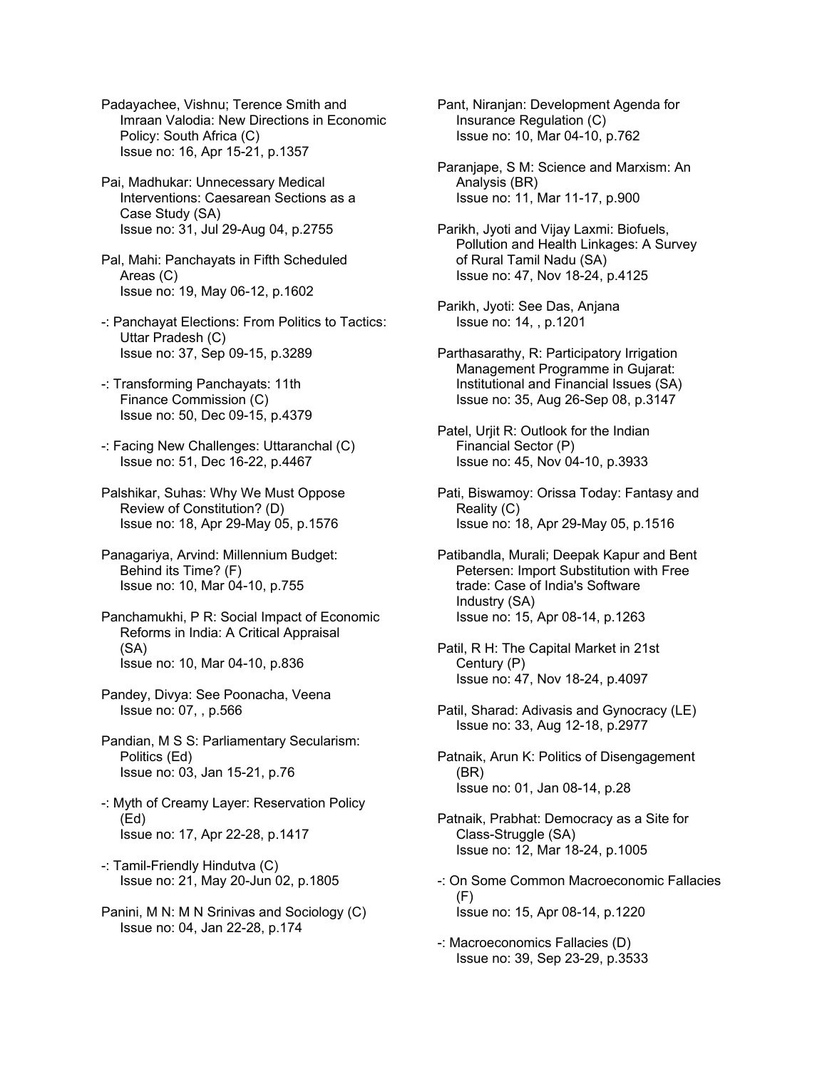Padayachee, Vishnu; Terence Smith and Imraan Valodia: New Directions in Economic Policy: South Africa (C)
Issue no: 16, Apr 15-21, p.1357

Pai, Madhukar: Unnecessary Medical Interventions: Caesarean Sections as a Case Study (SA)
Issue no: 31, Jul 29-Aug 04, p.2755

Pal, Mahi: Panchayats in Fifth Scheduled Areas (C)
Issue no: 19, May 06-12, p.1602

-: Panchayat Elections: From Politics to Tactics: Uttar Pradesh (C)
Issue no: 37, Sep 09-15, p.3289

-: Transforming Panchayats: 11th Finance Commission (C)
Issue no: 50, Dec 09-15, p.4379

-: Facing New Challenges: Uttaranchal (C)
Issue no: 51, Dec 16-22, p.4467

Palshikar, Suhas: Why We Must Oppose Review of Constitution? (D)
Issue no: 18, Apr 29-May 05, p.1576

Panagariya, Arvind: Millennium Budget: Behind its Time? (F)
Issue no: 10, Mar 04-10, p.755

Panchamukhi, P R: Social Impact of Economic Reforms in India: A Critical Appraisal (SA)
Issue no: 10, Mar 04-10, p.836

Pandey, Divya: See Poonacha, Veena
Issue no: 07, , p.566

Pandian, M S S: Parliamentary Secularism: Politics (Ed)
Issue no: 03, Jan 15-21, p.76

-: Myth of Creamy Layer: Reservation Policy (Ed)
Issue no: 17, Apr 22-28, p.1417

-: Tamil-Friendly Hindutva (C)
Issue no: 21, May 20-Jun 02, p.1805

Panini, M N: M N Srinivas and Sociology (C)
Issue no: 04, Jan 22-28, p.174

Pant, Niranjan: Development Agenda for Insurance Regulation (C)
Issue no: 10, Mar 04-10, p.762

Paranjape, S M: Science and Marxism: An Analysis (BR)
Issue no: 11, Mar 11-17, p.900

Parikh, Jyoti and Vijay Laxmi: Biofuels, Pollution and Health Linkages: A Survey of Rural Tamil Nadu (SA)
Issue no: 47, Nov 18-24, p.4125

Parikh, Jyoti: See Das, Anjana
Issue no: 14, , p.1201

Parthasarathy, R: Participatory Irrigation Management Programme in Gujarat: Institutional and Financial Issues (SA)
Issue no: 35, Aug 26-Sep 08, p.3147

Patel, Urjit R: Outlook for the Indian Financial Sector (P)
Issue no: 45, Nov 04-10, p.3933

Pati, Biswamoy: Orissa Today: Fantasy and Reality (C)
Issue no: 18, Apr 29-May 05, p.1516

Patibandla, Murali; Deepak Kapur and Bent Petersen: Import Substitution with Free trade: Case of India's Software Industry (SA)
Issue no: 15, Apr 08-14, p.1263

Patil, R H: The Capital Market in 21st Century (P)
Issue no: 47, Nov 18-24, p.4097

Patil, Sharad: Adivasis and Gynocracy (LE)
Issue no: 33, Aug 12-18, p.2977

Patnaik, Arun K: Politics of Disengagement (BR)
Issue no: 01, Jan 08-14, p.28

Patnaik, Prabhat: Democracy as a Site for Class-Struggle (SA)
Issue no: 12, Mar 18-24, p.1005

-: On Some Common Macroeconomic Fallacies (F)
Issue no: 15, Apr 08-14, p.1220

-: Macroeconomics Fallacies (D)
Issue no: 39, Sep 23-29, p.3533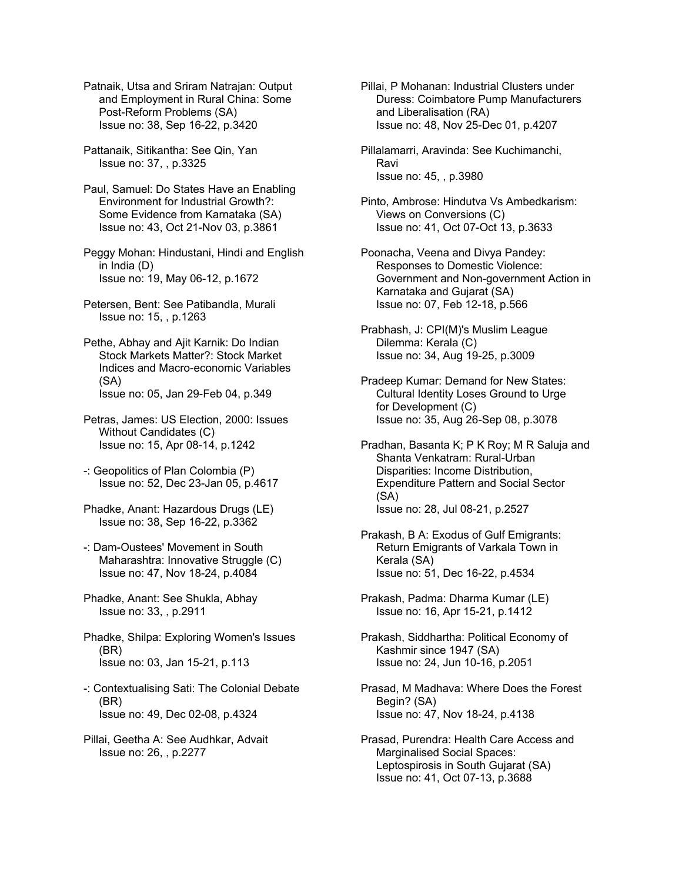Patnaik, Utsa and Sriram Natrajan: Output and Employment in Rural China: Some Post-Reform Problems (SA)
Issue no: 38, Sep 16-22, p.3420

Pattanaik, Sitikantha: See Qin, Yan
Issue no: 37, , p.3325

Paul, Samuel: Do States Have an Enabling Environment for Industrial Growth?: Some Evidence from Karnataka (SA)
Issue no: 43, Oct 21-Nov 03, p.3861

Peggy Mohan: Hindustani, Hindi and English in India (D)
Issue no: 19, May 06-12, p.1672

Petersen, Bent: See Patibandla, Murali
Issue no: 15, , p.1263

Pethe, Abhay and Ajit Karnik: Do Indian Stock Markets Matter?: Stock Market Indices and Macro-economic Variables (SA)
Issue no: 05, Jan 29-Feb 04, p.349

Petras, James: US Election, 2000: Issues Without Candidates (C)
Issue no: 15, Apr 08-14, p.1242

-: Geopolitics of Plan Colombia (P)
Issue no: 52, Dec 23-Jan 05, p.4617

Phadke, Anant: Hazardous Drugs (LE)
Issue no: 38, Sep 16-22, p.3362

-: Dam-Oustees' Movement in South Maharashtra: Innovative Struggle (C)
Issue no: 47, Nov 18-24, p.4084

Phadke, Anant: See Shukla, Abhay
Issue no: 33, , p.2911

Phadke, Shilpa: Exploring Women's Issues (BR)
Issue no: 03, Jan 15-21, p.113

-: Contextualising Sati: The Colonial Debate (BR)
Issue no: 49, Dec 02-08, p.4324

Pillai, Geetha A: See Audhkar, Advait
Issue no: 26, , p.2277

Pillai, P Mohanan: Industrial Clusters under Duress: Coimbatore Pump Manufacturers and Liberalisation (RA)
Issue no: 48, Nov 25-Dec 01, p.4207

Pillalamarri, Aravinda: See Kuchimanchi, Ravi
Issue no: 45, , p.3980

Pinto, Ambrose: Hindutva Vs Ambedkarism: Views on Conversions (C)
Issue no: 41, Oct 07-Oct 13, p.3633

Poonacha, Veena and Divya Pandey: Responses to Domestic Violence: Government and Non-government Action in Karnataka and Gujarat (SA)
Issue no: 07, Feb 12-18, p.566

Prabhash, J: CPI(M)'s Muslim League Dilemma: Kerala (C)
Issue no: 34, Aug 19-25, p.3009

Pradeep Kumar: Demand for New States: Cultural Identity Loses Ground to Urge for Development (C)
Issue no: 35, Aug 26-Sep 08, p.3078

Pradhan, Basanta K; P K Roy; M R Saluja and Shanta Venkatram: Rural-Urban Disparities: Income Distribution, Expenditure Pattern and Social Sector (SA)
Issue no: 28, Jul 08-21, p.2527

Prakash, B A: Exodus of Gulf Emigrants: Return Emigrants of Varkala Town in Kerala (SA)
Issue no: 51, Dec 16-22, p.4534

Prakash, Padma: Dharma Kumar (LE)
Issue no: 16, Apr 15-21, p.1412

Prakash, Siddhartha: Political Economy of Kashmir since 1947 (SA)
Issue no: 24, Jun 10-16, p.2051

Prasad, M Madhava: Where Does the Forest Begin? (SA)
Issue no: 47, Nov 18-24, p.4138

Prasad, Purendra: Health Care Access and Marginalised Social Spaces: Leptospirosis in South Gujarat (SA)
Issue no: 41, Oct 07-13, p.3688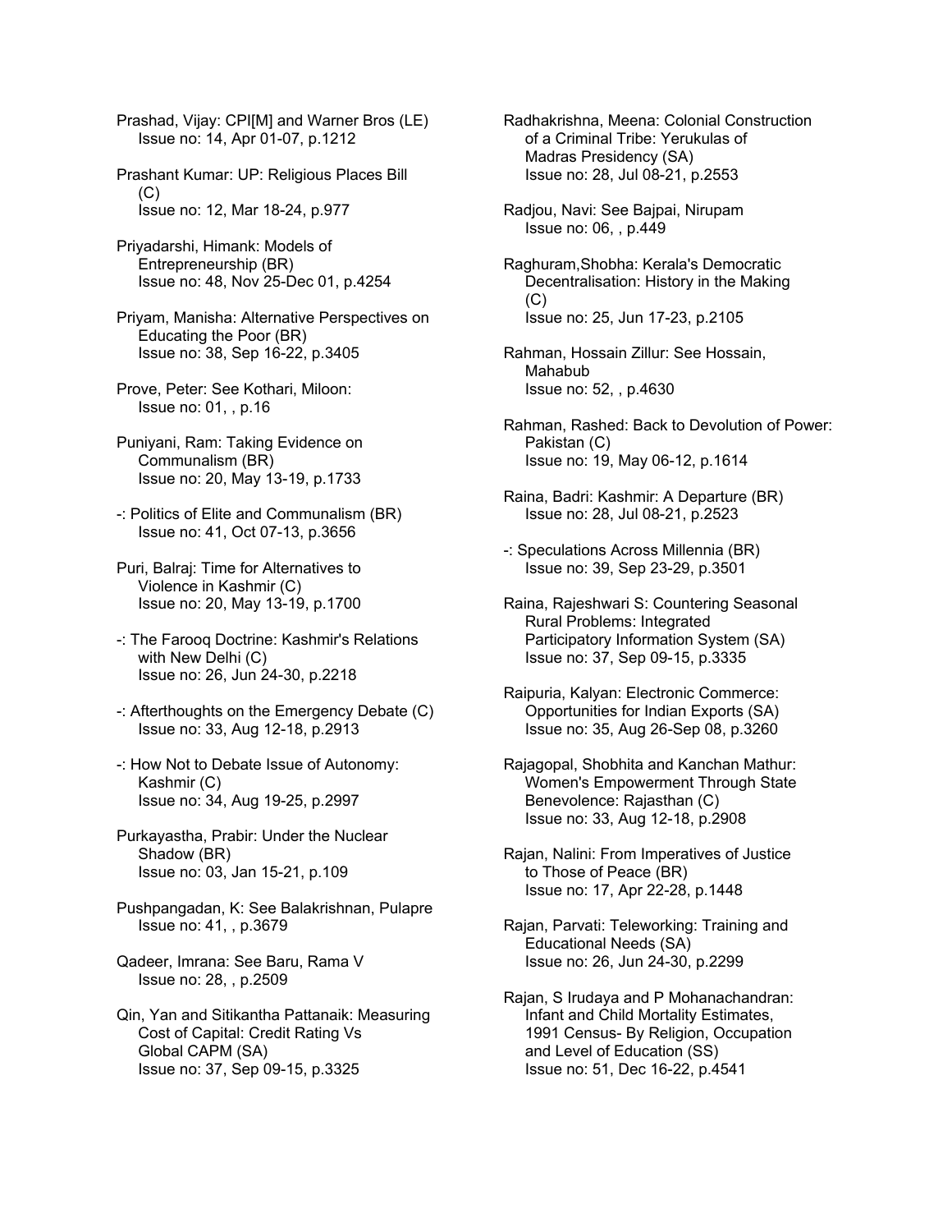Prashad, Vijay: CPI[M] and Warner Bros (LE)
Issue no: 14, Apr 01-07, p.1212

Prashant Kumar: UP: Religious Places Bill (C)
Issue no: 12, Mar 18-24, p.977

Priyadarshi, Himank: Models of Entrepreneurship (BR)
Issue no: 48, Nov 25-Dec 01, p.4254

Priyam, Manisha: Alternative Perspectives on Educating the Poor (BR)
Issue no: 38, Sep 16-22, p.3405

Prove, Peter: See Kothari, Miloon:
Issue no: 01, , p.16

Puniyani, Ram: Taking Evidence on Communalism (BR)
Issue no: 20, May 13-19, p.1733

-: Politics of Elite and Communalism (BR)
Issue no: 41, Oct 07-13, p.3656

Puri, Balraj: Time for Alternatives to Violence in Kashmir (C)
Issue no: 20, May 13-19, p.1700

-: The Farooq Doctrine: Kashmir's Relations with New Delhi (C)
Issue no: 26, Jun 24-30, p.2218

-: Afterthoughts on the Emergency Debate (C)
Issue no: 33, Aug 12-18, p.2913

-: How Not to Debate Issue of Autonomy: Kashmir (C)
Issue no: 34, Aug 19-25, p.2997

Purkayastha, Prabir: Under the Nuclear Shadow (BR)
Issue no: 03, Jan 15-21, p.109

Pushpangadan, K: See Balakrishnan, Pulapre
Issue no: 41, , p.3679

Qadeer, Imrana: See Baru, Rama V
Issue no: 28, , p.2509

Qin, Yan and Sitikantha Pattanaik: Measuring Cost of Capital: Credit Rating Vs Global CAPM (SA)
Issue no: 37, Sep 09-15, p.3325

Radhakrishna, Meena: Colonial Construction of a Criminal Tribe: Yerukulas of Madras Presidency (SA)
Issue no: 28, Jul 08-21, p.2553

Radjou, Navi: See Bajpai, Nirupam
Issue no: 06, , p.449

Raghuram,Shobha: Kerala's Democratic Decentralisation: History in the Making (C)
Issue no: 25, Jun 17-23, p.2105

Rahman, Hossain Zillur: See Hossain, Mahabub
Issue no: 52, , p.4630

Rahman, Rashed: Back to Devolution of Power: Pakistan (C)
Issue no: 19, May 06-12, p.1614

Raina, Badri: Kashmir: A Departure (BR)
Issue no: 28, Jul 08-21, p.2523

-: Speculations Across Millennia (BR)
Issue no: 39, Sep 23-29, p.3501

Raina, Rajeshwari S: Countering Seasonal Rural Problems: Integrated Participatory Information System (SA)
Issue no: 37, Sep 09-15, p.3335

Raipuria, Kalyan: Electronic Commerce: Opportunities for Indian Exports (SA)
Issue no: 35, Aug 26-Sep 08, p.3260

Rajagopal, Shobhita and Kanchan Mathur: Women's Empowerment Through State Benevolence: Rajasthan (C)
Issue no: 33, Aug 12-18, p.2908

Rajan, Nalini: From Imperatives of Justice to Those of Peace (BR)
Issue no: 17, Apr 22-28, p.1448

Rajan, Parvati: Teleworking: Training and Educational Needs (SA)
Issue no: 26, Jun 24-30, p.2299

Rajan, S Irudaya and P Mohanachandran: Infant and Child Mortality Estimates, 1991 Census- By Religion, Occupation and Level of Education (SS)
Issue no: 51, Dec 16-22, p.4541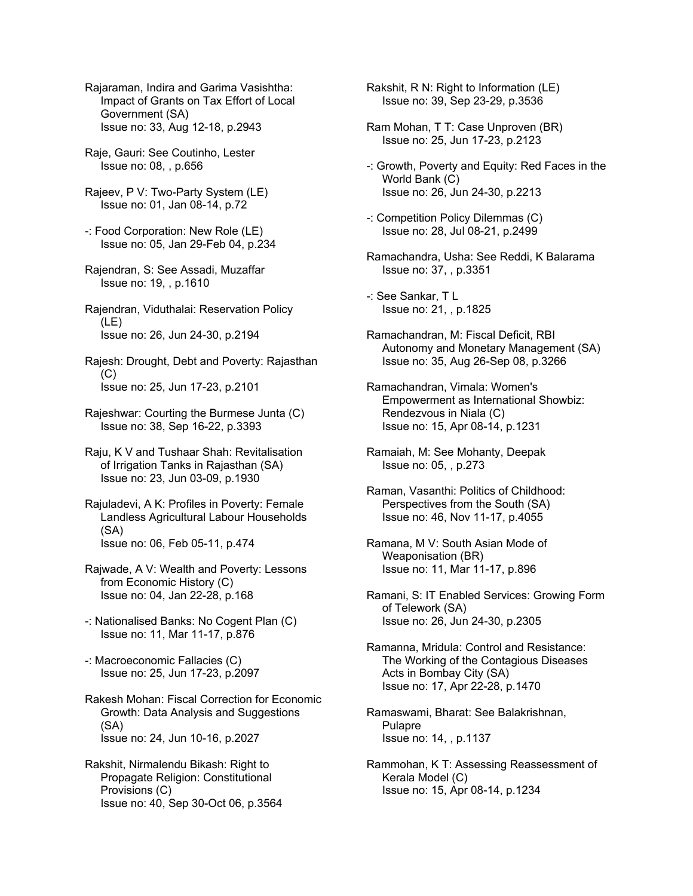Rajaraman, Indira and Garima Vasishtha: Impact of Grants on Tax Effort of Local Government (SA)
Issue no: 33, Aug 12-18, p.2943

Raje, Gauri: See Coutinho, Lester
Issue no: 08, , p.656

Rajeev, P V: Two-Party System (LE)
Issue no: 01, Jan 08-14, p.72

-: Food Corporation: New Role (LE)
Issue no: 05, Jan 29-Feb 04, p.234

Rajendran, S: See Assadi, Muzaffar
Issue no: 19, , p.1610

Rajendran, Viduthalai: Reservation Policy (LE)
Issue no: 26, Jun 24-30, p.2194

Rajesh: Drought, Debt and Poverty: Rajasthan (C)
Issue no: 25, Jun 17-23, p.2101

Rajeshwar: Courting the Burmese Junta (C)
Issue no: 38, Sep 16-22, p.3393

Raju, K V and Tushaar Shah: Revitalisation of Irrigation Tanks in Rajasthan (SA)
Issue no: 23, Jun 03-09, p.1930

Rajuladevi, A K: Profiles in Poverty: Female Landless Agricultural Labour Households (SA)
Issue no: 06, Feb 05-11, p.474

Rajwade, A V: Wealth and Poverty: Lessons from Economic History (C)
Issue no: 04, Jan 22-28, p.168

-: Nationalised Banks: No Cogent Plan (C)
Issue no: 11, Mar 11-17, p.876

-: Macroeconomic Fallacies (C)
Issue no: 25, Jun 17-23, p.2097

Rakesh Mohan: Fiscal Correction for Economic Growth: Data Analysis and Suggestions (SA)
Issue no: 24, Jun 10-16, p.2027

Rakshit, Nirmalendu Bikash: Right to Propagate Religion: Constitutional Provisions (C)
Issue no: 40, Sep 30-Oct 06, p.3564

Rakshit, R N: Right to Information (LE)
Issue no: 39, Sep 23-29, p.3536

Ram Mohan, T T: Case Unproven (BR)
Issue no: 25, Jun 17-23, p.2123

-: Growth, Poverty and Equity: Red Faces in the World Bank (C)
Issue no: 26, Jun 24-30, p.2213

-: Competition Policy Dilemmas (C)
Issue no: 28, Jul 08-21, p.2499

Ramachandra, Usha: See Reddi, K Balarama
Issue no: 37, , p.3351

-: See Sankar, T L
Issue no: 21, , p.1825

Ramachandran, M: Fiscal Deficit, RBI Autonomy and Monetary Management (SA)
Issue no: 35, Aug 26-Sep 08, p.3266

Ramachandran, Vimala: Women's Empowerment as International Showbiz: Rendezvous in Niala (C)
Issue no: 15, Apr 08-14, p.1231

Ramaiah, M: See Mohanty, Deepak
Issue no: 05, , p.273

Raman, Vasanthi: Politics of Childhood: Perspectives from the South (SA)
Issue no: 46, Nov 11-17, p.4055

Ramana, M V: South Asian Mode of Weaponisation (BR)
Issue no: 11, Mar 11-17, p.896

Ramani, S: IT Enabled Services: Growing Form of Telework (SA)
Issue no: 26, Jun 24-30, p.2305

Ramanna, Mridula: Control and Resistance: The Working of the Contagious Diseases Acts in Bombay City (SA)
Issue no: 17, Apr 22-28, p.1470

Ramaswami, Bharat: See Balakrishnan, Pulapre
Issue no: 14, , p.1137

Rammohan, K T: Assessing Reassessment of Kerala Model (C)
Issue no: 15, Apr 08-14, p.1234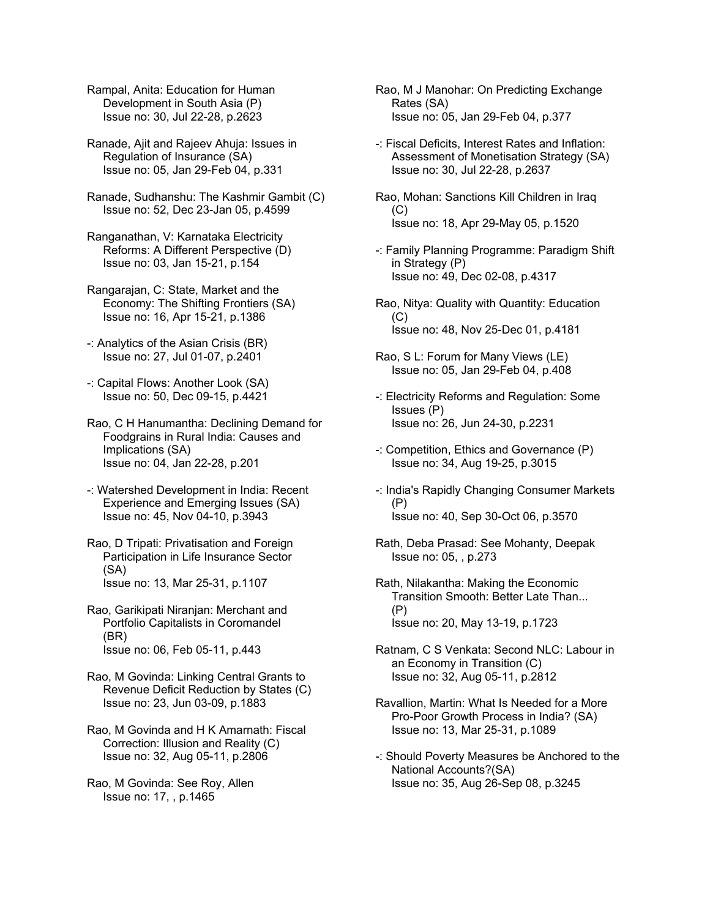Rampal, Anita: Education for Human Development in South Asia (P)
Issue no: 30, Jul 22-28, p.2623

Ranade, Ajit and Rajeev Ahuja: Issues in Regulation of Insurance (SA)
Issue no: 05, Jan 29-Feb 04, p.331

Ranade, Sudhanshu: The Kashmir Gambit (C)
Issue no: 52, Dec 23-Jan 05, p.4599

Ranganathan, V: Karnataka Electricity Reforms: A Different Perspective (D)
Issue no: 03, Jan 15-21, p.154

Rangarajan, C: State, Market and the Economy: The Shifting Frontiers (SA)
Issue no: 16, Apr 15-21, p.1386

-: Analytics of the Asian Crisis (BR)
Issue no: 27, Jul 01-07, p.2401

-: Capital Flows: Another Look (SA)
Issue no: 50, Dec 09-15, p.4421

Rao, C H Hanumantha: Declining Demand for Foodgrains in Rural India: Causes and Implications (SA)
Issue no: 04, Jan 22-28, p.201

-: Watershed Development in India: Recent Experience and Emerging Issues (SA)
Issue no: 45, Nov 04-10, p.3943

Rao, D Tripati: Privatisation and Foreign Participation in Life Insurance Sector (SA)
Issue no: 13, Mar 25-31, p.1107

Rao, Garikipati Niranjan: Merchant and Portfolio Capitalists in Coromandel (BR)
Issue no: 06, Feb 05-11, p.443

Rao, M Govinda: Linking Central Grants to Revenue Deficit Reduction by States (C)
Issue no: 23, Jun 03-09, p.1883

Rao, M Govinda and H K Amarnath: Fiscal Correction: Illusion and Reality (C)
Issue no: 32, Aug 05-11, p.2806

Rao, M Govinda: See Roy, Allen
Issue no: 17, , p.1465

Rao, M J Manohar: On Predicting Exchange Rates (SA)
Issue no: 05, Jan 29-Feb 04, p.377

-: Fiscal Deficits, Interest Rates and Inflation: Assessment of Monetisation Strategy (SA)
Issue no: 30, Jul 22-28, p.2637

Rao, Mohan: Sanctions Kill Children in Iraq (C)
Issue no: 18, Apr 29-May 05, p.1520

-: Family Planning Programme: Paradigm Shift in Strategy (P)
Issue no: 49, Dec 02-08, p.4317

Rao, Nitya: Quality with Quantity: Education (C)
Issue no: 48, Nov 25-Dec 01, p.4181

Rao, S L: Forum for Many Views (LE)
Issue no: 05, Jan 29-Feb 04, p.408

-: Electricity Reforms and Regulation: Some Issues (P)
Issue no: 26, Jun 24-30, p.2231

-: Competition, Ethics and Governance (P)
Issue no: 34, Aug 19-25, p.3015

-: India's Rapidly Changing Consumer Markets (P)
Issue no: 40, Sep 30-Oct 06, p.3570

Rath, Deba Prasad: See Mohanty, Deepak
Issue no: 05, , p.273

Rath, Nilakantha: Making the Economic Transition Smooth: Better Late Than... (P)
Issue no: 20, May 13-19, p.1723

Ratnam, C S Venkata: Second NLC: Labour in an Economy in Transition (C)
Issue no: 32, Aug 05-11, p.2812

Ravallion, Martin: What Is Needed for a More Pro-Poor Growth Process in India? (SA)
Issue no: 13, Mar 25-31, p.1089

-: Should Poverty Measures be Anchored to the National Accounts?(SA)
Issue no: 35, Aug 26-Sep 08, p.3245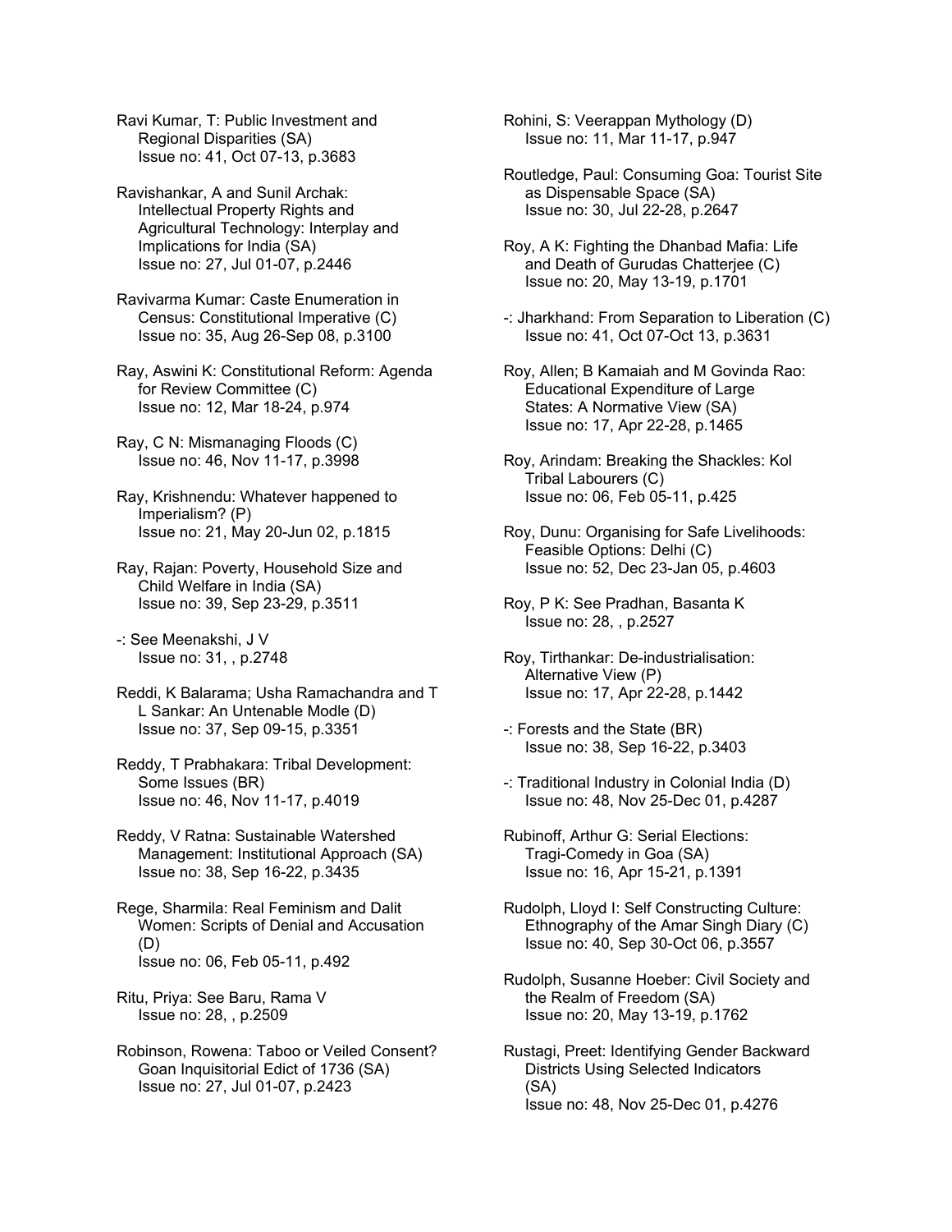Ravi Kumar, T: Public Investment and Regional Disparities (SA)
Issue no: 41, Oct 07-13, p.3683

Ravishankar, A and Sunil Archak: Intellectual Property Rights and Agricultural Technology: Interplay and Implications for India (SA)
Issue no: 27, Jul 01-07, p.2446

Ravivarma Kumar: Caste Enumeration in Census: Constitutional Imperative (C)
Issue no: 35, Aug 26-Sep 08, p.3100

Ray, Aswini K: Constitutional Reform: Agenda for Review Committee (C)
Issue no: 12, Mar 18-24, p.974

Ray, C N: Mismanaging Floods (C)
Issue no: 46, Nov 11-17, p.3998

Ray, Krishnendu: Whatever happened to Imperialism? (P)
Issue no: 21, May 20-Jun 02, p.1815

Ray, Rajan: Poverty, Household Size and Child Welfare in India (SA)
Issue no: 39, Sep 23-29, p.3511

-: See Meenakshi, J V
Issue no: 31, , p.2748

Reddi, K Balarama; Usha Ramachandra and T L Sankar: An Untenable Modle (D)
Issue no: 37, Sep 09-15, p.3351

Reddy, T Prabhakara: Tribal Development: Some Issues (BR)
Issue no: 46, Nov 11-17, p.4019

Reddy, V Ratna: Sustainable Watershed Management: Institutional Approach (SA)
Issue no: 38, Sep 16-22, p.3435

Rege, Sharmila: Real Feminism and Dalit Women: Scripts of Denial and Accusation (D)
Issue no: 06, Feb 05-11, p.492

Ritu, Priya: See Baru, Rama V
Issue no: 28, , p.2509

Robinson, Rowena: Taboo or Veiled Consent? Goan Inquisitorial Edict of 1736 (SA)
Issue no: 27, Jul 01-07, p.2423

Rohini, S: Veerappan Mythology (D)
Issue no: 11, Mar 11-17, p.947

Routledge, Paul: Consuming Goa: Tourist Site as Dispensable Space (SA)
Issue no: 30, Jul 22-28, p.2647

Roy, A K: Fighting the Dhanbad Mafia: Life and Death of Gurudas Chatterjee (C)
Issue no: 20, May 13-19, p.1701

-: Jharkhand: From Separation to Liberation (C)
Issue no: 41, Oct 07-Oct 13, p.3631

Roy, Allen; B Kamaiah and M Govinda Rao: Educational Expenditure of Large States: A Normative View (SA)
Issue no: 17, Apr 22-28, p.1465

Roy, Arindam: Breaking the Shackles: Kol Tribal Labourers (C)
Issue no: 06, Feb 05-11, p.425

Roy, Dunu: Organising for Safe Livelihoods: Feasible Options: Delhi (C)
Issue no: 52, Dec 23-Jan 05, p.4603

Roy, P K: See Pradhan, Basanta K
Issue no: 28, , p.2527

Roy, Tirthankar: De-industrialisation: Alternative View (P)
Issue no: 17, Apr 22-28, p.1442

-: Forests and the State (BR)
Issue no: 38, Sep 16-22, p.3403

-: Traditional Industry in Colonial India (D)
Issue no: 48, Nov 25-Dec 01, p.4287

Rubinoff, Arthur G: Serial Elections: Tragi-Comedy in Goa (SA)
Issue no: 16, Apr 15-21, p.1391

Rudolph, Lloyd I: Self Constructing Culture: Ethnography of the Amar Singh Diary (C)
Issue no: 40, Sep 30-Oct 06, p.3557

Rudolph, Susanne Hoeber: Civil Society and the Realm of Freedom (SA)
Issue no: 20, May 13-19, p.1762

Rustagi, Preet: Identifying Gender Backward Districts Using Selected Indicators (SA)
Issue no: 48, Nov 25-Dec 01, p.4276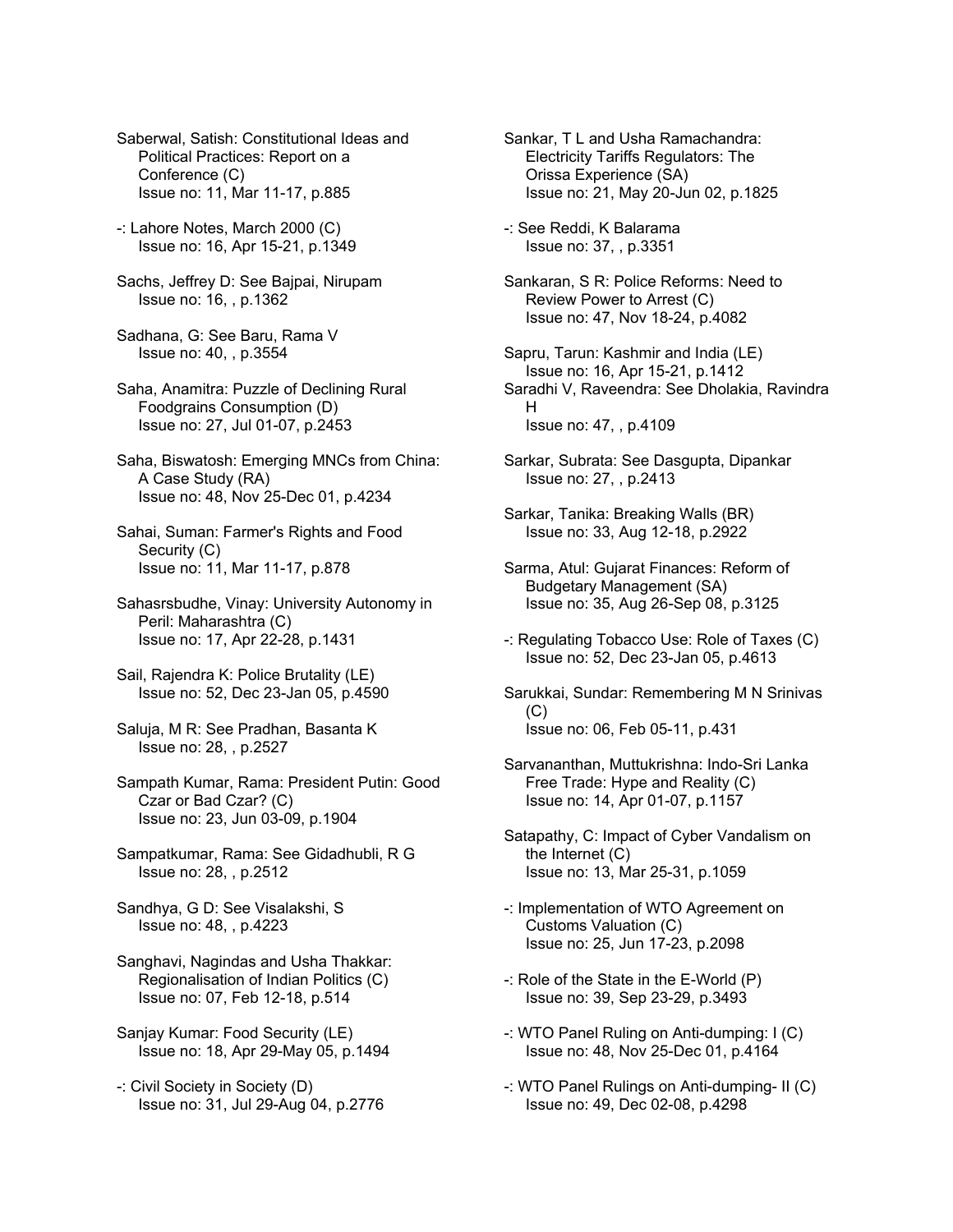Saberwal, Satish: Constitutional Ideas and Political Practices: Report on a Conference (C)
Issue no: 11, Mar 11-17, p.885

-: Lahore Notes, March 2000 (C)
Issue no: 16, Apr 15-21, p.1349

Sachs, Jeffrey D: See Bajpai, Nirupam
Issue no: 16, , p.1362

Sadhana, G: See Baru, Rama V
Issue no: 40, , p.3554

Saha, Anamitra: Puzzle of Declining Rural Foodgrains Consumption (D)
Issue no: 27, Jul 01-07, p.2453

Saha, Biswatosh: Emerging MNCs from China: A Case Study (RA)
Issue no: 48, Nov 25-Dec 01, p.4234

Sahai, Suman: Farmer's Rights and Food Security (C)
Issue no: 11, Mar 11-17, p.878

Sahasrsbudhe, Vinay: University Autonomy in Peril: Maharashtra (C)
Issue no: 17, Apr 22-28, p.1431

Sail, Rajendra K: Police Brutality (LE)
Issue no: 52, Dec 23-Jan 05, p.4590

Saluja, M R: See Pradhan, Basanta K
Issue no: 28, , p.2527

Sampath Kumar, Rama: President Putin: Good Czar or Bad Czar? (C)
Issue no: 23, Jun 03-09, p.1904

Sampatkumar, Rama: See Gidadhubli, R G
Issue no: 28, , p.2512

Sandhya, G D: See Visalakshi, S
Issue no: 48, , p.4223

Sanghavi, Nagindas and Usha Thakkar: Regionalisation of Indian Politics (C)
Issue no: 07, Feb 12-18, p.514

Sanjay Kumar: Food Security (LE)
Issue no: 18, Apr 29-May 05, p.1494

-: Civil Society in Society (D)
Issue no: 31, Jul 29-Aug 04, p.2776

Sankar, T L and Usha Ramachandra: Electricity Tariffs Regulators: The Orissa Experience (SA)
Issue no: 21, May 20-Jun 02, p.1825

-: See Reddi, K Balarama
Issue no: 37, , p.3351

Sankaran, S R: Police Reforms: Need to Review Power to Arrest (C)
Issue no: 47, Nov 18-24, p.4082

Sapru, Tarun: Kashmir and India (LE)
Issue no: 16, Apr 15-21, p.1412

Saradhi V, Raveendra: See Dholakia, Ravindra H
Issue no: 47, , p.4109

Sarkar, Subrata: See Dasgupta, Dipankar
Issue no: 27, , p.2413

Sarkar, Tanika: Breaking Walls (BR)
Issue no: 33, Aug 12-18, p.2922

Sarma, Atul: Gujarat Finances: Reform of Budgetary Management (SA)
Issue no: 35, Aug 26-Sep 08, p.3125

-: Regulating Tobacco Use: Role of Taxes (C)
Issue no: 52, Dec 23-Jan 05, p.4613

Sarukkai, Sundar: Remembering M N Srinivas (C)
Issue no: 06, Feb 05-11, p.431

Sarvananthan, Muttukrishna: Indo-Sri Lanka Free Trade: Hype and Reality (C)
Issue no: 14, Apr 01-07, p.1157

Satapathy, C: Impact of Cyber Vandalism on the Internet (C)
Issue no: 13, Mar 25-31, p.1059

-: Implementation of WTO Agreement on Customs Valuation (C)
Issue no: 25, Jun 17-23, p.2098

-: Role of the State in the E-World (P)
Issue no: 39, Sep 23-29, p.3493

-: WTO Panel Ruling on Anti-dumping: I (C)
Issue no: 48, Nov 25-Dec 01, p.4164

-: WTO Panel Rulings on Anti-dumping- II (C)
Issue no: 49, Dec 02-08, p.4298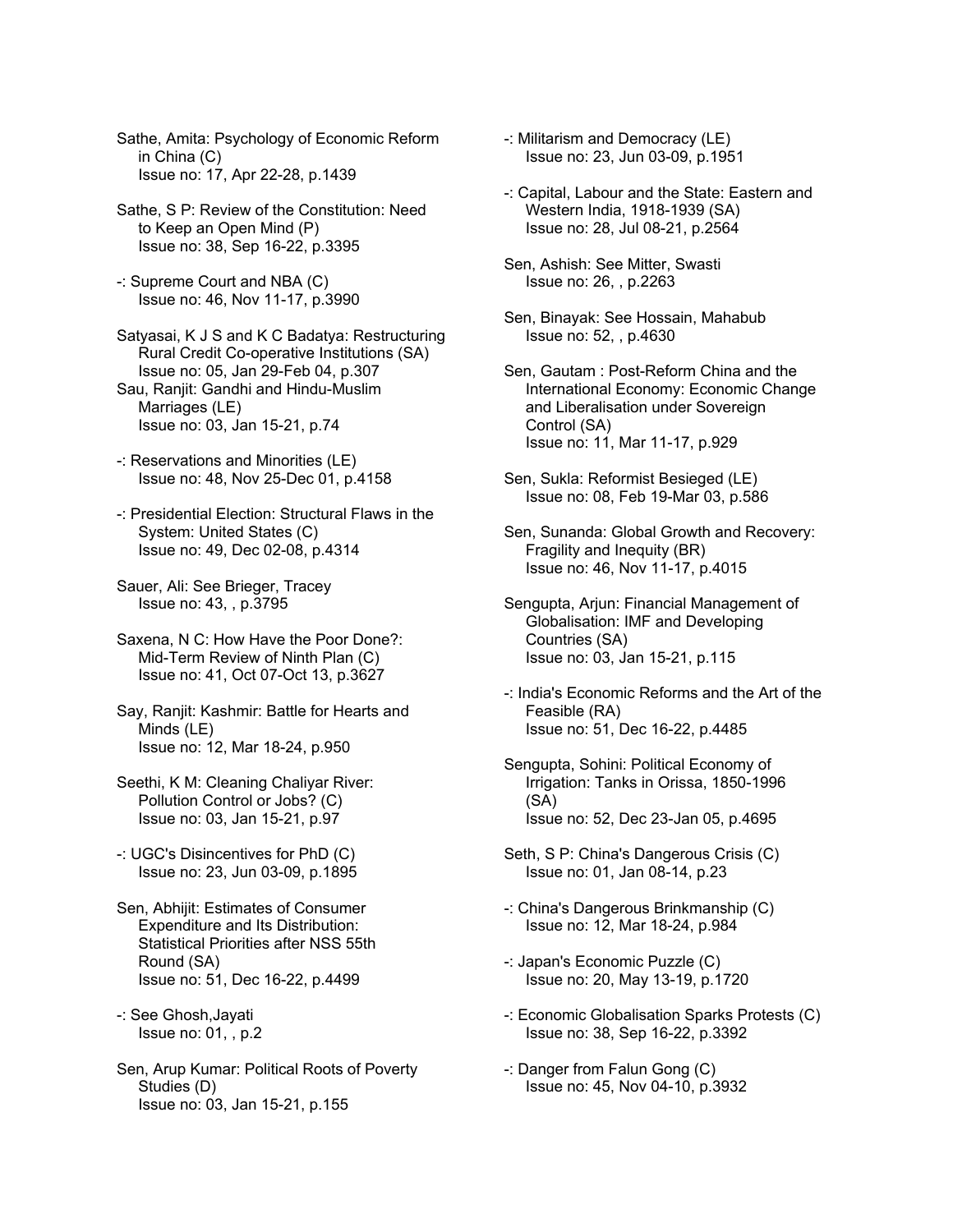Sathe, Amita: Psychology of Economic Reform in China (C)
Issue no: 17, Apr 22-28, p.1439

Sathe, S P: Review of the Constitution: Need to Keep an Open Mind (P)
Issue no: 38, Sep 16-22, p.3395

-: Supreme Court and NBA (C)
Issue no: 46, Nov 11-17, p.3990

Satyasai, K J S and K C Badatya: Restructuring Rural Credit Co-operative Institutions (SA)
Issue no: 05, Jan 29-Feb 04, p.307

Sau, Ranjit: Gandhi and Hindu-Muslim Marriages (LE)
Issue no: 03, Jan 15-21, p.74

-: Reservations and Minorities (LE)
Issue no: 48, Nov 25-Dec 01, p.4158

-: Presidential Election: Structural Flaws in the System: United States (C)
Issue no: 49, Dec 02-08, p.4314

Sauer, Ali: See Brieger, Tracey
Issue no: 43, , p.3795

Saxena, N C: How Have the Poor Done?: Mid-Term Review of Ninth Plan (C)
Issue no: 41, Oct 07-Oct 13, p.3627

Say, Ranjit: Kashmir: Battle for Hearts and Minds (LE)
Issue no: 12, Mar 18-24, p.950

Seethi, K M: Cleaning Chaliyar River: Pollution Control or Jobs? (C)
Issue no: 03, Jan 15-21, p.97

-: UGC's Disincentives for PhD (C)
Issue no: 23, Jun 03-09, p.1895

Sen, Abhijit: Estimates of Consumer Expenditure and Its Distribution: Statistical Priorities after NSS 55th Round (SA)
Issue no: 51, Dec 16-22, p.4499

-: See Ghosh,Jayati
Issue no: 01, , p.2

Sen, Arup Kumar: Political Roots of Poverty Studies (D)
Issue no: 03, Jan 15-21, p.155

-: Militarism and Democracy (LE)
Issue no: 23, Jun 03-09, p.1951

-: Capital, Labour and the State: Eastern and Western India, 1918-1939 (SA)
Issue no: 28, Jul 08-21, p.2564

Sen, Ashish: See Mitter, Swasti
Issue no: 26, , p.2263

Sen, Binayak: See Hossain, Mahabub
Issue no: 52, , p.4630

Sen, Gautam : Post-Reform China and the International Economy: Economic Change and Liberalisation under Sovereign Control (SA)
Issue no: 11, Mar 11-17, p.929

Sen, Sukla: Reformist Besieged (LE)
Issue no: 08, Feb 19-Mar 03, p.586

Sen, Sunanda: Global Growth and Recovery: Fragility and Inequity (BR)
Issue no: 46, Nov 11-17, p.4015

Sengupta, Arjun: Financial Management of Globalisation: IMF and Developing Countries (SA)
Issue no: 03, Jan 15-21, p.115

-: India's Economic Reforms and the Art of the Feasible (RA)
Issue no: 51, Dec 16-22, p.4485

Sengupta, Sohini: Political Economy of Irrigation: Tanks in Orissa, 1850-1996 (SA)
Issue no: 52, Dec 23-Jan 05, p.4695

Seth, S P: China's Dangerous Crisis (C)
Issue no: 01, Jan 08-14, p.23

-: China's Dangerous Brinkmanship (C)
Issue no: 12, Mar 18-24, p.984

-: Japan's Economic Puzzle (C)
Issue no: 20, May 13-19, p.1720

-: Economic Globalisation Sparks Protests (C)
Issue no: 38, Sep 16-22, p.3392

-: Danger from Falun Gong (C)
Issue no: 45, Nov 04-10, p.3932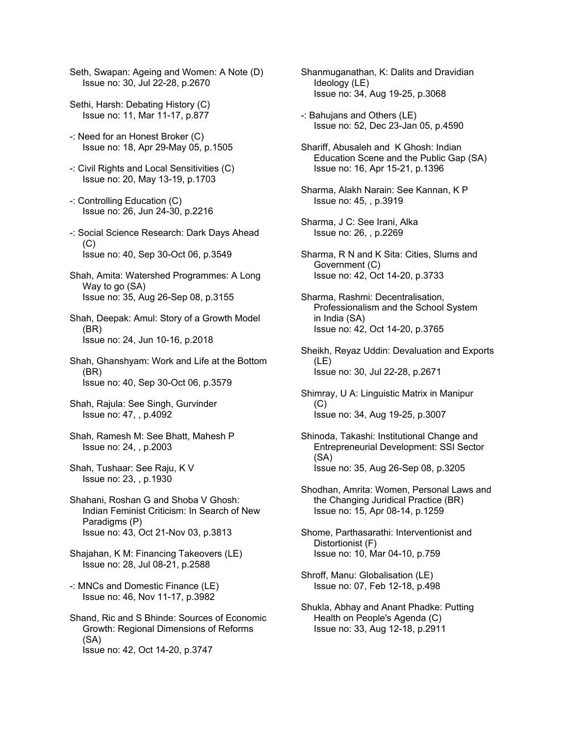Seth, Swapan: Ageing and Women: A Note (D)
Issue no: 30, Jul 22-28, p.2670

Sethi, Harsh: Debating History (C)
Issue no: 11, Mar 11-17, p.877

-: Need for an Honest Broker (C)
Issue no: 18, Apr 29-May 05, p.1505

-: Civil Rights and Local Sensitivities (C)
Issue no: 20, May 13-19, p.1703

-: Controlling Education (C)
Issue no: 26, Jun 24-30, p.2216

-: Social Science Research: Dark Days Ahead (C)
Issue no: 40, Sep 30-Oct 06, p.3549

Shah, Amita: Watershed Programmes: A Long Way to go (SA)
Issue no: 35, Aug 26-Sep 08, p.3155

Shah, Deepak: Amul: Story of a Growth Model (BR)
Issue no: 24, Jun 10-16, p.2018

Shah, Ghanshyam: Work and Life at the Bottom (BR)
Issue no: 40, Sep 30-Oct 06, p.3579

Shah, Rajula: See Singh, Gurvinder
Issue no: 47, , p.4092

Shah, Ramesh M: See Bhatt, Mahesh P
Issue no: 24, , p.2003

Shah, Tushaar: See Raju, K V
Issue no: 23, , p.1930

Shahani, Roshan G and Shoba V Ghosh: Indian Feminist Criticism: In Search of New Paradigms (P)
Issue no: 43, Oct 21-Nov 03, p.3813

Shajahan, K M: Financing Takeovers (LE)
Issue no: 28, Jul 08-21, p.2588

-: MNCs and Domestic Finance (LE)
Issue no: 46, Nov 11-17, p.3982

Shand, Ric and S Bhinde: Sources of Economic Growth: Regional Dimensions of Reforms (SA)
Issue no: 42, Oct 14-20, p.3747

Shanmuganathan, K: Dalits and Dravidian Ideology (LE)
Issue no: 34, Aug 19-25, p.3068

-: Bahujans and Others (LE)
Issue no: 52, Dec 23-Jan 05, p.4590

Shariff, Abusaleh and K Ghosh: Indian Education Scene and the Public Gap (SA)
Issue no: 16, Apr 15-21, p.1396

Sharma, Alakh Narain: See Kannan, K P
Issue no: 45, , p.3919

Sharma, J C: See Irani, Alka
Issue no: 26, , p.2269

Sharma, R N and K Sita: Cities, Slums and Government (C)
Issue no: 42, Oct 14-20, p.3733

Sharma, Rashmi: Decentralisation, Professionalism and the School System in India (SA)
Issue no: 42, Oct 14-20, p.3765

Sheikh, Reyaz Uddin: Devaluation and Exports (LE)
Issue no: 30, Jul 22-28, p.2671

Shimray, U A: Linguistic Matrix in Manipur (C)
Issue no: 34, Aug 19-25, p.3007

Shinoda, Takashi: Institutional Change and Entrepreneurial Development: SSI Sector (SA)
Issue no: 35, Aug 26-Sep 08, p.3205

Shodhan, Amrita: Women, Personal Laws and the Changing Juridical Practice (BR)
Issue no: 15, Apr 08-14, p.1259

Shome, Parthasarathi: Interventionist and Distortionist (F)
Issue no: 10, Mar 04-10, p.759

Shroff, Manu: Globalisation (LE)
Issue no: 07, Feb 12-18, p.498

Shukla, Abhay and Anant Phadke: Putting Health on People's Agenda (C)
Issue no: 33, Aug 12-18, p.2911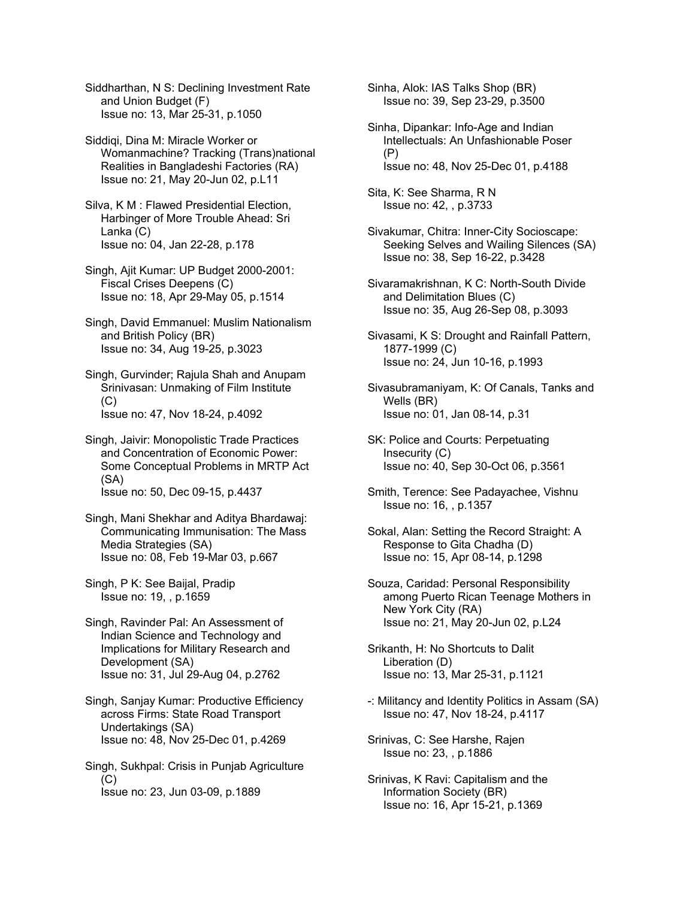Siddharthan, N S: Declining Investment Rate and Union Budget (F)
Issue no: 13, Mar 25-31, p.1050

Siddiqi, Dina M: Miracle Worker or Womanmachine? Tracking (Trans)national Realities in Bangladeshi Factories (RA)
Issue no: 21, May 20-Jun 02, p.L11

Silva, K M : Flawed Presidential Election, Harbinger of More Trouble Ahead: Sri Lanka (C)
Issue no: 04, Jan 22-28, p.178

Singh, Ajit Kumar: UP Budget 2000-2001: Fiscal Crises Deepens (C)
Issue no: 18, Apr 29-May 05, p.1514

Singh, David Emmanuel: Muslim Nationalism and British Policy (BR)
Issue no: 34, Aug 19-25, p.3023

Singh, Gurvinder; Rajula Shah and Anupam Srinivasan: Unmaking of Film Institute (C)
Issue no: 47, Nov 18-24, p.4092

Singh, Jaivir: Monopolistic Trade Practices and Concentration of Economic Power: Some Conceptual Problems in MRTP Act (SA)
Issue no: 50, Dec 09-15, p.4437

Singh, Mani Shekhar and Aditya Bhardawaj: Communicating Immunisation: The Mass Media Strategies (SA)
Issue no: 08, Feb 19-Mar 03, p.667

Singh, P K: See Baijal, Pradip
Issue no: 19, , p.1659

Singh, Ravinder Pal: An Assessment of Indian Science and Technology and Implications for Military Research and Development (SA)
Issue no: 31, Jul 29-Aug 04, p.2762

Singh, Sanjay Kumar: Productive Efficiency across Firms: State Road Transport Undertakings (SA)
Issue no: 48, Nov 25-Dec 01, p.4269

Singh, Sukhpal: Crisis in Punjab Agriculture (C)
Issue no: 23, Jun 03-09, p.1889

Sinha, Alok: IAS Talks Shop (BR)
Issue no: 39, Sep 23-29, p.3500

Sinha, Dipankar: Info-Age and Indian Intellectuals: An Unfashionable Poser (P)
Issue no: 48, Nov 25-Dec 01, p.4188

Sita, K: See Sharma, R N
Issue no: 42, , p.3733

Sivakumar, Chitra: Inner-City Socioscape: Seeking Selves and Wailing Silences (SA)
Issue no: 38, Sep 16-22, p.3428

Sivaramakrishnan, K C: North-South Divide and Delimitation Blues (C)
Issue no: 35, Aug 26-Sep 08, p.3093

Sivasami, K S: Drought and Rainfall Pattern, 1877-1999 (C)
Issue no: 24, Jun 10-16, p.1993

Sivasubramaniyam, K: Of Canals, Tanks and Wells (BR)
Issue no: 01, Jan 08-14, p.31

SK: Police and Courts: Perpetuating Insecurity (C)
Issue no: 40, Sep 30-Oct 06, p.3561

Smith, Terence: See Padayachee, Vishnu
Issue no: 16, , p.1357

Sokal, Alan: Setting the Record Straight: A Response to Gita Chadha (D)
Issue no: 15, Apr 08-14, p.1298

Souza, Caridad: Personal Responsibility among Puerto Rican Teenage Mothers in New York City (RA)
Issue no: 21, May 20-Jun 02, p.L24

Srikanth, H: No Shortcuts to Dalit Liberation (D)
Issue no: 13, Mar 25-31, p.1121

-: Militancy and Identity Politics in Assam (SA)
Issue no: 47, Nov 18-24, p.4117

Srinivas, C: See Harshe, Rajen
Issue no: 23, , p.1886

Srinivas, K Ravi: Capitalism and the Information Society (BR)
Issue no: 16, Apr 15-21, p.1369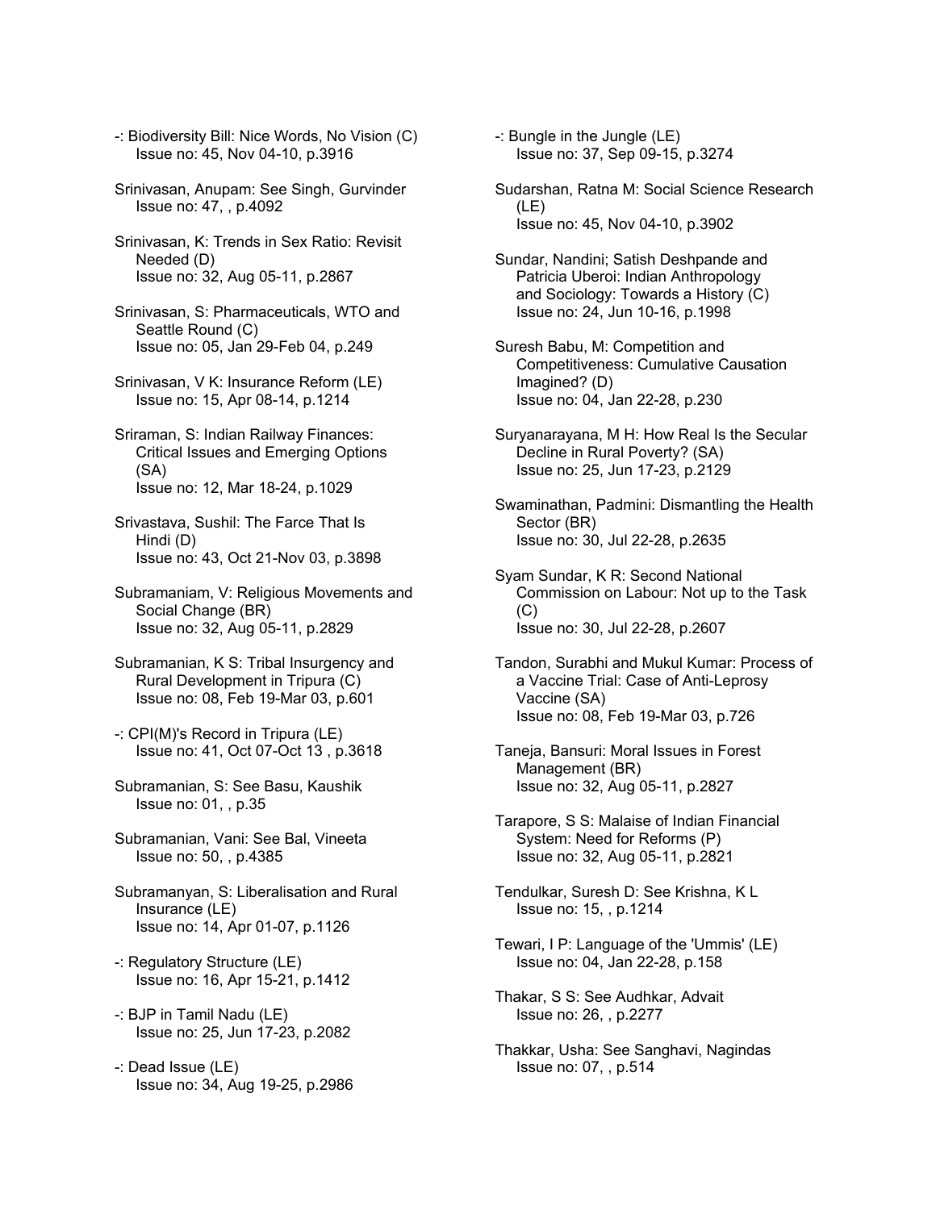-: Biodiversity Bill: Nice Words, No Vision (C)
Issue no: 45, Nov 04-10, p.3916

Srinivasan, Anupam: See Singh, Gurvinder
Issue no: 47, , p.4092

Srinivasan, K: Trends in Sex Ratio: Revisit Needed (D)
Issue no: 32, Aug 05-11, p.2867

Srinivasan, S: Pharmaceuticals, WTO and Seattle Round (C)
Issue no: 05, Jan 29-Feb 04, p.249

Srinivasan, V K: Insurance Reform (LE)
Issue no: 15, Apr 08-14, p.1214

Sriraman, S: Indian Railway Finances: Critical Issues and Emerging Options (SA)
Issue no: 12, Mar 18-24, p.1029

Srivastava, Sushil: The Farce That Is Hindi (D)
Issue no: 43, Oct 21-Nov 03, p.3898

Subramaniam, V: Religious Movements and Social Change (BR)
Issue no: 32, Aug 05-11, p.2829

Subramanian, K S: Tribal Insurgency and Rural Development in Tripura (C)
Issue no: 08, Feb 19-Mar 03, p.601

-: CPI(M)'s Record in Tripura (LE)
Issue no: 41, Oct 07-Oct 13 , p.3618

Subramanian, S: See Basu, Kaushik
Issue no: 01, , p.35

Subramanian, Vani: See Bal, Vineeta
Issue no: 50, , p.4385

Subramanyan, S: Liberalisation and Rural Insurance (LE)
Issue no: 14, Apr 01-07, p.1126

-: Regulatory Structure (LE)
Issue no: 16, Apr 15-21, p.1412

-: BJP in Tamil Nadu (LE)
Issue no: 25, Jun 17-23, p.2082

-: Dead Issue (LE)
Issue no: 34, Aug 19-25, p.2986

-: Bungle in the Jungle (LE)
Issue no: 37, Sep 09-15, p.3274

Sudarshan, Ratna M: Social Science Research (LE)
Issue no: 45, Nov 04-10, p.3902

Sundar, Nandini; Satish Deshpande and Patricia Uberoi: Indian Anthropology and Sociology: Towards a History (C)
Issue no: 24, Jun 10-16, p.1998

Suresh Babu, M: Competition and Competitiveness: Cumulative Causation Imagined? (D)
Issue no: 04, Jan 22-28, p.230

Suryanarayana, M H: How Real Is the Secular Decline in Rural Poverty? (SA)
Issue no: 25, Jun 17-23, p.2129

Swaminathan, Padmini: Dismantling the Health Sector (BR)
Issue no: 30, Jul 22-28, p.2635

Syam Sundar, K R: Second National Commission on Labour: Not up to the Task (C)
Issue no: 30, Jul 22-28, p.2607

Tandon, Surabhi and Mukul Kumar: Process of a Vaccine Trial: Case of Anti-Leprosy Vaccine (SA)
Issue no: 08, Feb 19-Mar 03, p.726

Taneja, Bansuri: Moral Issues in Forest Management (BR)
Issue no: 32, Aug 05-11, p.2827

Tarapore, S S: Malaise of Indian Financial System: Need for Reforms (P)
Issue no: 32, Aug 05-11, p.2821

Tendulkar, Suresh D: See Krishna, K L
Issue no: 15, , p.1214

Tewari, I P: Language of the 'Ummis' (LE)
Issue no: 04, Jan 22-28, p.158

Thakar, S S: See Audhkar, Advait
Issue no: 26, , p.2277

Thakkar, Usha: See Sanghavi, Nagindas
Issue no: 07, , p.514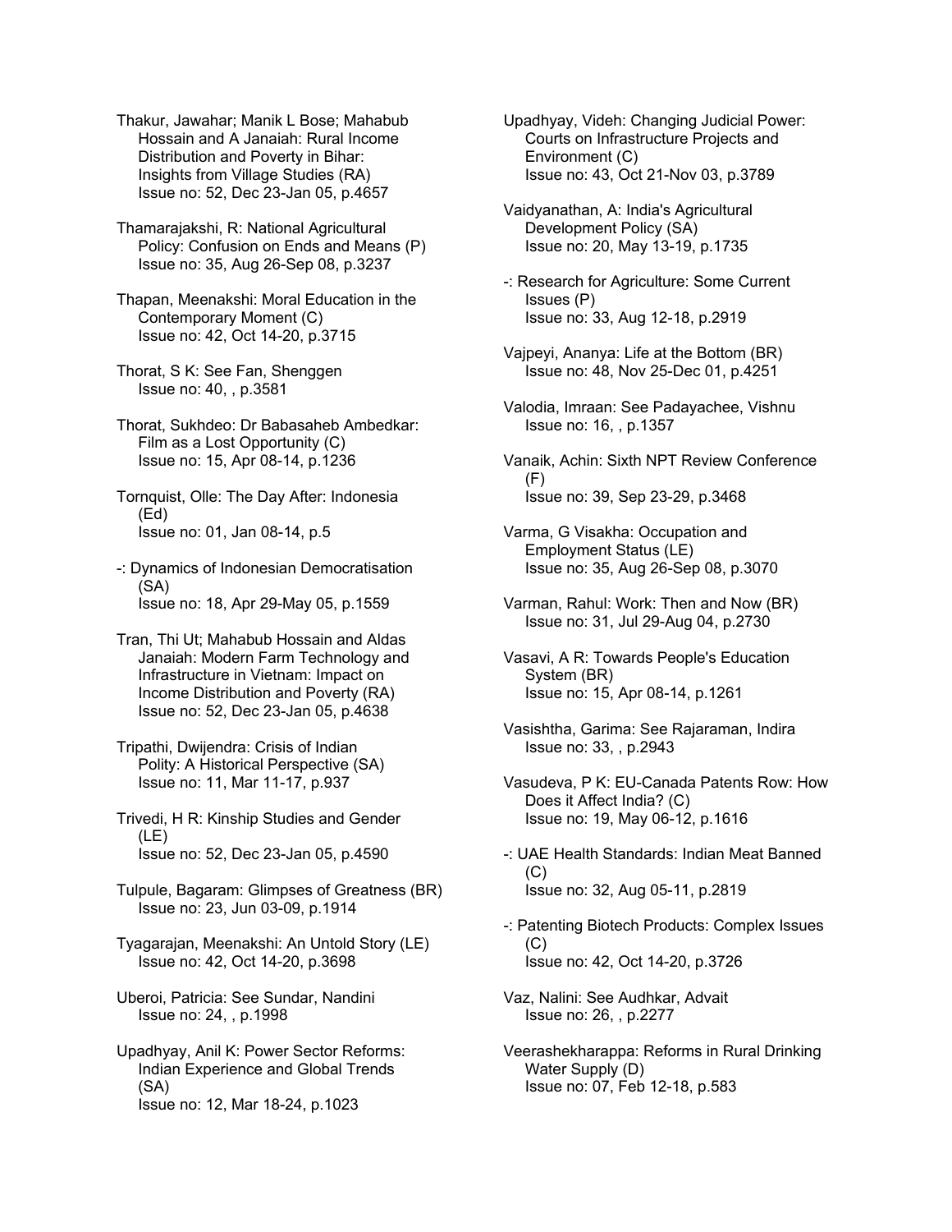Thakur, Jawahar; Manik L Bose; Mahabub Hossain and A Janaiah: Rural Income Distribution and Poverty in Bihar: Insights from Village Studies (RA)
Issue no: 52, Dec 23-Jan 05, p.4657

Thamarajakshi, R: National Agricultural Policy: Confusion on Ends and Means (P)
Issue no: 35, Aug 26-Sep 08, p.3237

Thapan, Meenakshi: Moral Education in the Contemporary Moment (C)
Issue no: 42, Oct 14-20, p.3715

Thorat, S K: See Fan, Shenggen
Issue no: 40, , p.3581

Thorat, Sukhdeo: Dr Babasaheb Ambedkar: Film as a Lost Opportunity (C)
Issue no: 15, Apr 08-14, p.1236

Tornquist, Olle: The Day After: Indonesia (Ed)
Issue no: 01, Jan 08-14, p.5

-: Dynamics of Indonesian Democratisation (SA)
Issue no: 18, Apr 29-May 05, p.1559

Tran, Thi Ut; Mahabub Hossain and Aldas Janaiah: Modern Farm Technology and Infrastructure in Vietnam: Impact on Income Distribution and Poverty (RA)
Issue no: 52, Dec 23-Jan 05, p.4638

Tripathi, Dwijendra: Crisis of Indian Polity: A Historical Perspective (SA)
Issue no: 11, Mar 11-17, p.937

Trivedi, H R: Kinship Studies and Gender (LE)
Issue no: 52, Dec 23-Jan 05, p.4590

Tulpule, Bagaram: Glimpses of Greatness (BR)
Issue no: 23, Jun 03-09, p.1914

Tyagarajan, Meenakshi: An Untold Story (LE)
Issue no: 42, Oct 14-20, p.3698

Uberoi, Patricia: See Sundar, Nandini
Issue no: 24, , p.1998

Upadhyay, Anil K: Power Sector Reforms: Indian Experience and Global Trends (SA)
Issue no: 12, Mar 18-24, p.1023

Upadhyay, Videh: Changing Judicial Power: Courts on Infrastructure Projects and Environment (C)
Issue no: 43, Oct 21-Nov 03, p.3789

Vaidyanathan, A: India's Agricultural Development Policy (SA)
Issue no: 20, May 13-19, p.1735

-: Research for Agriculture: Some Current Issues (P)
Issue no: 33, Aug 12-18, p.2919

Vajpeyi, Ananya: Life at the Bottom (BR)
Issue no: 48, Nov 25-Dec 01, p.4251

Valodia, Imraan: See Padayachee, Vishnu
Issue no: 16, , p.1357

Vanaik, Achin: Sixth NPT Review Conference (F)
Issue no: 39, Sep 23-29, p.3468

Varma, G Visakha: Occupation and Employment Status (LE)
Issue no: 35, Aug 26-Sep 08, p.3070

Varman, Rahul: Work: Then and Now (BR)
Issue no: 31, Jul 29-Aug 04, p.2730

Vasavi, A R: Towards People's Education System (BR)
Issue no: 15, Apr 08-14, p.1261

Vasishtha, Garima: See Rajaraman, Indira
Issue no: 33, , p.2943

Vasudeva, P K: EU-Canada Patents Row: How Does it Affect India? (C)
Issue no: 19, May 06-12, p.1616

-: UAE Health Standards: Indian Meat Banned (C)
Issue no: 32, Aug 05-11, p.2819

-: Patenting Biotech Products: Complex Issues (C)
Issue no: 42, Oct 14-20, p.3726

Vaz, Nalini: See Audhkar, Advait
Issue no: 26, , p.2277

Veerashekharappa: Reforms in Rural Drinking Water Supply (D)
Issue no: 07, Feb 12-18, p.583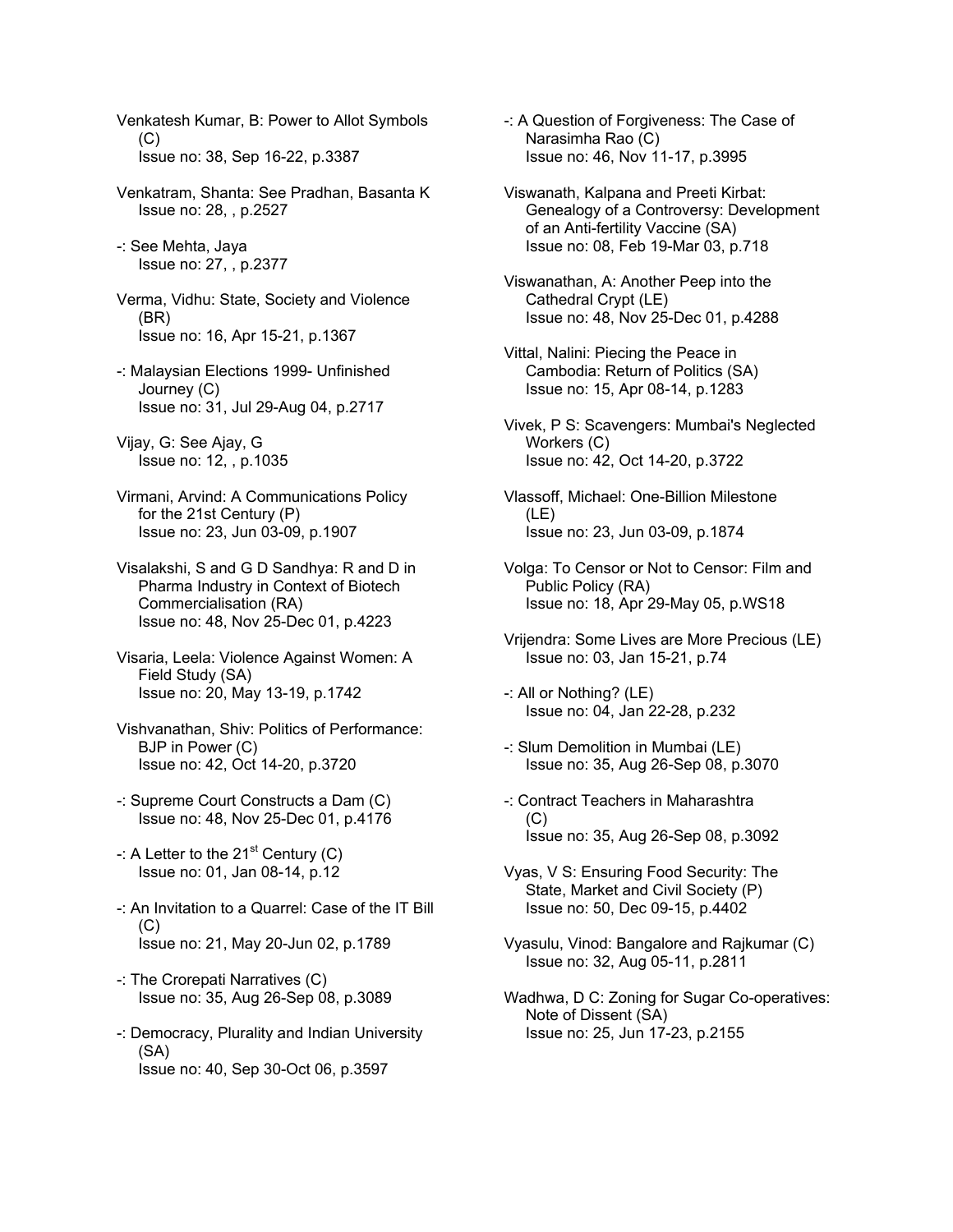Venkatesh Kumar, B: Power to Allot Symbols (C)
Issue no: 38, Sep 16-22, p.3387

Venkatram, Shanta: See Pradhan, Basanta K
Issue no: 28, , p.2527

-: See Mehta, Jaya
Issue no: 27, , p.2377

Verma, Vidhu: State, Society and Violence (BR)
Issue no: 16, Apr 15-21, p.1367

-: Malaysian Elections 1999- Unfinished Journey (C)
Issue no: 31, Jul 29-Aug 04, p.2717

Vijay, G: See Ajay, G
Issue no: 12, , p.1035

Virmani, Arvind: A Communications Policy for the 21st Century (P)
Issue no: 23, Jun 03-09, p.1907

Visalakshi, S and G D Sandhya: R and D in Pharma Industry in Context of Biotech Commercialisation (RA)
Issue no: 48, Nov 25-Dec 01, p.4223

Visaria, Leela: Violence Against Women: A Field Study (SA)
Issue no: 20, May 13-19, p.1742

Vishvanathan, Shiv: Politics of Performance: BJP in Power (C)
Issue no: 42, Oct 14-20, p.3720

-: Supreme Court Constructs a Dam (C)
Issue no: 48, Nov 25-Dec 01, p.4176

-: A Letter to the 21st Century (C)
Issue no: 01, Jan 08-14, p.12

-: An Invitation to a Quarrel: Case of the IT Bill (C)
Issue no: 21, May 20-Jun 02, p.1789

-: The Crorepati Narratives (C)
Issue no: 35, Aug 26-Sep 08, p.3089

-: Democracy, Plurality and Indian University (SA)
Issue no: 40, Sep 30-Oct 06, p.3597

-: A Question of Forgiveness: The Case of Narasimha Rao (C)
Issue no: 46, Nov 11-17, p.3995

Viswanath, Kalpana and Preeti Kirbat: Genealogy of a Controversy: Development of an Anti-fertility Vaccine (SA)
Issue no: 08, Feb 19-Mar 03, p.718

Viswanathan, A: Another Peep into the Cathedral Crypt (LE)
Issue no: 48, Nov 25-Dec 01, p.4288

Vittal, Nalini: Piecing the Peace in Cambodia: Return of Politics (SA)
Issue no: 15, Apr 08-14, p.1283

Vivek, P S: Scavengers: Mumbai's Neglected Workers (C)
Issue no: 42, Oct 14-20, p.3722

Vlassoff, Michael: One-Billion Milestone (LE)
Issue no: 23, Jun 03-09, p.1874

Volga: To Censor or Not to Censor: Film and Public Policy (RA)
Issue no: 18, Apr 29-May 05, p.WS18

Vrijendra: Some Lives are More Precious (LE)
Issue no: 03, Jan 15-21, p.74

-: All or Nothing? (LE)
Issue no: 04, Jan 22-28, p.232

-: Slum Demolition in Mumbai (LE)
Issue no: 35, Aug 26-Sep 08, p.3070

-: Contract Teachers in Maharashtra (C)
Issue no: 35, Aug 26-Sep 08, p.3092

Vyas, V S: Ensuring Food Security: The State, Market and Civil Society (P)
Issue no: 50, Dec 09-15, p.4402

Vyasulu, Vinod: Bangalore and Rajkumar (C)
Issue no: 32, Aug 05-11, p.2811

Wadhwa, D C: Zoning for Sugar Co-operatives: Note of Dissent (SA)
Issue no: 25, Jun 17-23, p.2155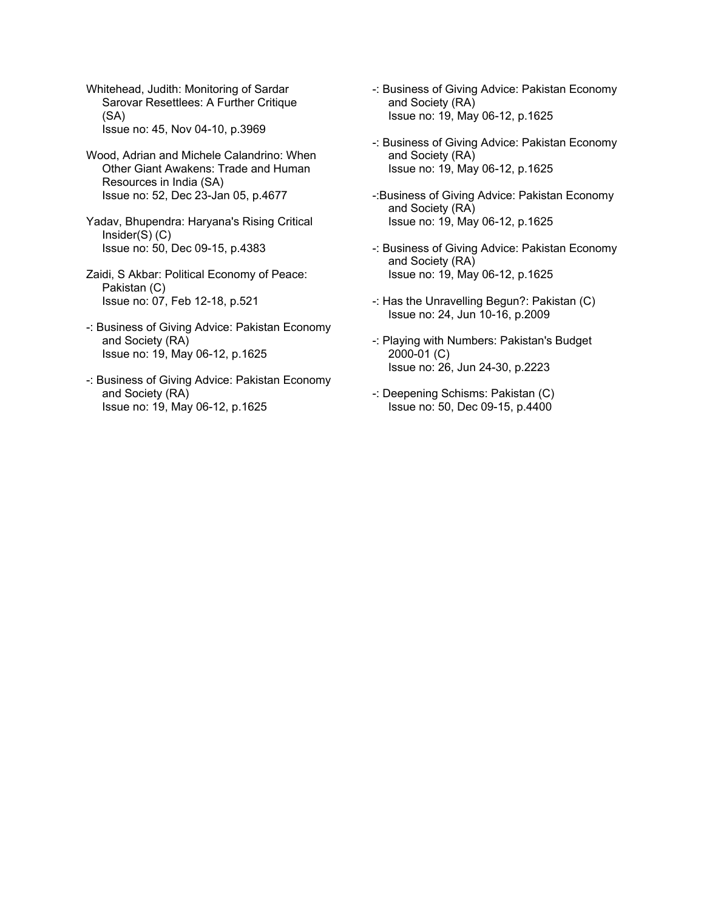Whitehead, Judith: Monitoring of Sardar Sarovar Resettlees: A Further Critique (SA)
Issue no: 45, Nov 04-10, p.3969

Wood, Adrian and Michele Calandrino: When Other Giant Awakens: Trade and Human Resources in India (SA)
Issue no: 52, Dec 23-Jan 05, p.4677

Yadav, Bhupendra: Haryana's Rising Critical Insider(S) (C)
Issue no: 50, Dec 09-15, p.4383

Zaidi, S Akbar: Political Economy of Peace: Pakistan (C)
Issue no: 07, Feb 12-18, p.521

-: Business of Giving Advice: Pakistan Economy and Society (RA)
Issue no: 19, May 06-12, p.1625

-: Business of Giving Advice: Pakistan Economy and Society (RA)
Issue no: 19, May 06-12, p.1625

-: Business of Giving Advice: Pakistan Economy and Society (RA)
Issue no: 19, May 06-12, p.1625

-: Business of Giving Advice: Pakistan Economy and Society (RA)
Issue no: 19, May 06-12, p.1625

-:Business of Giving Advice: Pakistan Economy and Society (RA)
Issue no: 19, May 06-12, p.1625

-: Business of Giving Advice: Pakistan Economy and Society (RA)
Issue no: 19, May 06-12, p.1625

-: Has the Unravelling Begun?: Pakistan (C)
Issue no: 24, Jun 10-16, p.2009

-: Playing with Numbers: Pakistan's Budget 2000-01 (C)
Issue no: 26, Jun 24-30, p.2223

-: Deepening Schisms: Pakistan (C)
Issue no: 50, Dec 09-15, p.4400